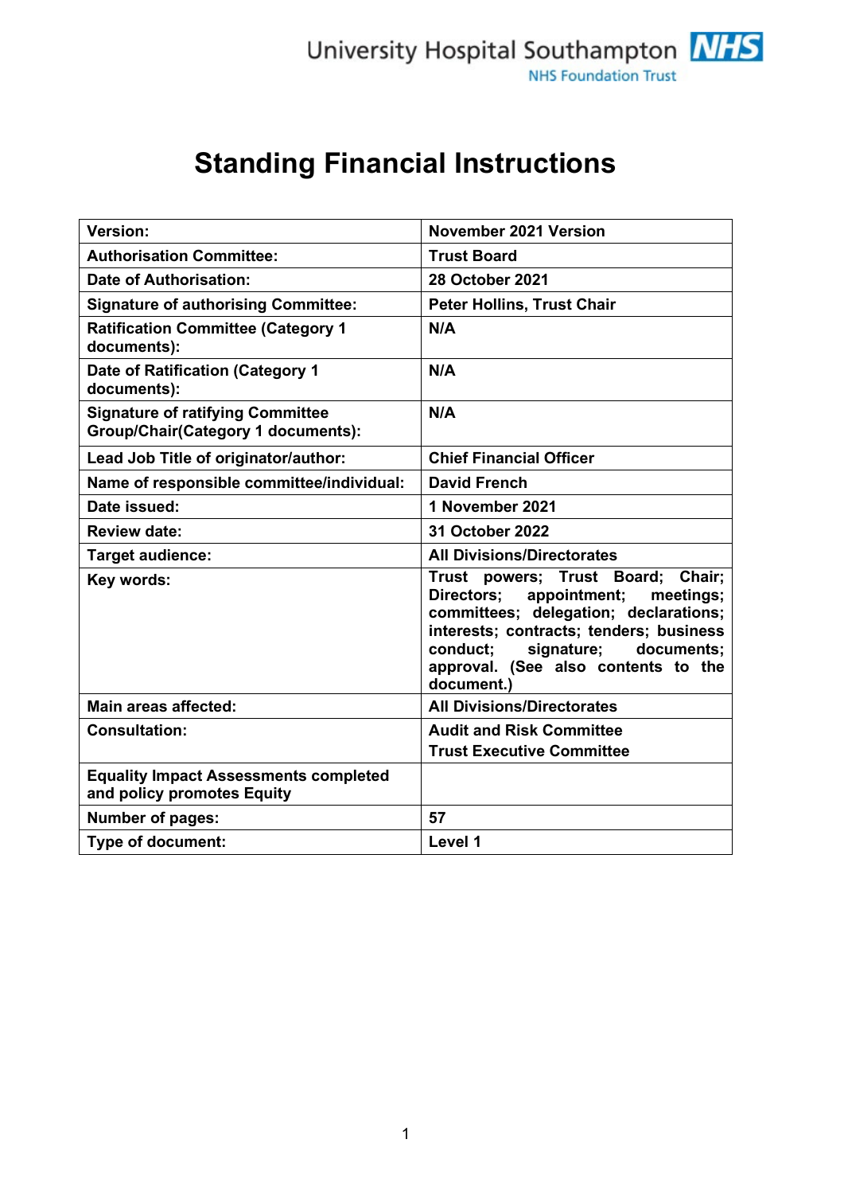University Hospital Southampton NHS

NHS Foundation Trust

# Standing Financial Instructions

| **Version:** | **November 2021 Version** |
| --- | --- |
| **Authorisation Committee:** | **Trust Board** |
| **Date of Authorisation:** | **28 October 2021** |
| **Signature of authorising Committee:** | **Peter Hollins, Trust Chair** |
| **Ratification Committee (Category 1 documents):** | **N/A** |
| **Date of Ratification (Category 1 documents):** | **N/A** |
| **Signature of ratifying Committee Group/Chair(Category 1 documents):** | **N/A** |
| **Lead Job Title of originator/author:** | **Chief Financial Officer** |
| **Name of responsible committee/individual:** | **David French** |
| **Date issued:** | **1 November 2021** |
| **Review date:** | **31 October 2022** |
| **Target audience:** | **All Divisions/Directorates** |
| **Key words:** | **Trust powers; Trust Board; Chair; Directors; appointment; meetings; committees; delegation; declarations; interests; contracts; tenders; business conduct; signature; documents; approval. (See also contents to the document.)** |
| **Main areas affected:** | **All Divisions/Directorates** |
| **Consultation:** | **Audit and Risk Committee**<br>**Trust Executive Committee** |
| **Equality Impact Assessments completed and policy promotes Equity** | |
| **Number of pages:** | **57** |
| **Type of document:** | **Level 1** |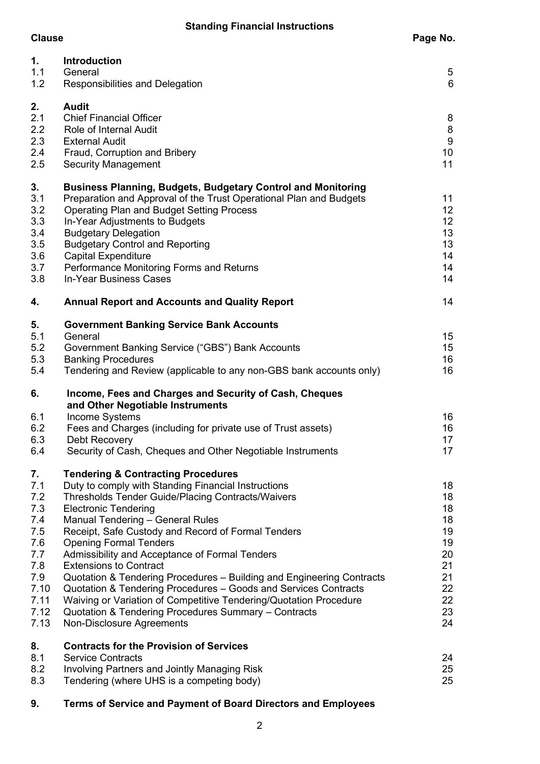## Standing Financial Instructions

| Clause | | Page No. |
|---|---|---|
| **1.** | **Introduction** | |
| 1.1 | General | 5 |
| 1.2 | Responsibilities and Delegation | 6 |
| **2.** | **Audit** | |
| 2.1 | Chief Financial Officer | 8 |
| 2.2 | Role of Internal Audit | 8 |
| 2.3 | External Audit | 9 |
| 2.4 | Fraud, Corruption and Bribery | 10 |
| 2.5 | Security Management | 11 |
| **3.** | **Business Planning, Budgets, Budgetary Control and Monitoring** | |
| 3.1 | Preparation and Approval of the Trust Operational Plan and Budgets | 11 |
| 3.2 | Operating Plan and Budget Setting Process | 12 |
| 3.3 | In-Year Adjustments to Budgets | 12 |
| 3.4 | Budgetary Delegation | 13 |
| 3.5 | Budgetary Control and Reporting | 13 |
| 3.6 | Capital Expenditure | 14 |
| 3.7 | Performance Monitoring Forms and Returns | 14 |
| 3.8 | In-Year Business Cases | 14 |
| **4.** | **Annual Report and Accounts and Quality Report** | 14 |
| **5.** | **Government Banking Service Bank Accounts** | |
| 5.1 | General | 15 |
| 5.2 | Government Banking Service ("GBS") Bank Accounts | 15 |
| 5.3 | Banking Procedures | 16 |
| 5.4 | Tendering and Review (applicable to any non-GBS bank accounts only) | 16 |
| **6.** | **Income, Fees and Charges and Security of Cash, Cheques and Other Negotiable Instruments** | |
| 6.1 | Income Systems | 16 |
| 6.2 | Fees and Charges (including for private use of Trust assets) | 16 |
| 6.3 | Debt Recovery | 17 |
| 6.4 | Security of Cash, Cheques and Other Negotiable Instruments | 17 |
| **7.** | **Tendering & Contracting Procedures** | |
| 7.1 | Duty to comply with Standing Financial Instructions | 18 |
| 7.2 | Thresholds Tender Guide/Placing Contracts/Waivers | 18 |
| 7.3 | Electronic Tendering | 18 |
| 7.4 | Manual Tendering – General Rules | 18 |
| 7.5 | Receipt, Safe Custody and Record of Formal Tenders | 19 |
| 7.6 | Opening Formal Tenders | 19 |
| 7.7 | Admissibility and Acceptance of Formal Tenders | 20 |
| 7.8 | Extensions to Contract | 21 |
| 7.9 | Quotation & Tendering Procedures – Building and Engineering Contracts | 21 |
| 7.10 | Quotation & Tendering Procedures – Goods and Services Contracts | 22 |
| 7.11 | Waiving or Variation of Competitive Tendering/Quotation Procedure | 22 |
| 7.12 | Quotation & Tendering Procedures Summary – Contracts | 23 |
| 7.13 | Non-Disclosure Agreements | 24 |
| **8.** | **Contracts for the Provision of Services** | |
| 8.1 | Service Contracts | 24 |
| 8.2 | Involving Partners and Jointly Managing Risk | 25 |
| 8.3 | Tendering (where UHS is a competing body) | 25 |
| **9.** | **Terms of Service and Payment of Board Directors and Employees** | |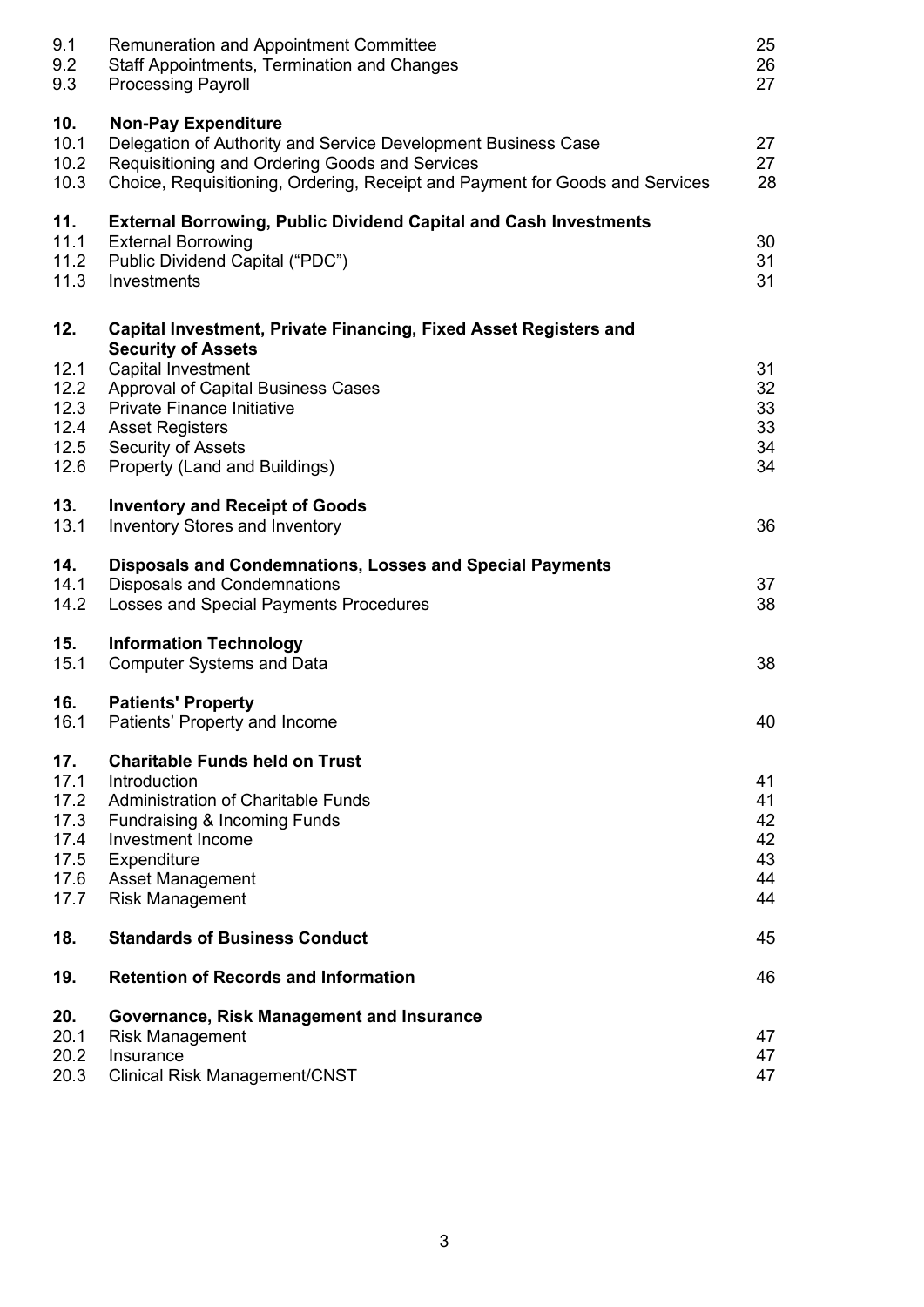| | | |
|---|---|---|
| 9.1 | Remuneration and Appointment Committee | 25 |
| 9.2 | Staff Appointments, Termination and Changes | 26 |
| 9.3 | Processing Payroll | 27 |
| **10.** | **Non-Pay Expenditure** | |
| 10.1 | Delegation of Authority and Service Development Business Case | 27 |
| 10.2 | Requisitioning and Ordering Goods and Services | 27 |
| 10.3 | Choice, Requisitioning, Ordering, Receipt and Payment for Goods and Services | 28 |
| **11.** | **External Borrowing, Public Dividend Capital and Cash Investments** | |
| 11.1 | External Borrowing | 30 |
| 11.2 | Public Dividend Capital ("PDC") | 31 |
| 11.3 | Investments | 31 |
| **12.** | **Capital Investment, Private Financing, Fixed Asset Registers and Security of Assets** | |
| 12.1 | Capital Investment | 31 |
| 12.2 | Approval of Capital Business Cases | 32 |
| 12.3 | Private Finance Initiative | 33 |
| 12.4 | Asset Registers | 33 |
| 12.5 | Security of Assets | 34 |
| 12.6 | Property (Land and Buildings) | 34 |
| **13.** | **Inventory and Receipt of Goods** | |
| 13.1 | Inventory Stores and Inventory | 36 |
| **14.** | **Disposals and Condemnations, Losses and Special Payments** | |
| 14.1 | Disposals and Condemnations | 37 |
| 14.2 | Losses and Special Payments Procedures | 38 |
| **15.** | **Information Technology** | |
| 15.1 | Computer Systems and Data | 38 |
| **16.** | **Patients' Property** | |
| 16.1 | Patients' Property and Income | 40 |
| **17.** | **Charitable Funds held on Trust** | |
| 17.1 | Introduction | 41 |
| 17.2 | Administration of Charitable Funds | 41 |
| 17.3 | Fundraising & Incoming Funds | 42 |
| 17.4 | Investment Income | 42 |
| 17.5 | Expenditure | 43 |
| 17.6 | Asset Management | 44 |
| 17.7 | Risk Management | 44 |
| **18.** | **Standards of Business Conduct** | 45 |
| **19.** | **Retention of Records and Information** | 46 |
| **20.** | **Governance, Risk Management and Insurance** | |
| 20.1 | Risk Management | 47 |
| 20.2 | Insurance | 47 |
| 20.3 | Clinical Risk Management/CNST | 47 |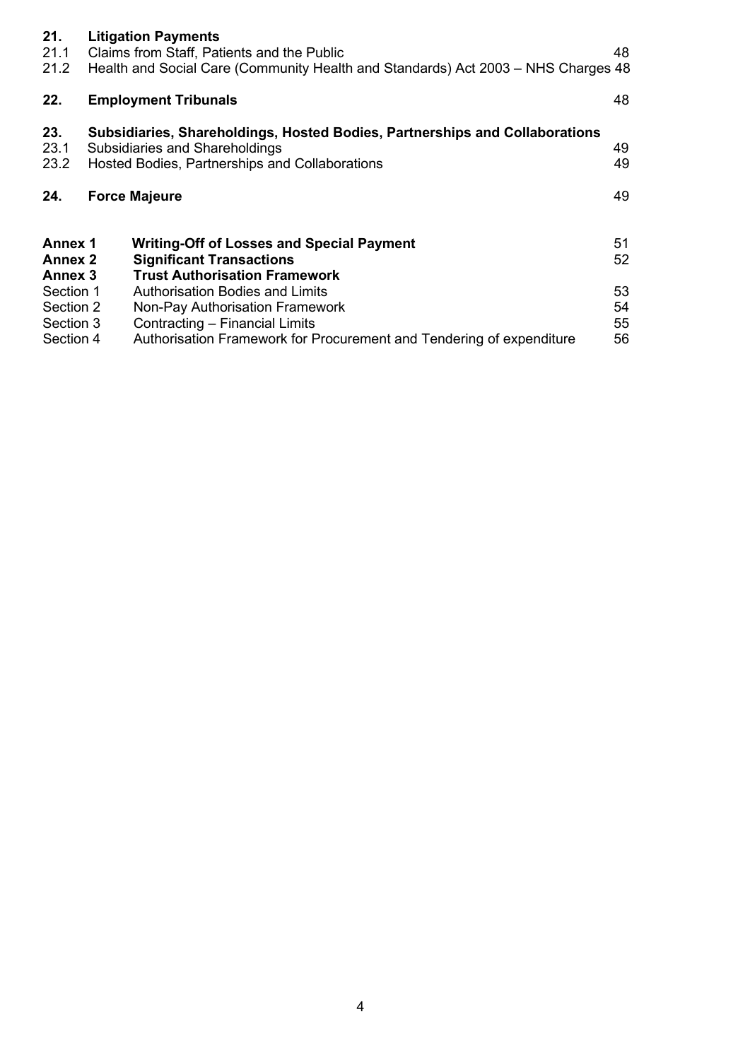| | | |
|---|---|---|
| **21.** | **Litigation Payments** | |
| 21.1 | Claims from Staff, Patients and the Public | 48 |
| 21.2 | Health and Social Care (Community Health and Standards) Act 2003 – NHS Charges | 48 |
| **22.** | **Employment Tribunals** | 48 |
| **23.** | **Subsidiaries, Shareholdings, Hosted Bodies, Partnerships and Collaborations** | |
| 23.1 | Subsidiaries and Shareholdings | 49 |
| 23.2 | Hosted Bodies, Partnerships and Collaborations | 49 |
| **24.** | **Force Majeure** | 49 |
| **Annex 1** | **Writing-Off of Losses and Special Payment** | 51 |
| **Annex 2** | **Significant Transactions** | 52 |
| **Annex 3** | **Trust Authorisation Framework** | |
| Section 1 | Authorisation Bodies and Limits | 53 |
| Section 2 | Non-Pay Authorisation Framework | 54 |
| Section 3 | Contracting – Financial Limits | 55 |
| Section 4 | Authorisation Framework for Procurement and Tendering of expenditure | 56 |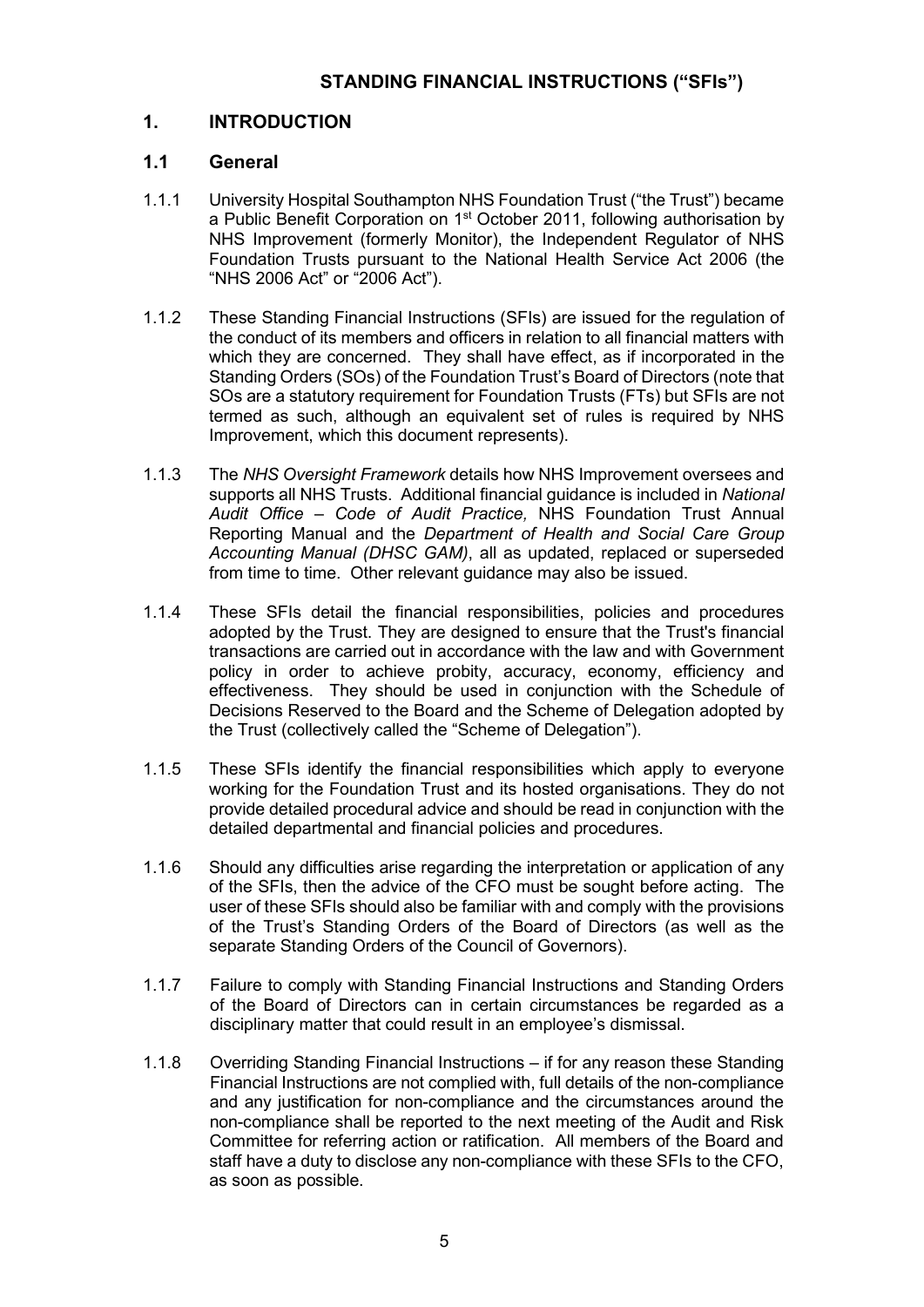# STANDING FINANCIAL INSTRUCTIONS ("SFIs")

## 1. INTRODUCTION

### 1.1 General

1.1.1 University Hospital Southampton NHS Foundation Trust ("the Trust") became a Public Benefit Corporation on 1st October 2011, following authorisation by NHS Improvement (formerly Monitor), the Independent Regulator of NHS Foundation Trusts pursuant to the National Health Service Act 2006 (the "NHS 2006 Act" or "2006 Act").

1.1.2 These Standing Financial Instructions (SFIs) are issued for the regulation of the conduct of its members and officers in relation to all financial matters with which they are concerned. They shall have effect, as if incorporated in the Standing Orders (SOs) of the Foundation Trust's Board of Directors (note that SOs are a statutory requirement for Foundation Trusts (FTs) but SFIs are not termed as such, although an equivalent set of rules is required by NHS Improvement, which this document represents).

1.1.3 The *NHS Oversight Framework* details how NHS Improvement oversees and supports all NHS Trusts. Additional financial guidance is included in *National Audit Office – Code of Audit Practice,* NHS Foundation Trust Annual Reporting Manual and the *Department of Health and Social Care Group Accounting Manual (DHSC GAM)*, all as updated, replaced or superseded from time to time. Other relevant guidance may also be issued.

1.1.4 These SFIs detail the financial responsibilities, policies and procedures adopted by the Trust. They are designed to ensure that the Trust's financial transactions are carried out in accordance with the law and with Government policy in order to achieve probity, accuracy, economy, efficiency and effectiveness. They should be used in conjunction with the Schedule of Decisions Reserved to the Board and the Scheme of Delegation adopted by the Trust (collectively called the "Scheme of Delegation").

1.1.5 These SFIs identify the financial responsibilities which apply to everyone working for the Foundation Trust and its hosted organisations. They do not provide detailed procedural advice and should be read in conjunction with the detailed departmental and financial policies and procedures.

1.1.6 Should any difficulties arise regarding the interpretation or application of any of the SFIs, then the advice of the CFO must be sought before acting. The user of these SFIs should also be familiar with and comply with the provisions of the Trust's Standing Orders of the Board of Directors (as well as the separate Standing Orders of the Council of Governors).

1.1.7 Failure to comply with Standing Financial Instructions and Standing Orders of the Board of Directors can in certain circumstances be regarded as a disciplinary matter that could result in an employee's dismissal.

1.1.8 Overriding Standing Financial Instructions – if for any reason these Standing Financial Instructions are not complied with, full details of the non-compliance and any justification for non-compliance and the circumstances around the non-compliance shall be reported to the next meeting of the Audit and Risk Committee for referring action or ratification. All members of the Board and staff have a duty to disclose any non-compliance with these SFIs to the CFO, as soon as possible.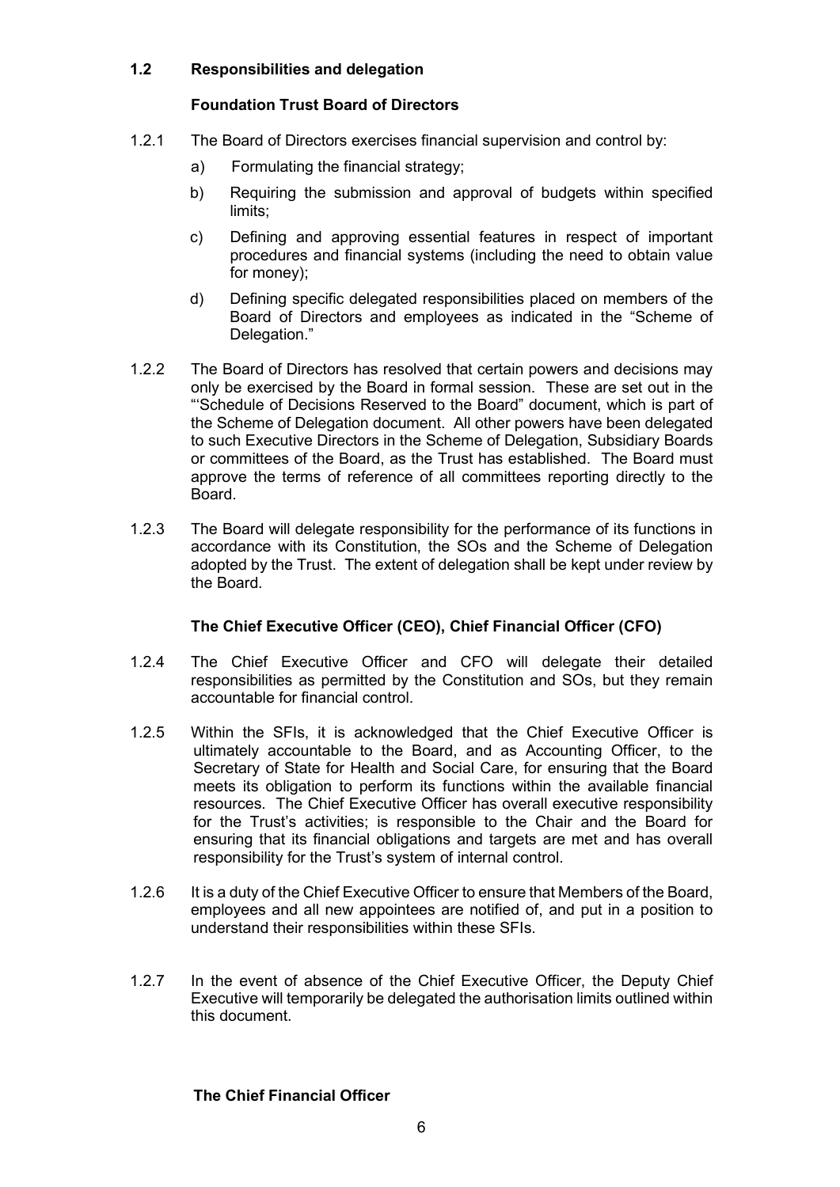## 1.2 Responsibilities and delegation

### Foundation Trust Board of Directors

1.2.1 The Board of Directors exercises financial supervision and control by:

a) Formulating the financial strategy;

b) Requiring the submission and approval of budgets within specified limits;

c) Defining and approving essential features in respect of important procedures and financial systems (including the need to obtain value for money);

d) Defining specific delegated responsibilities placed on members of the Board of Directors and employees as indicated in the "Scheme of Delegation."

1.2.2 The Board of Directors has resolved that certain powers and decisions may only be exercised by the Board in formal session. These are set out in the "'Schedule of Decisions Reserved to the Board" document, which is part of the Scheme of Delegation document. All other powers have been delegated to such Executive Directors in the Scheme of Delegation, Subsidiary Boards or committees of the Board, as the Trust has established. The Board must approve the terms of reference of all committees reporting directly to the Board.

1.2.3 The Board will delegate responsibility for the performance of its functions in accordance with its Constitution, the SOs and the Scheme of Delegation adopted by the Trust. The extent of delegation shall be kept under review by the Board.

### The Chief Executive Officer (CEO), Chief Financial Officer (CFO)

1.2.4 The Chief Executive Officer and CFO will delegate their detailed responsibilities as permitted by the Constitution and SOs, but they remain accountable for financial control.

1.2.5 Within the SFIs, it is acknowledged that the Chief Executive Officer is ultimately accountable to the Board, and as Accounting Officer, to the Secretary of State for Health and Social Care, for ensuring that the Board meets its obligation to perform its functions within the available financial resources. The Chief Executive Officer has overall executive responsibility for the Trust's activities; is responsible to the Chair and the Board for ensuring that its financial obligations and targets are met and has overall responsibility for the Trust's system of internal control.

1.2.6 It is a duty of the Chief Executive Officer to ensure that Members of the Board, employees and all new appointees are notified of, and put in a position to understand their responsibilities within these SFIs.

1.2.7 In the event of absence of the Chief Executive Officer, the Deputy Chief Executive will temporarily be delegated the authorisation limits outlined within this document.

### The Chief Financial Officer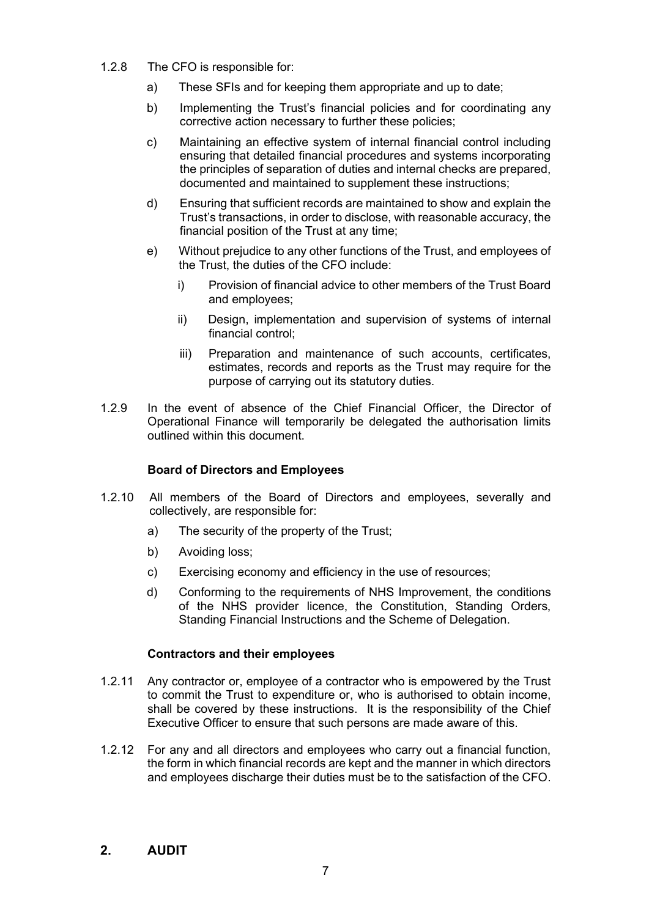1.2.8 The CFO is responsible for:

a) These SFIs and for keeping them appropriate and up to date;

b) Implementing the Trust's financial policies and for coordinating any corrective action necessary to further these policies;

c) Maintaining an effective system of internal financial control including ensuring that detailed financial procedures and systems incorporating the principles of separation of duties and internal checks are prepared, documented and maintained to supplement these instructions;

d) Ensuring that sufficient records are maintained to show and explain the Trust's transactions, in order to disclose, with reasonable accuracy, the financial position of the Trust at any time;

e) Without prejudice to any other functions of the Trust, and employees of the Trust, the duties of the CFO include:

  i) Provision of financial advice to other members of the Trust Board and employees;

  ii) Design, implementation and supervision of systems of internal financial control;

  iii) Preparation and maintenance of such accounts, certificates, estimates, records and reports as the Trust may require for the purpose of carrying out its statutory duties.

1.2.9 In the event of absence of the Chief Financial Officer, the Director of Operational Finance will temporarily be delegated the authorisation limits outlined within this document.

**Board of Directors and Employees**

1.2.10 All members of the Board of Directors and employees, severally and collectively, are responsible for:

a) The security of the property of the Trust;

b) Avoiding loss;

c) Exercising economy and efficiency in the use of resources;

d) Conforming to the requirements of NHS Improvement, the conditions of the NHS provider licence, the Constitution, Standing Orders, Standing Financial Instructions and the Scheme of Delegation.

**Contractors and their employees**

1.2.11 Any contractor or, employee of a contractor who is empowered by the Trust to commit the Trust to expenditure or, who is authorised to obtain income, shall be covered by these instructions. It is the responsibility of the Chief Executive Officer to ensure that such persons are made aware of this.

1.2.12 For any and all directors and employees who carry out a financial function, the form in which financial records are kept and the manner in which directors and employees discharge their duties must be to the satisfaction of the CFO.

## 2. AUDIT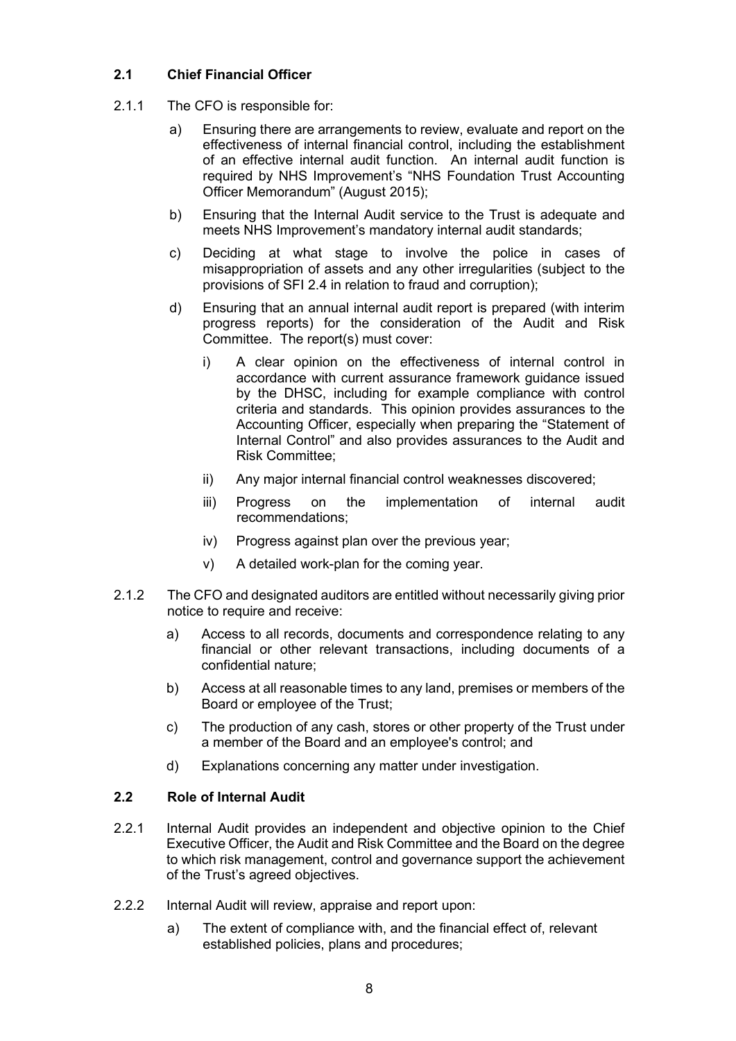### 2.1 Chief Financial Officer

2.1.1 The CFO is responsible for:

a) Ensuring there are arrangements to review, evaluate and report on the effectiveness of internal financial control, including the establishment of an effective internal audit function. An internal audit function is required by NHS Improvement's "NHS Foundation Trust Accounting Officer Memorandum" (August 2015);

b) Ensuring that the Internal Audit service to the Trust is adequate and meets NHS Improvement's mandatory internal audit standards;

c) Deciding at what stage to involve the police in cases of misappropriation of assets and any other irregularities (subject to the provisions of SFI 2.4 in relation to fraud and corruption);

d) Ensuring that an annual internal audit report is prepared (with interim progress reports) for the consideration of the Audit and Risk Committee. The report(s) must cover:

   i) A clear opinion on the effectiveness of internal control in accordance with current assurance framework guidance issued by the DHSC, including for example compliance with control criteria and standards. This opinion provides assurances to the Accounting Officer, especially when preparing the "Statement of Internal Control" and also provides assurances to the Audit and Risk Committee;

   ii) Any major internal financial control weaknesses discovered;

   iii) Progress on the implementation of internal audit recommendations;

   iv) Progress against plan over the previous year;

   v) A detailed work-plan for the coming year.

2.1.2 The CFO and designated auditors are entitled without necessarily giving prior notice to require and receive:

a) Access to all records, documents and correspondence relating to any financial or other relevant transactions, including documents of a confidential nature;

b) Access at all reasonable times to any land, premises or members of the Board or employee of the Trust;

c) The production of any cash, stores or other property of the Trust under a member of the Board and an employee's control; and

d) Explanations concerning any matter under investigation.

### 2.2 Role of Internal Audit

2.2.1 Internal Audit provides an independent and objective opinion to the Chief Executive Officer, the Audit and Risk Committee and the Board on the degree to which risk management, control and governance support the achievement of the Trust's agreed objectives.

2.2.2 Internal Audit will review, appraise and report upon:

a) The extent of compliance with, and the financial effect of, relevant established policies, plans and procedures;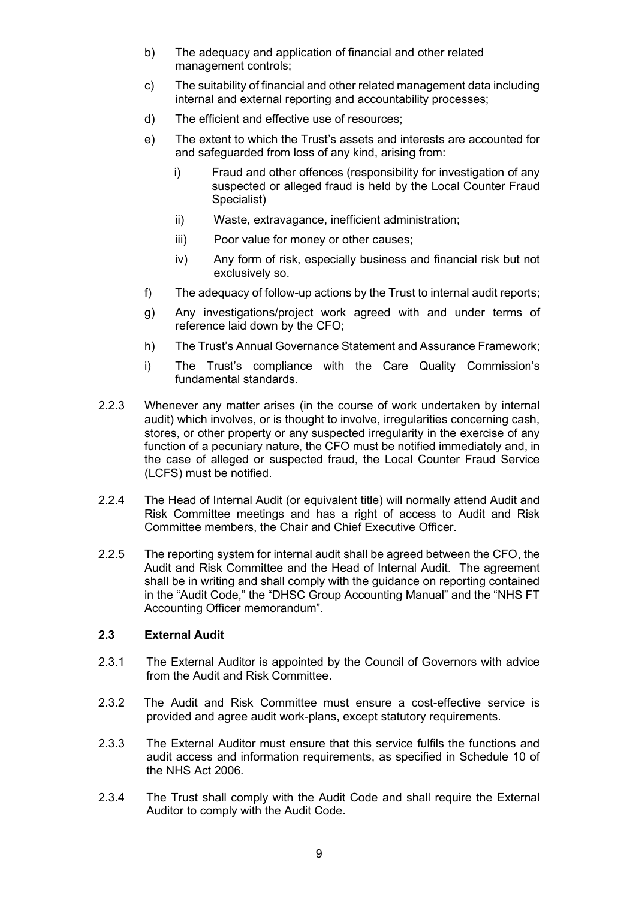b) The adequacy and application of financial and other related management controls;

c) The suitability of financial and other related management data including internal and external reporting and accountability processes;

d) The efficient and effective use of resources;

e) The extent to which the Trust's assets and interests are accounted for and safeguarded from loss of any kind, arising from:

   i) Fraud and other offences (responsibility for investigation of any suspected or alleged fraud is held by the Local Counter Fraud Specialist)

   ii) Waste, extravagance, inefficient administration;

   iii) Poor value for money or other causes;

   iv) Any form of risk, especially business and financial risk but not exclusively so.

f) The adequacy of follow-up actions by the Trust to internal audit reports;

g) Any investigations/project work agreed with and under terms of reference laid down by the CFO;

h) The Trust's Annual Governance Statement and Assurance Framework;

i) The Trust's compliance with the Care Quality Commission's fundamental standards.

2.2.3 Whenever any matter arises (in the course of work undertaken by internal audit) which involves, or is thought to involve, irregularities concerning cash, stores, or other property or any suspected irregularity in the exercise of any function of a pecuniary nature, the CFO must be notified immediately and, in the case of alleged or suspected fraud, the Local Counter Fraud Service (LCFS) must be notified.

2.2.4 The Head of Internal Audit (or equivalent title) will normally attend Audit and Risk Committee meetings and has a right of access to Audit and Risk Committee members, the Chair and Chief Executive Officer.

2.2.5 The reporting system for internal audit shall be agreed between the CFO, the Audit and Risk Committee and the Head of Internal Audit. The agreement shall be in writing and shall comply with the guidance on reporting contained in the "Audit Code," the "DHSC Group Accounting Manual" and the "NHS FT Accounting Officer memorandum".

### 2.3 External Audit

2.3.1 The External Auditor is appointed by the Council of Governors with advice from the Audit and Risk Committee.

2.3.2 The Audit and Risk Committee must ensure a cost-effective service is provided and agree audit work-plans, except statutory requirements.

2.3.3 The External Auditor must ensure that this service fulfils the functions and audit access and information requirements, as specified in Schedule 10 of the NHS Act 2006.

2.3.4 The Trust shall comply with the Audit Code and shall require the External Auditor to comply with the Audit Code.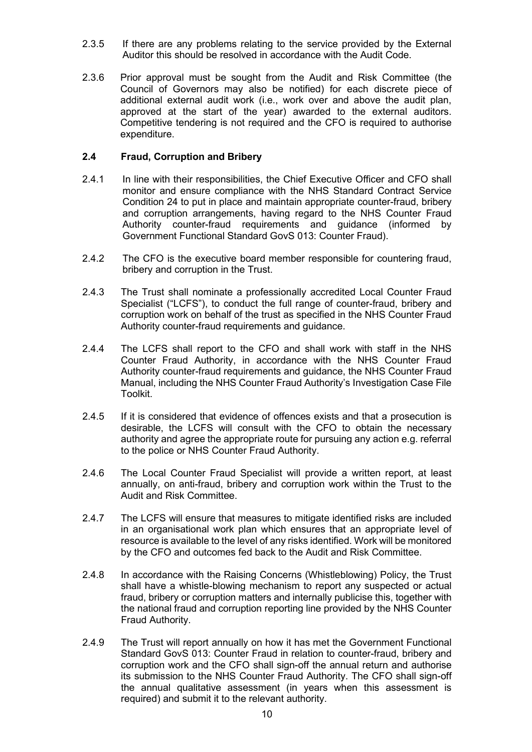2.3.5 If there are any problems relating to the service provided by the External Auditor this should be resolved in accordance with the Audit Code.

2.3.6 Prior approval must be sought from the Audit and Risk Committee (the Council of Governors may also be notified) for each discrete piece of additional external audit work (i.e., work over and above the audit plan, approved at the start of the year) awarded to the external auditors. Competitive tendering is not required and the CFO is required to authorise expenditure.

### 2.4 Fraud, Corruption and Bribery

2.4.1 In line with their responsibilities, the Chief Executive Officer and CFO shall monitor and ensure compliance with the NHS Standard Contract Service Condition 24 to put in place and maintain appropriate counter-fraud, bribery and corruption arrangements, having regard to the NHS Counter Fraud Authority counter-fraud requirements and guidance (informed by Government Functional Standard GovS 013: Counter Fraud).

2.4.2 The CFO is the executive board member responsible for countering fraud, bribery and corruption in the Trust.

2.4.3 The Trust shall nominate a professionally accredited Local Counter Fraud Specialist ("LCFS"), to conduct the full range of counter-fraud, bribery and corruption work on behalf of the trust as specified in the NHS Counter Fraud Authority counter-fraud requirements and guidance.

2.4.4 The LCFS shall report to the CFO and shall work with staff in the NHS Counter Fraud Authority, in accordance with the NHS Counter Fraud Authority counter-fraud requirements and guidance, the NHS Counter Fraud Manual, including the NHS Counter Fraud Authority's Investigation Case File Toolkit.

2.4.5 If it is considered that evidence of offences exists and that a prosecution is desirable, the LCFS will consult with the CFO to obtain the necessary authority and agree the appropriate route for pursuing any action e.g. referral to the police or NHS Counter Fraud Authority.

2.4.6 The Local Counter Fraud Specialist will provide a written report, at least annually, on anti-fraud, bribery and corruption work within the Trust to the Audit and Risk Committee.

2.4.7 The LCFS will ensure that measures to mitigate identified risks are included in an organisational work plan which ensures that an appropriate level of resource is available to the level of any risks identified. Work will be monitored by the CFO and outcomes fed back to the Audit and Risk Committee.

2.4.8 In accordance with the Raising Concerns (Whistleblowing) Policy, the Trust shall have a whistle-blowing mechanism to report any suspected or actual fraud, bribery or corruption matters and internally publicise this, together with the national fraud and corruption reporting line provided by the NHS Counter Fraud Authority.

2.4.9 The Trust will report annually on how it has met the Government Functional Standard GovS 013: Counter Fraud in relation to counter-fraud, bribery and corruption work and the CFO shall sign-off the annual return and authorise its submission to the NHS Counter Fraud Authority. The CFO shall sign-off the annual qualitative assessment (in years when this assessment is required) and submit it to the relevant authority.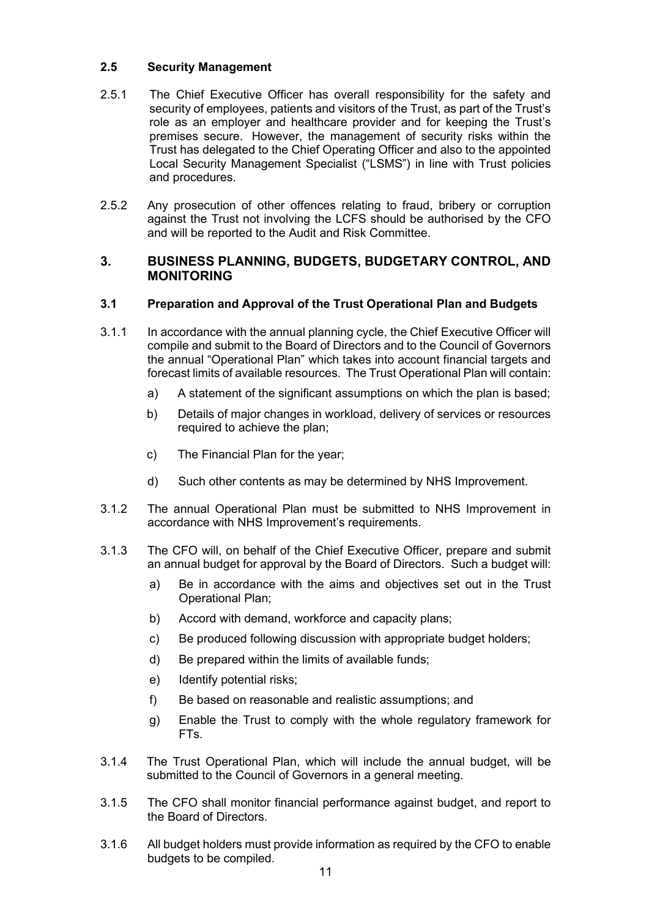### 2.5 Security Management

2.5.1 The Chief Executive Officer has overall responsibility for the safety and security of employees, patients and visitors of the Trust, as part of the Trust's role as an employer and healthcare provider and for keeping the Trust's premises secure. However, the management of security risks within the Trust has delegated to the Chief Operating Officer and also to the appointed Local Security Management Specialist ("LSMS") in line with Trust policies and procedures.

2.5.2 Any prosecution of other offences relating to fraud, bribery or corruption against the Trust not involving the LCFS should be authorised by the CFO and will be reported to the Audit and Risk Committee.

## 3. BUSINESS PLANNING, BUDGETS, BUDGETARY CONTROL, AND MONITORING

### 3.1 Preparation and Approval of the Trust Operational Plan and Budgets

3.1.1 In accordance with the annual planning cycle, the Chief Executive Officer will compile and submit to the Board of Directors and to the Council of Governors the annual "Operational Plan" which takes into account financial targets and forecast limits of available resources. The Trust Operational Plan will contain:

a) A statement of the significant assumptions on which the plan is based;

b) Details of major changes in workload, delivery of services or resources required to achieve the plan;

c) The Financial Plan for the year;

d) Such other contents as may be determined by NHS Improvement.

3.1.2 The annual Operational Plan must be submitted to NHS Improvement in accordance with NHS Improvement's requirements.

3.1.3 The CFO will, on behalf of the Chief Executive Officer, prepare and submit an annual budget for approval by the Board of Directors. Such a budget will:

a) Be in accordance with the aims and objectives set out in the Trust Operational Plan;

b) Accord with demand, workforce and capacity plans;

c) Be produced following discussion with appropriate budget holders;

d) Be prepared within the limits of available funds;

e) Identify potential risks;

f) Be based on reasonable and realistic assumptions; and

g) Enable the Trust to comply with the whole regulatory framework for FTs.

3.1.4 The Trust Operational Plan, which will include the annual budget, will be submitted to the Council of Governors in a general meeting.

3.1.5 The CFO shall monitor financial performance against budget, and report to the Board of Directors.

3.1.6 All budget holders must provide information as required by the CFO to enable budgets to be compiled.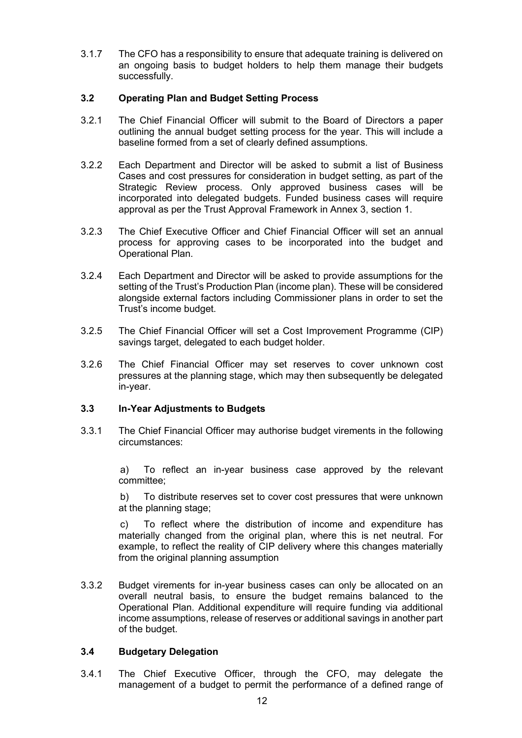3.1.7 The CFO has a responsibility to ensure that adequate training is delivered on an ongoing basis to budget holders to help them manage their budgets successfully.

### 3.2 Operating Plan and Budget Setting Process

3.2.1 The Chief Financial Officer will submit to the Board of Directors a paper outlining the annual budget setting process for the year. This will include a baseline formed from a set of clearly defined assumptions.

3.2.2 Each Department and Director will be asked to submit a list of Business Cases and cost pressures for consideration in budget setting, as part of the Strategic Review process. Only approved business cases will be incorporated into delegated budgets. Funded business cases will require approval as per the Trust Approval Framework in Annex 3, section 1.

3.2.3 The Chief Executive Officer and Chief Financial Officer will set an annual process for approving cases to be incorporated into the budget and Operational Plan.

3.2.4 Each Department and Director will be asked to provide assumptions for the setting of the Trust's Production Plan (income plan). These will be considered alongside external factors including Commissioner plans in order to set the Trust's income budget.

3.2.5 The Chief Financial Officer will set a Cost Improvement Programme (CIP) savings target, delegated to each budget holder.

3.2.6 The Chief Financial Officer may set reserves to cover unknown cost pressures at the planning stage, which may then subsequently be delegated in-year.

### 3.3 In-Year Adjustments to Budgets

3.3.1 The Chief Financial Officer may authorise budget virements in the following circumstances:

a) To reflect an in-year business case approved by the relevant committee;

b) To distribute reserves set to cover cost pressures that were unknown at the planning stage;

c) To reflect where the distribution of income and expenditure has materially changed from the original plan, where this is net neutral. For example, to reflect the reality of CIP delivery where this changes materially from the original planning assumption

3.3.2 Budget virements for in-year business cases can only be allocated on an overall neutral basis, to ensure the budget remains balanced to the Operational Plan. Additional expenditure will require funding via additional income assumptions, release of reserves or additional savings in another part of the budget.

### 3.4 Budgetary Delegation

3.4.1 The Chief Executive Officer, through the CFO, may delegate the management of a budget to permit the performance of a defined range of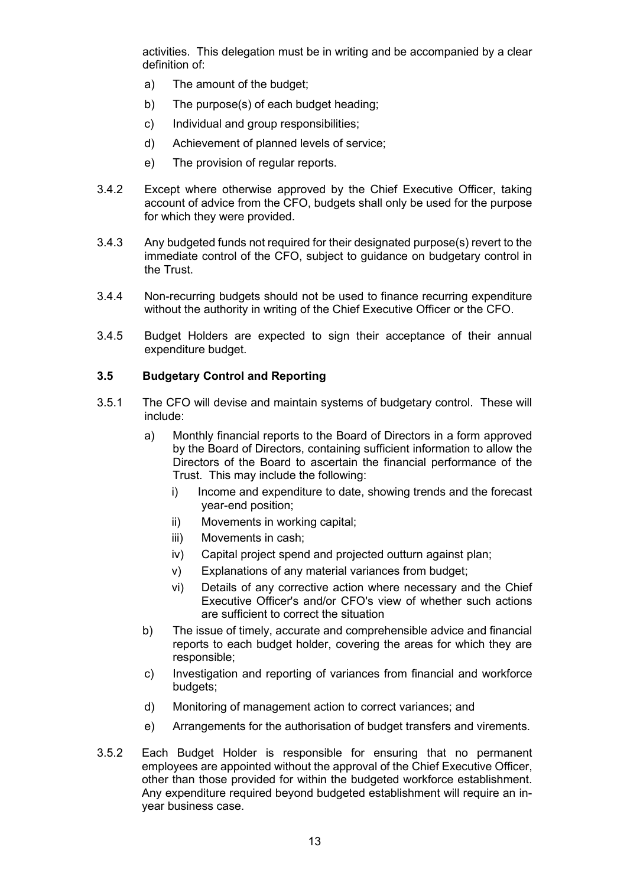activities. This delegation must be in writing and be accompanied by a clear definition of:

a) The amount of the budget;

b) The purpose(s) of each budget heading;

c) Individual and group responsibilities;

d) Achievement of planned levels of service;

e) The provision of regular reports.

3.4.2 Except where otherwise approved by the Chief Executive Officer, taking account of advice from the CFO, budgets shall only be used for the purpose for which they were provided.

3.4.3 Any budgeted funds not required for their designated purpose(s) revert to the immediate control of the CFO, subject to guidance on budgetary control in the Trust.

3.4.4 Non-recurring budgets should not be used to finance recurring expenditure without the authority in writing of the Chief Executive Officer or the CFO.

3.4.5 Budget Holders are expected to sign their acceptance of their annual expenditure budget.

### 3.5 Budgetary Control and Reporting

3.5.1 The CFO will devise and maintain systems of budgetary control. These will include:

a) Monthly financial reports to the Board of Directors in a form approved by the Board of Directors, containing sufficient information to allow the Directors of the Board to ascertain the financial performance of the Trust. This may include the following:

   i) Income and expenditure to date, showing trends and the forecast year-end position;

   ii) Movements in working capital;

   iii) Movements in cash;

   iv) Capital project spend and projected outturn against plan;

   v) Explanations of any material variances from budget;

   vi) Details of any corrective action where necessary and the Chief Executive Officer's and/or CFO's view of whether such actions are sufficient to correct the situation

b) The issue of timely, accurate and comprehensible advice and financial reports to each budget holder, covering the areas for which they are responsible;

c) Investigation and reporting of variances from financial and workforce budgets;

d) Monitoring of management action to correct variances; and

e) Arrangements for the authorisation of budget transfers and virements.

3.5.2 Each Budget Holder is responsible for ensuring that no permanent employees are appointed without the approval of the Chief Executive Officer, other than those provided for within the budgeted workforce establishment. Any expenditure required beyond budgeted establishment will require an in-year business case.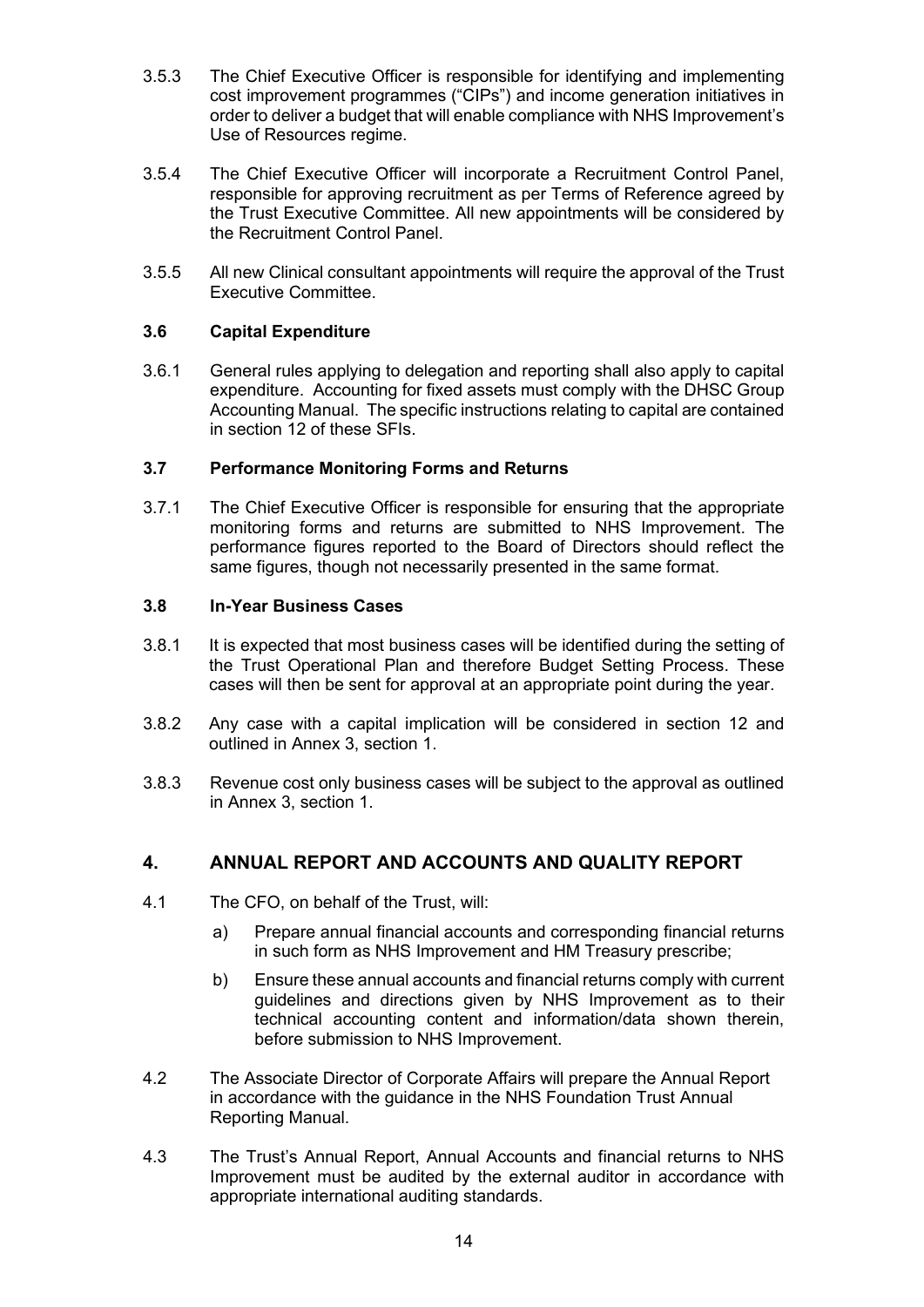3.5.3 The Chief Executive Officer is responsible for identifying and implementing cost improvement programmes ("CIPs") and income generation initiatives in order to deliver a budget that will enable compliance with NHS Improvement's Use of Resources regime.

3.5.4 The Chief Executive Officer will incorporate a Recruitment Control Panel, responsible for approving recruitment as per Terms of Reference agreed by the Trust Executive Committee. All new appointments will be considered by the Recruitment Control Panel.

3.5.5 All new Clinical consultant appointments will require the approval of the Trust Executive Committee.

### 3.6 Capital Expenditure

3.6.1 General rules applying to delegation and reporting shall also apply to capital expenditure. Accounting for fixed assets must comply with the DHSC Group Accounting Manual. The specific instructions relating to capital are contained in section 12 of these SFIs.

### 3.7 Performance Monitoring Forms and Returns

3.7.1 The Chief Executive Officer is responsible for ensuring that the appropriate monitoring forms and returns are submitted to NHS Improvement. The performance figures reported to the Board of Directors should reflect the same figures, though not necessarily presented in the same format.

### 3.8 In-Year Business Cases

3.8.1 It is expected that most business cases will be identified during the setting of the Trust Operational Plan and therefore Budget Setting Process. These cases will then be sent for approval at an appropriate point during the year.

3.8.2 Any case with a capital implication will be considered in section 12 and outlined in Annex 3, section 1.

3.8.3 Revenue cost only business cases will be subject to the approval as outlined in Annex 3, section 1.

## 4. ANNUAL REPORT AND ACCOUNTS AND QUALITY REPORT

4.1 The CFO, on behalf of the Trust, will:

a) Prepare annual financial accounts and corresponding financial returns in such form as NHS Improvement and HM Treasury prescribe;

b) Ensure these annual accounts and financial returns comply with current guidelines and directions given by NHS Improvement as to their technical accounting content and information/data shown therein, before submission to NHS Improvement.

4.2 The Associate Director of Corporate Affairs will prepare the Annual Report in accordance with the guidance in the NHS Foundation Trust Annual Reporting Manual.

4.3 The Trust's Annual Report, Annual Accounts and financial returns to NHS Improvement must be audited by the external auditor in accordance with appropriate international auditing standards.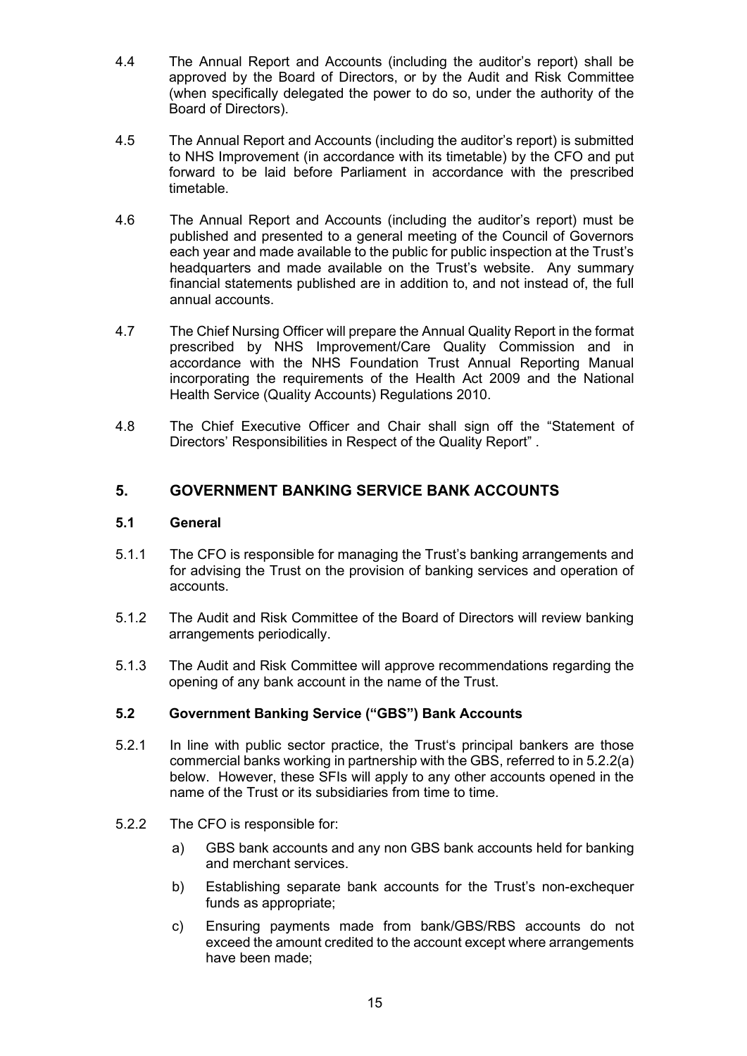4.4 The Annual Report and Accounts (including the auditor's report) shall be approved by the Board of Directors, or by the Audit and Risk Committee (when specifically delegated the power to do so, under the authority of the Board of Directors).

4.5 The Annual Report and Accounts (including the auditor's report) is submitted to NHS Improvement (in accordance with its timetable) by the CFO and put forward to be laid before Parliament in accordance with the prescribed timetable.

4.6 The Annual Report and Accounts (including the auditor's report) must be published and presented to a general meeting of the Council of Governors each year and made available to the public for public inspection at the Trust's headquarters and made available on the Trust's website. Any summary financial statements published are in addition to, and not instead of, the full annual accounts.

4.7 The Chief Nursing Officer will prepare the Annual Quality Report in the format prescribed by NHS Improvement/Care Quality Commission and in accordance with the NHS Foundation Trust Annual Reporting Manual incorporating the requirements of the Health Act 2009 and the National Health Service (Quality Accounts) Regulations 2010.

4.8 The Chief Executive Officer and Chair shall sign off the "Statement of Directors' Responsibilities in Respect of the Quality Report" .

## 5. GOVERNMENT BANKING SERVICE BANK ACCOUNTS

### 5.1 General

5.1.1 The CFO is responsible for managing the Trust's banking arrangements and for advising the Trust on the provision of banking services and operation of accounts.

5.1.2 The Audit and Risk Committee of the Board of Directors will review banking arrangements periodically.

5.1.3 The Audit and Risk Committee will approve recommendations regarding the opening of any bank account in the name of the Trust.

### 5.2 Government Banking Service ("GBS") Bank Accounts

5.2.1 In line with public sector practice, the Trust's principal bankers are those commercial banks working in partnership with the GBS, referred to in 5.2.2(a) below. However, these SFIs will apply to any other accounts opened in the name of the Trust or its subsidiaries from time to time.

5.2.2 The CFO is responsible for:

a) GBS bank accounts and any non GBS bank accounts held for banking and merchant services.

b) Establishing separate bank accounts for the Trust's non-exchequer funds as appropriate;

c) Ensuring payments made from bank/GBS/RBS accounts do not exceed the amount credited to the account except where arrangements have been made;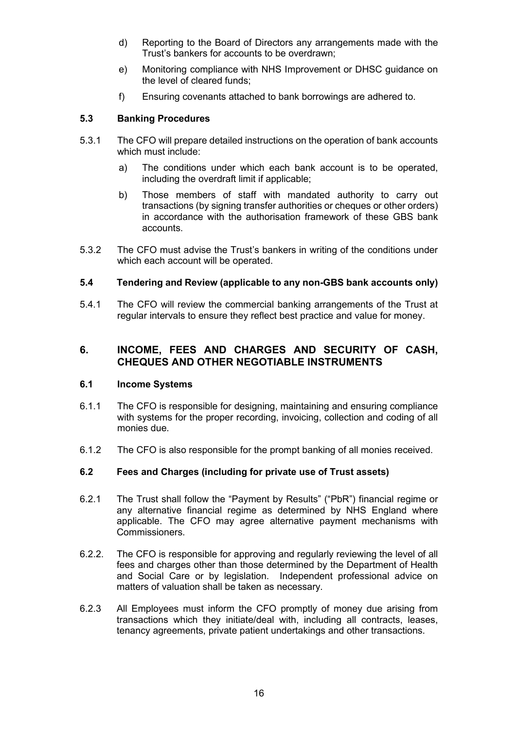d) Reporting to the Board of Directors any arrangements made with the Trust's bankers for accounts to be overdrawn;

e) Monitoring compliance with NHS Improvement or DHSC guidance on the level of cleared funds;

f) Ensuring covenants attached to bank borrowings are adhered to.

### 5.3 Banking Procedures

5.3.1 The CFO will prepare detailed instructions on the operation of bank accounts which must include:

a) The conditions under which each bank account is to be operated, including the overdraft limit if applicable;

b) Those members of staff with mandated authority to carry out transactions (by signing transfer authorities or cheques or other orders) in accordance with the authorisation framework of these GBS bank accounts.

5.3.2 The CFO must advise the Trust's bankers in writing of the conditions under which each account will be operated.

### 5.4 Tendering and Review (applicable to any non-GBS bank accounts only)

5.4.1 The CFO will review the commercial banking arrangements of the Trust at regular intervals to ensure they reflect best practice and value for money.

## 6. INCOME, FEES AND CHARGES AND SECURITY OF CASH, CHEQUES AND OTHER NEGOTIABLE INSTRUMENTS

### 6.1 Income Systems

6.1.1 The CFO is responsible for designing, maintaining and ensuring compliance with systems for the proper recording, invoicing, collection and coding of all monies due.

6.1.2 The CFO is also responsible for the prompt banking of all monies received.

### 6.2 Fees and Charges (including for private use of Trust assets)

6.2.1 The Trust shall follow the "Payment by Results" ("PbR") financial regime or any alternative financial regime as determined by NHS England where applicable. The CFO may agree alternative payment mechanisms with Commissioners.

6.2.2. The CFO is responsible for approving and regularly reviewing the level of all fees and charges other than those determined by the Department of Health and Social Care or by legislation. Independent professional advice on matters of valuation shall be taken as necessary.

6.2.3 All Employees must inform the CFO promptly of money due arising from transactions which they initiate/deal with, including all contracts, leases, tenancy agreements, private patient undertakings and other transactions.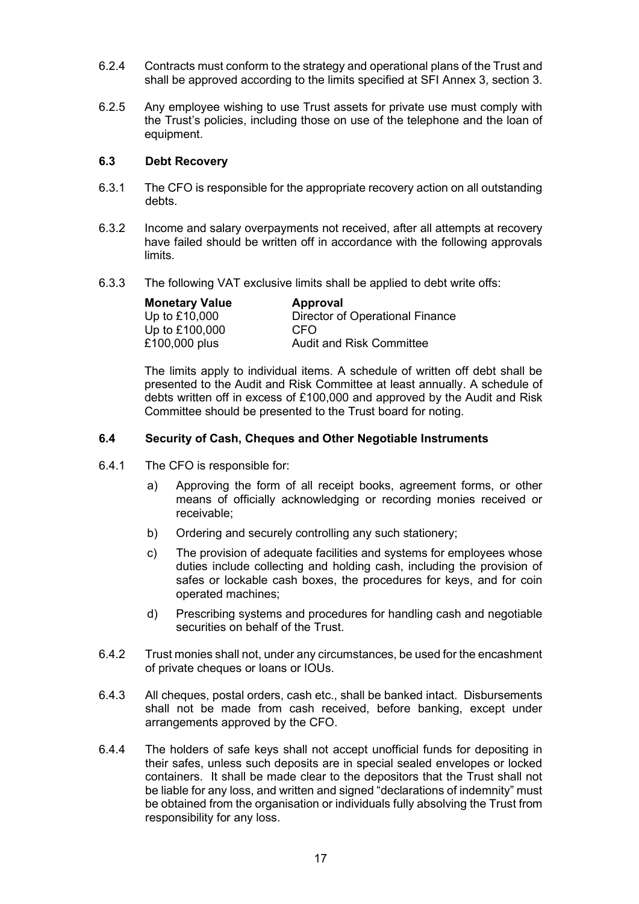6.2.4 Contracts must conform to the strategy and operational plans of the Trust and shall be approved according to the limits specified at SFI Annex 3, section 3.

6.2.5 Any employee wishing to use Trust assets for private use must comply with the Trust's policies, including those on use of the telephone and the loan of equipment.

### 6.3 Debt Recovery

6.3.1 The CFO is responsible for the appropriate recovery action on all outstanding debts.

6.3.2 Income and salary overpayments not received, after all attempts at recovery have failed should be written off in accordance with the following approvals limits.

6.3.3 The following VAT exclusive limits shall be applied to debt write offs:

| **Monetary Value** | **Approval** |
|---|---|
| Up to £10,000 | Director of Operational Finance |
| Up to £100,000 | CFO |
| £100,000 plus | Audit and Risk Committee |

The limits apply to individual items. A schedule of written off debt shall be presented to the Audit and Risk Committee at least annually. A schedule of debts written off in excess of £100,000 and approved by the Audit and Risk Committee should be presented to the Trust board for noting.

### 6.4 Security of Cash, Cheques and Other Negotiable Instruments

6.4.1 The CFO is responsible for:

a) Approving the form of all receipt books, agreement forms, or other means of officially acknowledging or recording monies received or receivable;

b) Ordering and securely controlling any such stationery;

c) The provision of adequate facilities and systems for employees whose duties include collecting and holding cash, including the provision of safes or lockable cash boxes, the procedures for keys, and for coin operated machines;

d) Prescribing systems and procedures for handling cash and negotiable securities on behalf of the Trust.

6.4.2 Trust monies shall not, under any circumstances, be used for the encashment of private cheques or loans or IOUs.

6.4.3 All cheques, postal orders, cash etc., shall be banked intact. Disbursements shall not be made from cash received, before banking, except under arrangements approved by the CFO.

6.4.4 The holders of safe keys shall not accept unofficial funds for depositing in their safes, unless such deposits are in special sealed envelopes or locked containers. It shall be made clear to the depositors that the Trust shall not be liable for any loss, and written and signed "declarations of indemnity" must be obtained from the organisation or individuals fully absolving the Trust from responsibility for any loss.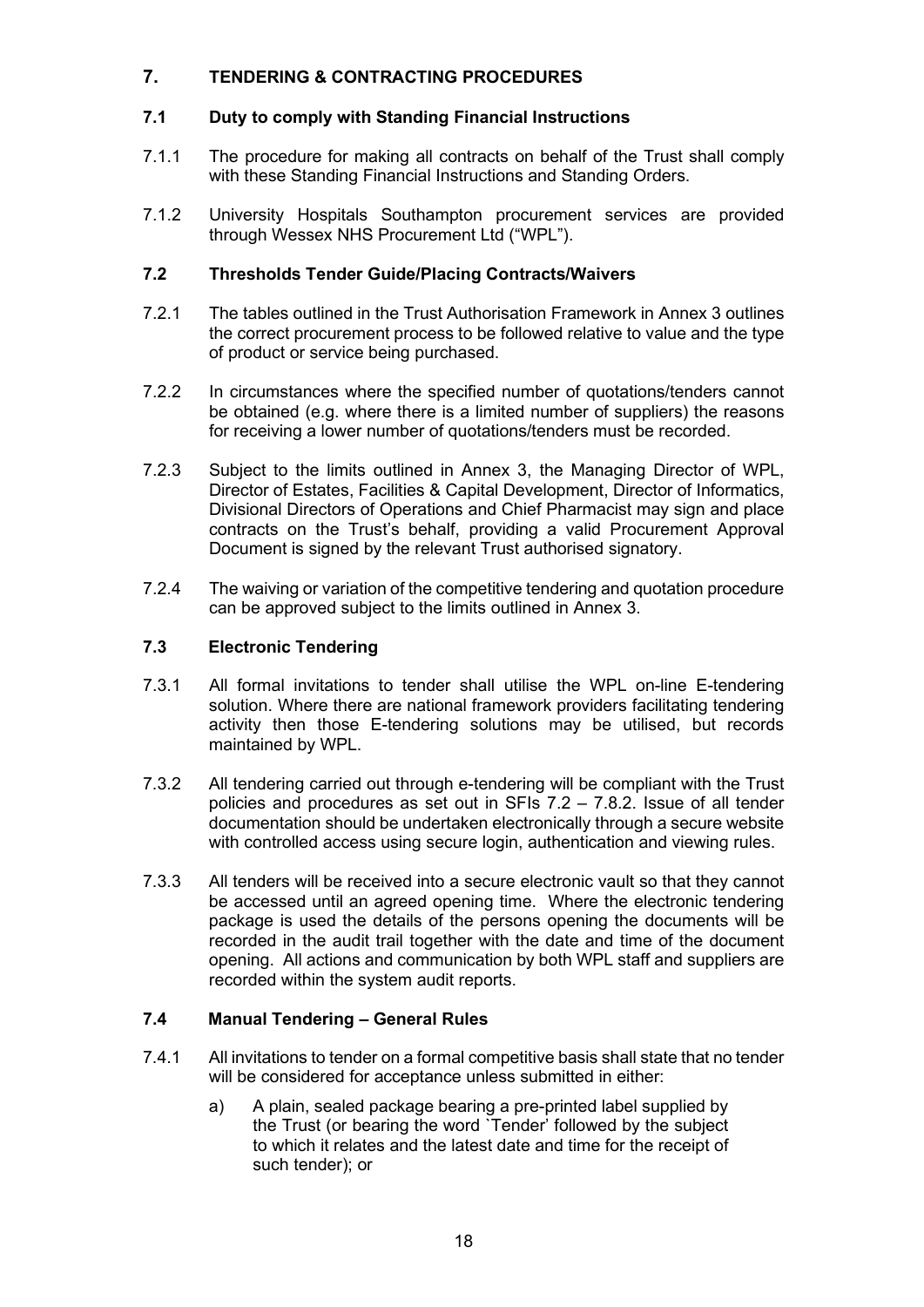## 7. TENDERING & CONTRACTING PROCEDURES

### 7.1 Duty to comply with Standing Financial Instructions

7.1.1 The procedure for making all contracts on behalf of the Trust shall comply with these Standing Financial Instructions and Standing Orders.

7.1.2 University Hospitals Southampton procurement services are provided through Wessex NHS Procurement Ltd ("WPL").

### 7.2 Thresholds Tender Guide/Placing Contracts/Waivers

7.2.1 The tables outlined in the Trust Authorisation Framework in Annex 3 outlines the correct procurement process to be followed relative to value and the type of product or service being purchased.

7.2.2 In circumstances where the specified number of quotations/tenders cannot be obtained (e.g. where there is a limited number of suppliers) the reasons for receiving a lower number of quotations/tenders must be recorded.

7.2.3 Subject to the limits outlined in Annex 3, the Managing Director of WPL, Director of Estates, Facilities & Capital Development, Director of Informatics, Divisional Directors of Operations and Chief Pharmacist may sign and place contracts on the Trust's behalf, providing a valid Procurement Approval Document is signed by the relevant Trust authorised signatory.

7.2.4 The waiving or variation of the competitive tendering and quotation procedure can be approved subject to the limits outlined in Annex 3.

### 7.3 Electronic Tendering

7.3.1 All formal invitations to tender shall utilise the WPL on-line E-tendering solution. Where there are national framework providers facilitating tendering activity then those E-tendering solutions may be utilised, but records maintained by WPL.

7.3.2 All tendering carried out through e-tendering will be compliant with the Trust policies and procedures as set out in SFIs 7.2 – 7.8.2. Issue of all tender documentation should be undertaken electronically through a secure website with controlled access using secure login, authentication and viewing rules.

7.3.3 All tenders will be received into a secure electronic vault so that they cannot be accessed until an agreed opening time. Where the electronic tendering package is used the details of the persons opening the documents will be recorded in the audit trail together with the date and time of the document opening. All actions and communication by both WPL staff and suppliers are recorded within the system audit reports.

### 7.4 Manual Tendering – General Rules

7.4.1 All invitations to tender on a formal competitive basis shall state that no tender will be considered for acceptance unless submitted in either:

a) A plain, sealed package bearing a pre-printed label supplied by the Trust (or bearing the word `Tender' followed by the subject to which it relates and the latest date and time for the receipt of such tender); or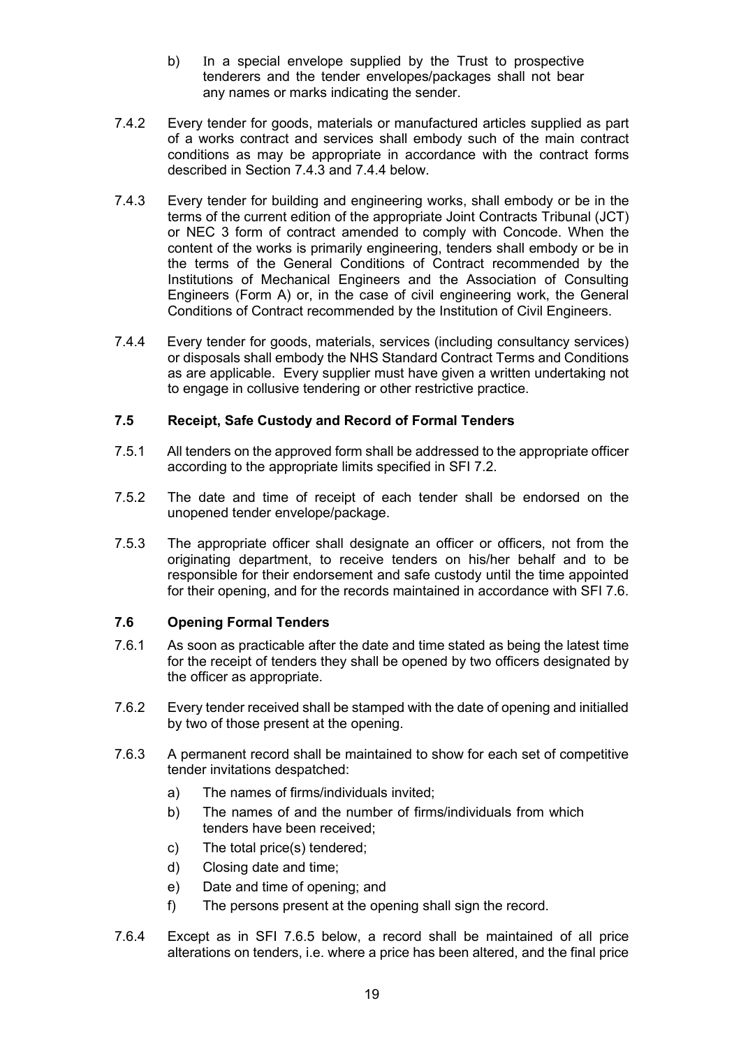b) In a special envelope supplied by the Trust to prospective tenderers and the tender envelopes/packages shall not bear any names or marks indicating the sender.

7.4.2 Every tender for goods, materials or manufactured articles supplied as part of a works contract and services shall embody such of the main contract conditions as may be appropriate in accordance with the contract forms described in Section 7.4.3 and 7.4.4 below.

7.4.3 Every tender for building and engineering works, shall embody or be in the terms of the current edition of the appropriate Joint Contracts Tribunal (JCT) or NEC 3 form of contract amended to comply with Concode. When the content of the works is primarily engineering, tenders shall embody or be in the terms of the General Conditions of Contract recommended by the Institutions of Mechanical Engineers and the Association of Consulting Engineers (Form A) or, in the case of civil engineering work, the General Conditions of Contract recommended by the Institution of Civil Engineers.

7.4.4 Every tender for goods, materials, services (including consultancy services) or disposals shall embody the NHS Standard Contract Terms and Conditions as are applicable. Every supplier must have given a written undertaking not to engage in collusive tendering or other restrictive practice.

### 7.5 Receipt, Safe Custody and Record of Formal Tenders

7.5.1 All tenders on the approved form shall be addressed to the appropriate officer according to the appropriate limits specified in SFI 7.2.

7.5.2 The date and time of receipt of each tender shall be endorsed on the unopened tender envelope/package.

7.5.3 The appropriate officer shall designate an officer or officers, not from the originating department, to receive tenders on his/her behalf and to be responsible for their endorsement and safe custody until the time appointed for their opening, and for the records maintained in accordance with SFI 7.6.

### 7.6 Opening Formal Tenders

7.6.1 As soon as practicable after the date and time stated as being the latest time for the receipt of tenders they shall be opened by two officers designated by the officer as appropriate.

7.6.2 Every tender received shall be stamped with the date of opening and initialled by two of those present at the opening.

7.6.3 A permanent record shall be maintained to show for each set of competitive tender invitations despatched:

a) The names of firms/individuals invited;
b) The names of and the number of firms/individuals from which tenders have been received;
c) The total price(s) tendered;
d) Closing date and time;
e) Date and time of opening; and
f) The persons present at the opening shall sign the record.

7.6.4 Except as in SFI 7.6.5 below, a record shall be maintained of all price alterations on tenders, i.e. where a price has been altered, and the final price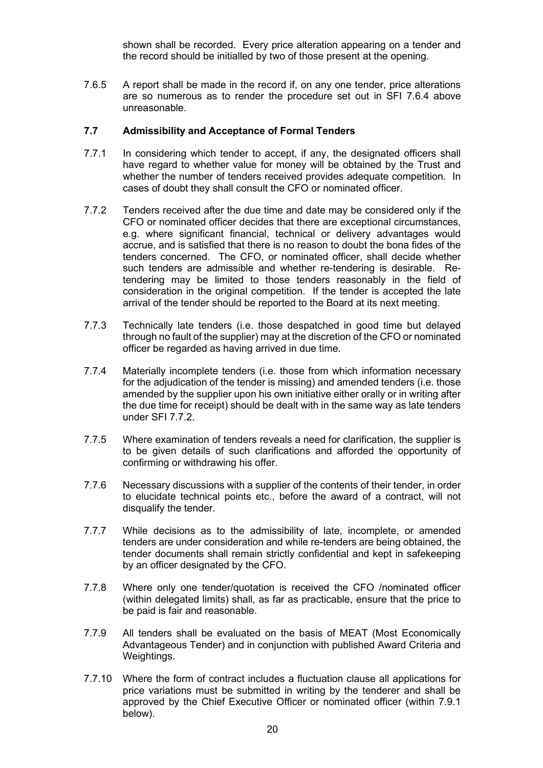shown shall be recorded. Every price alteration appearing on a tender and the record should be initialled by two of those present at the opening.

7.6.5 A report shall be made in the record if, on any one tender, price alterations are so numerous as to render the procedure set out in SFI 7.6.4 above unreasonable.

### 7.7 Admissibility and Acceptance of Formal Tenders

7.7.1 In considering which tender to accept, if any, the designated officers shall have regard to whether value for money will be obtained by the Trust and whether the number of tenders received provides adequate competition. In cases of doubt they shall consult the CFO or nominated officer.

7.7.2 Tenders received after the due time and date may be considered only if the CFO or nominated officer decides that there are exceptional circumstances, e.g. where significant financial, technical or delivery advantages would accrue, and is satisfied that there is no reason to doubt the bona fides of the tenders concerned. The CFO, or nominated officer, shall decide whether such tenders are admissible and whether re-tendering is desirable. Re-tendering may be limited to those tenders reasonably in the field of consideration in the original competition. If the tender is accepted the late arrival of the tender should be reported to the Board at its next meeting.

7.7.3 Technically late tenders (i.e. those despatched in good time but delayed through no fault of the supplier) may at the discretion of the CFO or nominated officer be regarded as having arrived in due time.

7.7.4 Materially incomplete tenders (i.e. those from which information necessary for the adjudication of the tender is missing) and amended tenders (i.e. those amended by the supplier upon his own initiative either orally or in writing after the due time for receipt) should be dealt with in the same way as late tenders under SFI 7.7.2.

7.7.5 Where examination of tenders reveals a need for clarification, the supplier is to be given details of such clarifications and afforded the opportunity of confirming or withdrawing his offer.

7.7.6 Necessary discussions with a supplier of the contents of their tender, in order to elucidate technical points etc., before the award of a contract, will not disqualify the tender.

7.7.7 While decisions as to the admissibility of late, incomplete, or amended tenders are under consideration and while re-tenders are being obtained, the tender documents shall remain strictly confidential and kept in safekeeping by an officer designated by the CFO.

7.7.8 Where only one tender/quotation is received the CFO /nominated officer (within delegated limits) shall, as far as practicable, ensure that the price to be paid is fair and reasonable.

7.7.9 All tenders shall be evaluated on the basis of MEAT (Most Economically Advantageous Tender) and in conjunction with published Award Criteria and Weightings.

7.7.10 Where the form of contract includes a fluctuation clause all applications for price variations must be submitted in writing by the tenderer and shall be approved by the Chief Executive Officer or nominated officer (within 7.9.1 below).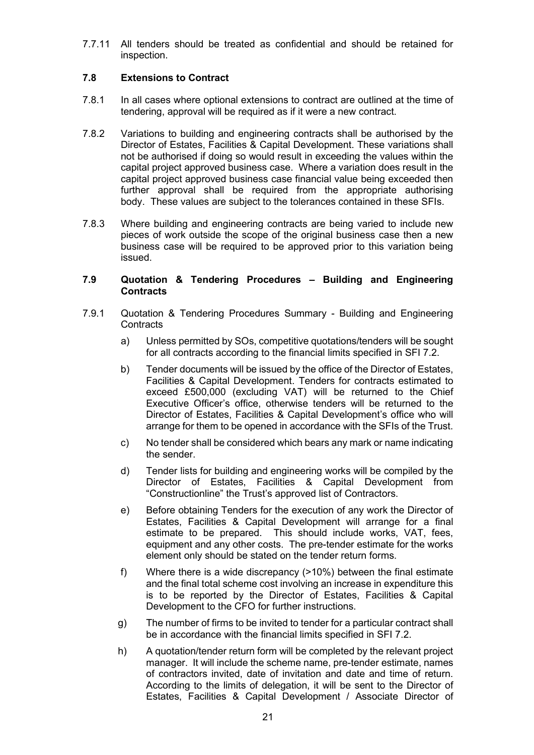7.7.11 All tenders should be treated as confidential and should be retained for inspection.

### 7.8 Extensions to Contract

7.8.1 In all cases where optional extensions to contract are outlined at the time of tendering, approval will be required as if it were a new contract.

7.8.2 Variations to building and engineering contracts shall be authorised by the Director of Estates, Facilities & Capital Development. These variations shall not be authorised if doing so would result in exceeding the values within the capital project approved business case. Where a variation does result in the capital project approved business case financial value being exceeded then further approval shall be required from the appropriate authorising body. These values are subject to the tolerances contained in these SFIs.

7.8.3 Where building and engineering contracts are being varied to include new pieces of work outside the scope of the original business case then a new business case will be required to be approved prior to this variation being issued.

### 7.9 Quotation & Tendering Procedures – Building and Engineering Contracts

7.9.1 Quotation & Tendering Procedures Summary - Building and Engineering Contracts

a) Unless permitted by SOs, competitive quotations/tenders will be sought for all contracts according to the financial limits specified in SFI 7.2.

b) Tender documents will be issued by the office of the Director of Estates, Facilities & Capital Development. Tenders for contracts estimated to exceed £500,000 (excluding VAT) will be returned to the Chief Executive Officer's office, otherwise tenders will be returned to the Director of Estates, Facilities & Capital Development's office who will arrange for them to be opened in accordance with the SFIs of the Trust.

c) No tender shall be considered which bears any mark or name indicating the sender.

d) Tender lists for building and engineering works will be compiled by the Director of Estates, Facilities & Capital Development from "Constructionline" the Trust's approved list of Contractors.

e) Before obtaining Tenders for the execution of any work the Director of Estates, Facilities & Capital Development will arrange for a final estimate to be prepared. This should include works, VAT, fees, equipment and any other costs. The pre-tender estimate for the works element only should be stated on the tender return forms.

f) Where there is a wide discrepancy (>10%) between the final estimate and the final total scheme cost involving an increase in expenditure this is to be reported by the Director of Estates, Facilities & Capital Development to the CFO for further instructions.

g) The number of firms to be invited to tender for a particular contract shall be in accordance with the financial limits specified in SFI 7.2.

h) A quotation/tender return form will be completed by the relevant project manager. It will include the scheme name, pre-tender estimate, names of contractors invited, date of invitation and date and time of return. According to the limits of delegation, it will be sent to the Director of Estates, Facilities & Capital Development / Associate Director of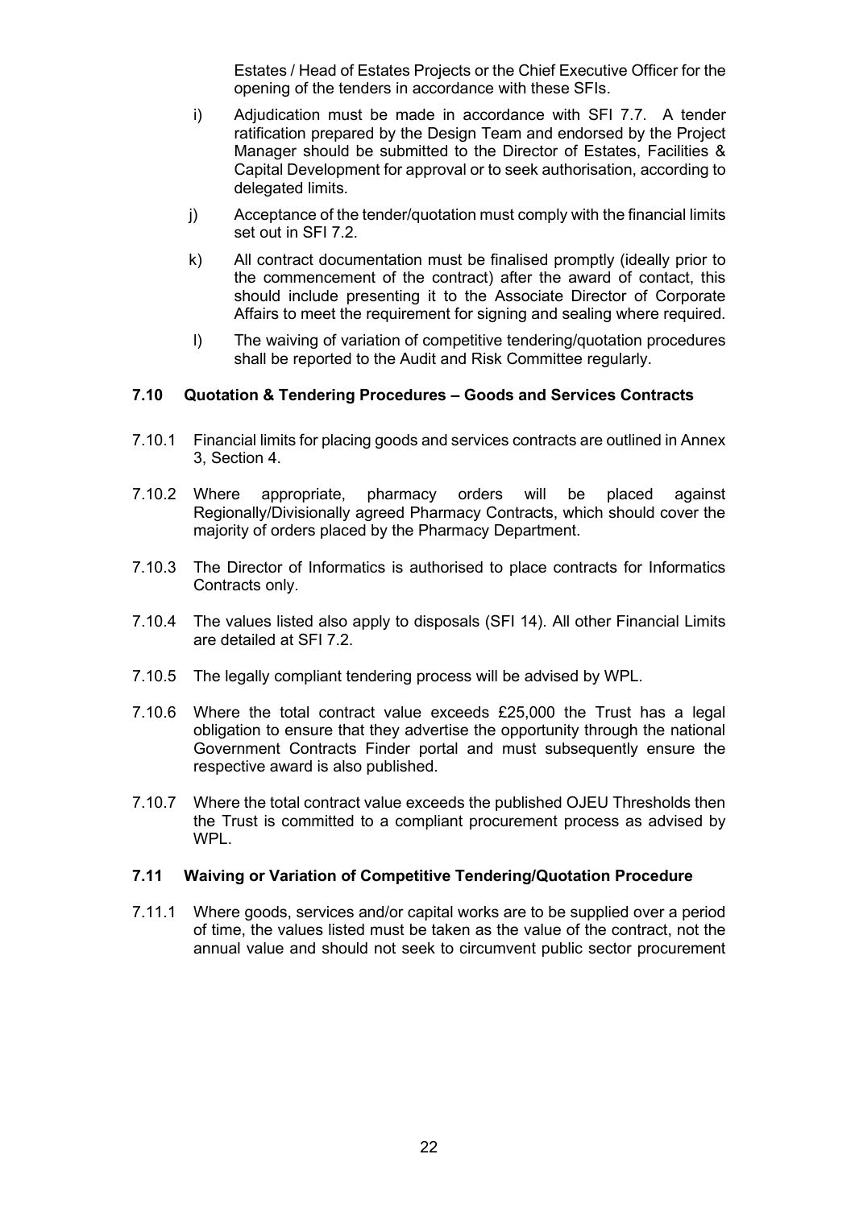Estates / Head of Estates Projects or the Chief Executive Officer for the opening of the tenders in accordance with these SFIs.

i) Adjudication must be made in accordance with SFI 7.7. A tender ratification prepared by the Design Team and endorsed by the Project Manager should be submitted to the Director of Estates, Facilities & Capital Development for approval or to seek authorisation, according to delegated limits.

j) Acceptance of the tender/quotation must comply with the financial limits set out in SFI 7.2.

k) All contract documentation must be finalised promptly (ideally prior to the commencement of the contract) after the award of contact, this should include presenting it to the Associate Director of Corporate Affairs to meet the requirement for signing and sealing where required.

l) The waiving of variation of competitive tendering/quotation procedures shall be reported to the Audit and Risk Committee regularly.

### 7.10 Quotation & Tendering Procedures – Goods and Services Contracts

7.10.1 Financial limits for placing goods and services contracts are outlined in Annex 3, Section 4.

7.10.2 Where appropriate, pharmacy orders will be placed against Regionally/Divisionally agreed Pharmacy Contracts, which should cover the majority of orders placed by the Pharmacy Department.

7.10.3 The Director of Informatics is authorised to place contracts for Informatics Contracts only.

7.10.4 The values listed also apply to disposals (SFI 14). All other Financial Limits are detailed at SFI 7.2.

7.10.5 The legally compliant tendering process will be advised by WPL.

7.10.6 Where the total contract value exceeds £25,000 the Trust has a legal obligation to ensure that they advertise the opportunity through the national Government Contracts Finder portal and must subsequently ensure the respective award is also published.

7.10.7 Where the total contract value exceeds the published OJEU Thresholds then the Trust is committed to a compliant procurement process as advised by WPL.

### 7.11 Waiving or Variation of Competitive Tendering/Quotation Procedure

7.11.1 Where goods, services and/or capital works are to be supplied over a period of time, the values listed must be taken as the value of the contract, not the annual value and should not seek to circumvent public sector procurement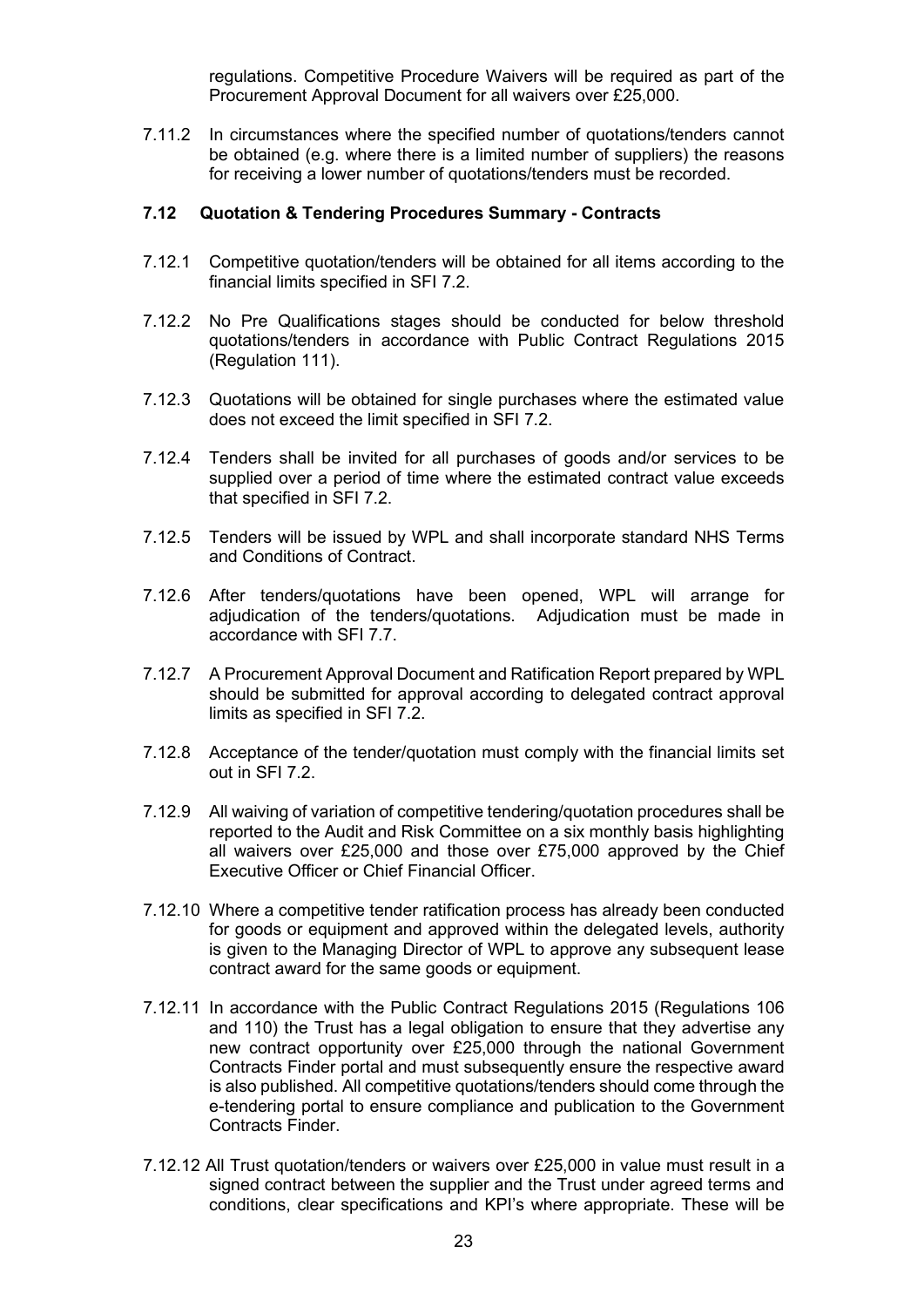regulations. Competitive Procedure Waivers will be required as part of the Procurement Approval Document for all waivers over £25,000.

7.11.2 In circumstances where the specified number of quotations/tenders cannot be obtained (e.g. where there is a limited number of suppliers) the reasons for receiving a lower number of quotations/tenders must be recorded.

### 7.12 Quotation & Tendering Procedures Summary - Contracts

7.12.1 Competitive quotation/tenders will be obtained for all items according to the financial limits specified in SFI 7.2.

7.12.2 No Pre Qualifications stages should be conducted for below threshold quotations/tenders in accordance with Public Contract Regulations 2015 (Regulation 111).

7.12.3 Quotations will be obtained for single purchases where the estimated value does not exceed the limit specified in SFI 7.2.

7.12.4 Tenders shall be invited for all purchases of goods and/or services to be supplied over a period of time where the estimated contract value exceeds that specified in SFI 7.2.

7.12.5 Tenders will be issued by WPL and shall incorporate standard NHS Terms and Conditions of Contract.

7.12.6 After tenders/quotations have been opened, WPL will arrange for adjudication of the tenders/quotations. Adjudication must be made in accordance with SFI 7.7.

7.12.7 A Procurement Approval Document and Ratification Report prepared by WPL should be submitted for approval according to delegated contract approval limits as specified in SFI 7.2.

7.12.8 Acceptance of the tender/quotation must comply with the financial limits set out in SFI 7.2.

7.12.9 All waiving of variation of competitive tendering/quotation procedures shall be reported to the Audit and Risk Committee on a six monthly basis highlighting all waivers over £25,000 and those over £75,000 approved by the Chief Executive Officer or Chief Financial Officer.

7.12.10 Where a competitive tender ratification process has already been conducted for goods or equipment and approved within the delegated levels, authority is given to the Managing Director of WPL to approve any subsequent lease contract award for the same goods or equipment.

7.12.11 In accordance with the Public Contract Regulations 2015 (Regulations 106 and 110) the Trust has a legal obligation to ensure that they advertise any new contract opportunity over £25,000 through the national Government Contracts Finder portal and must subsequently ensure the respective award is also published. All competitive quotations/tenders should come through the e-tendering portal to ensure compliance and publication to the Government Contracts Finder.

7.12.12 All Trust quotation/tenders or waivers over £25,000 in value must result in a signed contract between the supplier and the Trust under agreed terms and conditions, clear specifications and KPI's where appropriate. These will be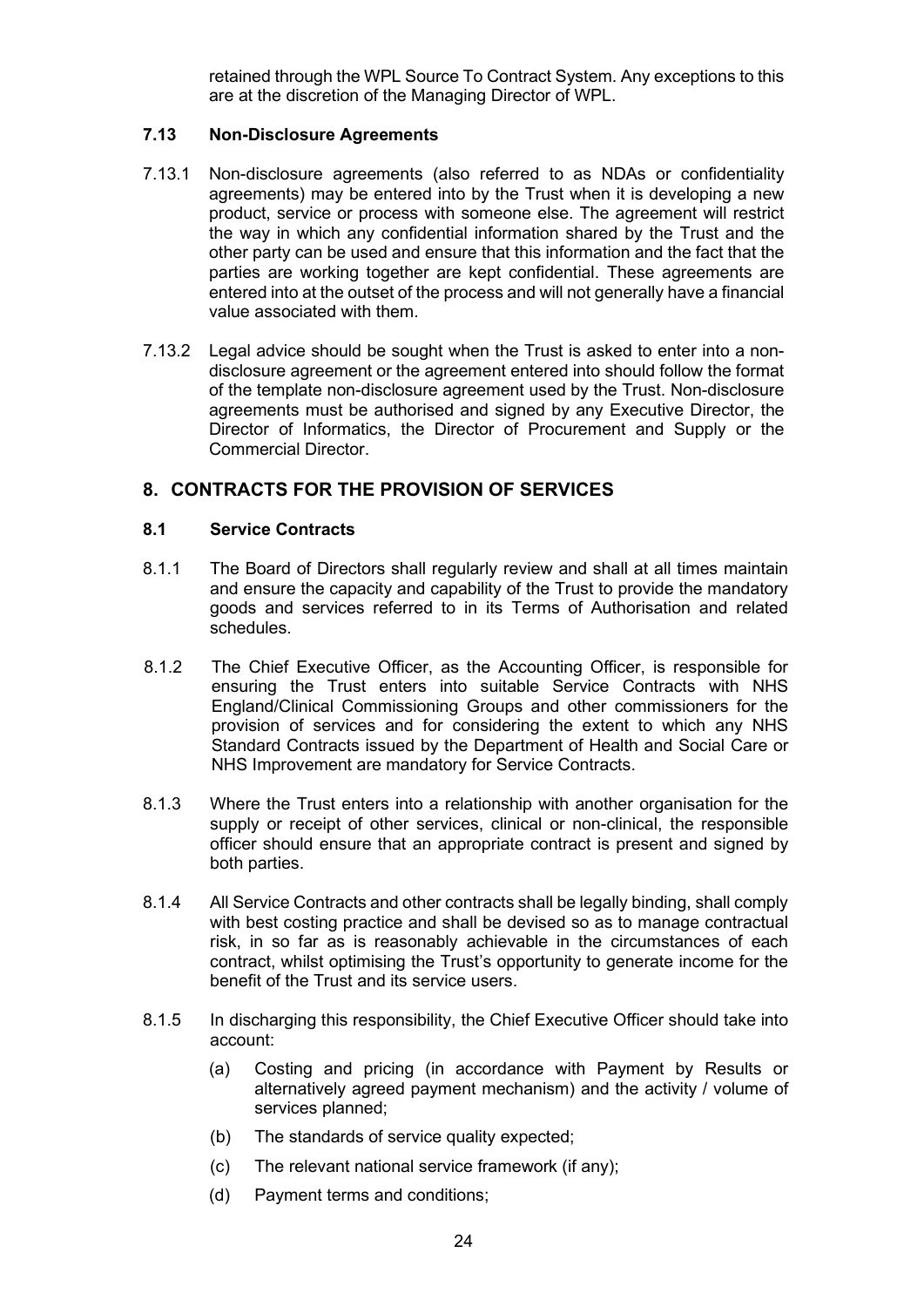retained through the WPL Source To Contract System. Any exceptions to this are at the discretion of the Managing Director of WPL.

### 7.13 Non-Disclosure Agreements

7.13.1 Non-disclosure agreements (also referred to as NDAs or confidentiality agreements) may be entered into by the Trust when it is developing a new product, service or process with someone else. The agreement will restrict the way in which any confidential information shared by the Trust and the other party can be used and ensure that this information and the fact that the parties are working together are kept confidential. These agreements are entered into at the outset of the process and will not generally have a financial value associated with them.

7.13.2 Legal advice should be sought when the Trust is asked to enter into a non-disclosure agreement or the agreement entered into should follow the format of the template non-disclosure agreement used by the Trust. Non-disclosure agreements must be authorised and signed by any Executive Director, the Director of Informatics, the Director of Procurement and Supply or the Commercial Director.

## 8. CONTRACTS FOR THE PROVISION OF SERVICES

### 8.1 Service Contracts

8.1.1 The Board of Directors shall regularly review and shall at all times maintain and ensure the capacity and capability of the Trust to provide the mandatory goods and services referred to in its Terms of Authorisation and related schedules.

8.1.2 The Chief Executive Officer, as the Accounting Officer, is responsible for ensuring the Trust enters into suitable Service Contracts with NHS England/Clinical Commissioning Groups and other commissioners for the provision of services and for considering the extent to which any NHS Standard Contracts issued by the Department of Health and Social Care or NHS Improvement are mandatory for Service Contracts.

8.1.3 Where the Trust enters into a relationship with another organisation for the supply or receipt of other services, clinical or non-clinical, the responsible officer should ensure that an appropriate contract is present and signed by both parties.

8.1.4 All Service Contracts and other contracts shall be legally binding, shall comply with best costing practice and shall be devised so as to manage contractual risk, in so far as is reasonably achievable in the circumstances of each contract, whilst optimising the Trust's opportunity to generate income for the benefit of the Trust and its service users.

8.1.5 In discharging this responsibility, the Chief Executive Officer should take into account:

- (a) Costing and pricing (in accordance with Payment by Results or alternatively agreed payment mechanism) and the activity / volume of services planned;
- (b) The standards of service quality expected;
- (c) The relevant national service framework (if any);
- (d) Payment terms and conditions;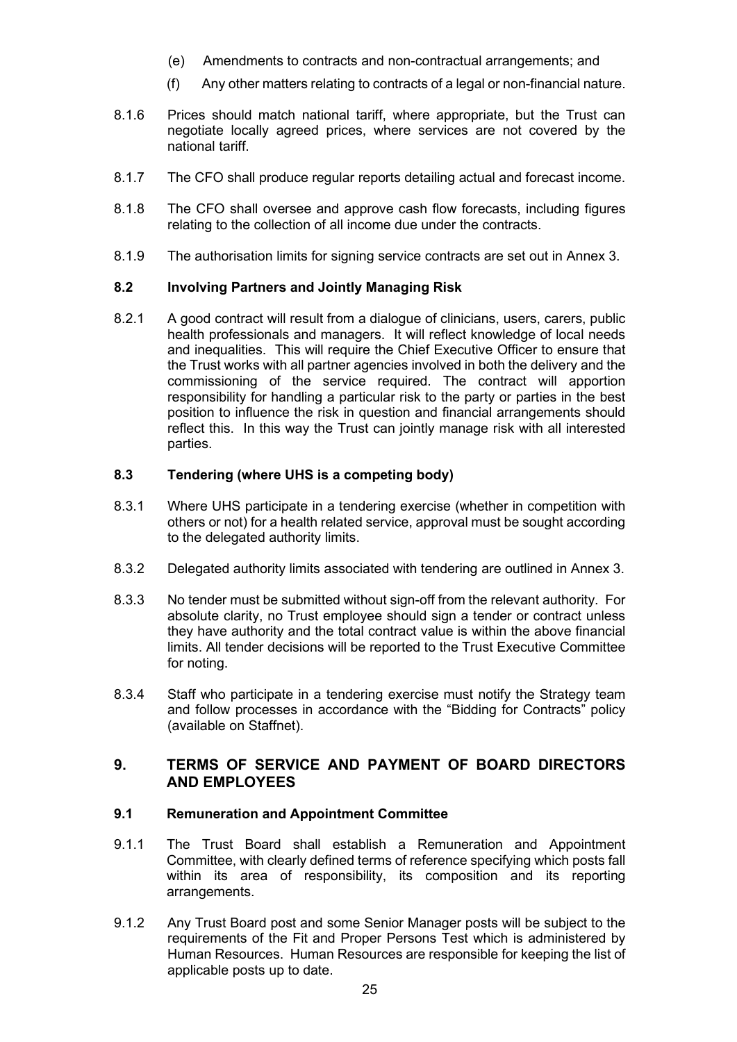(e) Amendments to contracts and non-contractual arrangements; and

(f) Any other matters relating to contracts of a legal or non-financial nature.

8.1.6 Prices should match national tariff, where appropriate, but the Trust can negotiate locally agreed prices, where services are not covered by the national tariff.

8.1.7 The CFO shall produce regular reports detailing actual and forecast income.

8.1.8 The CFO shall oversee and approve cash flow forecasts, including figures relating to the collection of all income due under the contracts.

8.1.9 The authorisation limits for signing service contracts are set out in Annex 3.

### 8.2 Involving Partners and Jointly Managing Risk

8.2.1 A good contract will result from a dialogue of clinicians, users, carers, public health professionals and managers. It will reflect knowledge of local needs and inequalities. This will require the Chief Executive Officer to ensure that the Trust works with all partner agencies involved in both the delivery and the commissioning of the service required. The contract will apportion responsibility for handling a particular risk to the party or parties in the best position to influence the risk in question and financial arrangements should reflect this. In this way the Trust can jointly manage risk with all interested parties.

### 8.3 Tendering (where UHS is a competing body)

8.3.1 Where UHS participate in a tendering exercise (whether in competition with others or not) for a health related service, approval must be sought according to the delegated authority limits.

8.3.2 Delegated authority limits associated with tendering are outlined in Annex 3.

8.3.3 No tender must be submitted without sign-off from the relevant authority. For absolute clarity, no Trust employee should sign a tender or contract unless they have authority and the total contract value is within the above financial limits. All tender decisions will be reported to the Trust Executive Committee for noting.

8.3.4 Staff who participate in a tendering exercise must notify the Strategy team and follow processes in accordance with the "Bidding for Contracts" policy (available on Staffnet).

## 9. TERMS OF SERVICE AND PAYMENT OF BOARD DIRECTORS AND EMPLOYEES

### 9.1 Remuneration and Appointment Committee

9.1.1 The Trust Board shall establish a Remuneration and Appointment Committee, with clearly defined terms of reference specifying which posts fall within its area of responsibility, its composition and its reporting arrangements.

9.1.2 Any Trust Board post and some Senior Manager posts will be subject to the requirements of the Fit and Proper Persons Test which is administered by Human Resources. Human Resources are responsible for keeping the list of applicable posts up to date.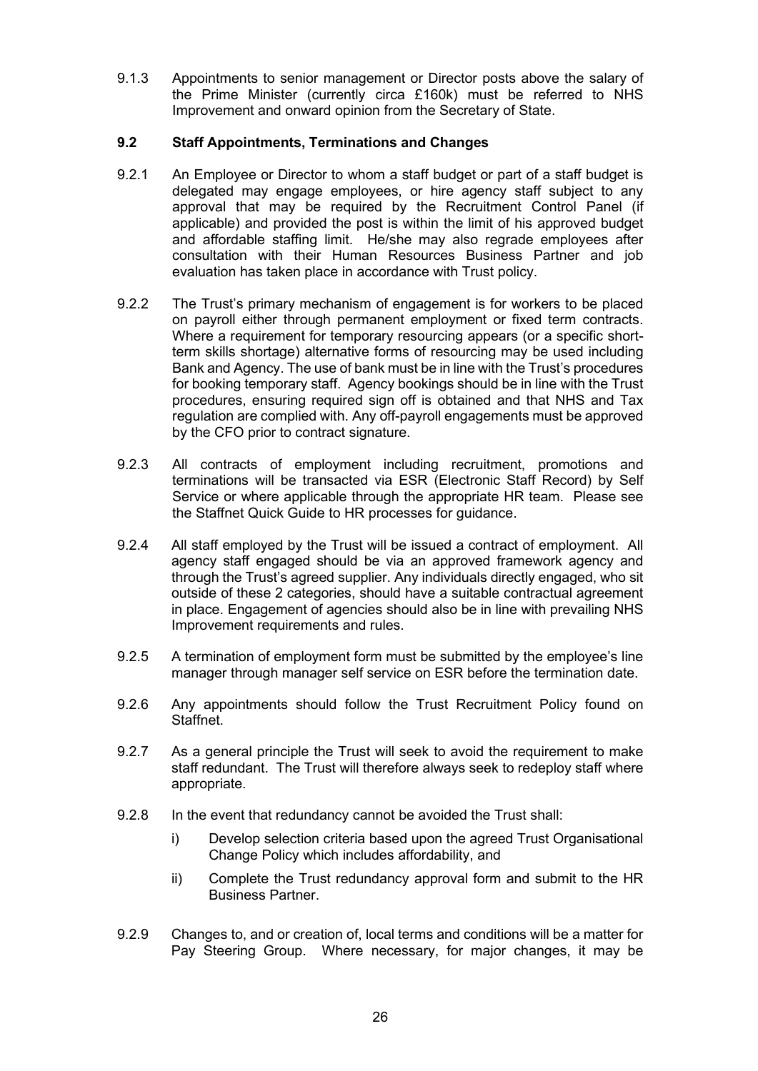9.1.3 Appointments to senior management or Director posts above the salary of the Prime Minister (currently circa £160k) must be referred to NHS Improvement and onward opinion from the Secretary of State.

**9.2 Staff Appointments, Terminations and Changes**

9.2.1 An Employee or Director to whom a staff budget or part of a staff budget is delegated may engage employees, or hire agency staff subject to any approval that may be required by the Recruitment Control Panel (if applicable) and provided the post is within the limit of his approved budget and affordable staffing limit. He/she may also regrade employees after consultation with their Human Resources Business Partner and job evaluation has taken place in accordance with Trust policy.

9.2.2 The Trust's primary mechanism of engagement is for workers to be placed on payroll either through permanent employment or fixed term contracts. Where a requirement for temporary resourcing appears (or a specific short-term skills shortage) alternative forms of resourcing may be used including Bank and Agency. The use of bank must be in line with the Trust's procedures for booking temporary staff. Agency bookings should be in line with the Trust procedures, ensuring required sign off is obtained and that NHS and Tax regulation are complied with. Any off-payroll engagements must be approved by the CFO prior to contract signature.

9.2.3 All contracts of employment including recruitment, promotions and terminations will be transacted via ESR (Electronic Staff Record) by Self Service or where applicable through the appropriate HR team. Please see the Staffnet Quick Guide to HR processes for guidance.

9.2.4 All staff employed by the Trust will be issued a contract of employment. All agency staff engaged should be via an approved framework agency and through the Trust's agreed supplier. Any individuals directly engaged, who sit outside of these 2 categories, should have a suitable contractual agreement in place. Engagement of agencies should also be in line with prevailing NHS Improvement requirements and rules.

9.2.5 A termination of employment form must be submitted by the employee's line manager through manager self service on ESR before the termination date.

9.2.6 Any appointments should follow the Trust Recruitment Policy found on Staffnet.

9.2.7 As a general principle the Trust will seek to avoid the requirement to make staff redundant. The Trust will therefore always seek to redeploy staff where appropriate.

9.2.8 In the event that redundancy cannot be avoided the Trust shall:

i) Develop selection criteria based upon the agreed Trust Organisational Change Policy which includes affordability, and

ii) Complete the Trust redundancy approval form and submit to the HR Business Partner.

9.2.9 Changes to, and or creation of, local terms and conditions will be a matter for Pay Steering Group. Where necessary, for major changes, it may be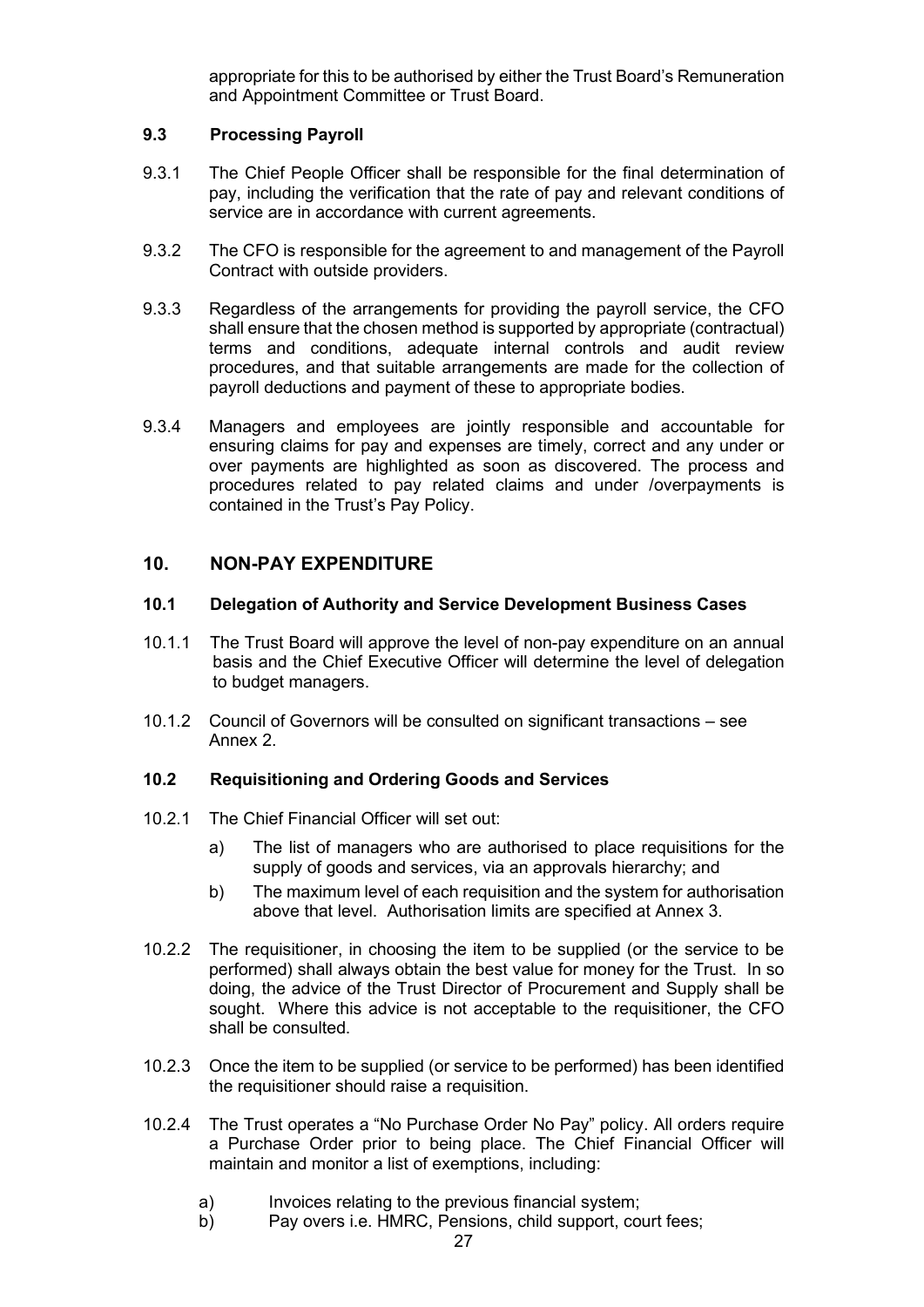appropriate for this to be authorised by either the Trust Board's Remuneration and Appointment Committee or Trust Board.

### 9.3 Processing Payroll

9.3.1 The Chief People Officer shall be responsible for the final determination of pay, including the verification that the rate of pay and relevant conditions of service are in accordance with current agreements.

9.3.2 The CFO is responsible for the agreement to and management of the Payroll Contract with outside providers.

9.3.3 Regardless of the arrangements for providing the payroll service, the CFO shall ensure that the chosen method is supported by appropriate (contractual) terms and conditions, adequate internal controls and audit review procedures, and that suitable arrangements are made for the collection of payroll deductions and payment of these to appropriate bodies.

9.3.4 Managers and employees are jointly responsible and accountable for ensuring claims for pay and expenses are timely, correct and any under or over payments are highlighted as soon as discovered. The process and procedures related to pay related claims and under /overpayments is contained in the Trust's Pay Policy.

## 10. NON-PAY EXPENDITURE

### 10.1 Delegation of Authority and Service Development Business Cases

10.1.1 The Trust Board will approve the level of non-pay expenditure on an annual basis and the Chief Executive Officer will determine the level of delegation to budget managers.

10.1.2 Council of Governors will be consulted on significant transactions – see Annex 2.

### 10.2 Requisitioning and Ordering Goods and Services

10.2.1 The Chief Financial Officer will set out:

a) The list of managers who are authorised to place requisitions for the supply of goods and services, via an approvals hierarchy; and

b) The maximum level of each requisition and the system for authorisation above that level. Authorisation limits are specified at Annex 3.

10.2.2 The requisitioner, in choosing the item to be supplied (or the service to be performed) shall always obtain the best value for money for the Trust. In so doing, the advice of the Trust Director of Procurement and Supply shall be sought. Where this advice is not acceptable to the requisitioner, the CFO shall be consulted.

10.2.3 Once the item to be supplied (or service to be performed) has been identified the requisitioner should raise a requisition.

10.2.4 The Trust operates a "No Purchase Order No Pay" policy. All orders require a Purchase Order prior to being place. The Chief Financial Officer will maintain and monitor a list of exemptions, including:

a) Invoices relating to the previous financial system;

b) Pay overs i.e. HMRC, Pensions, child support, court fees;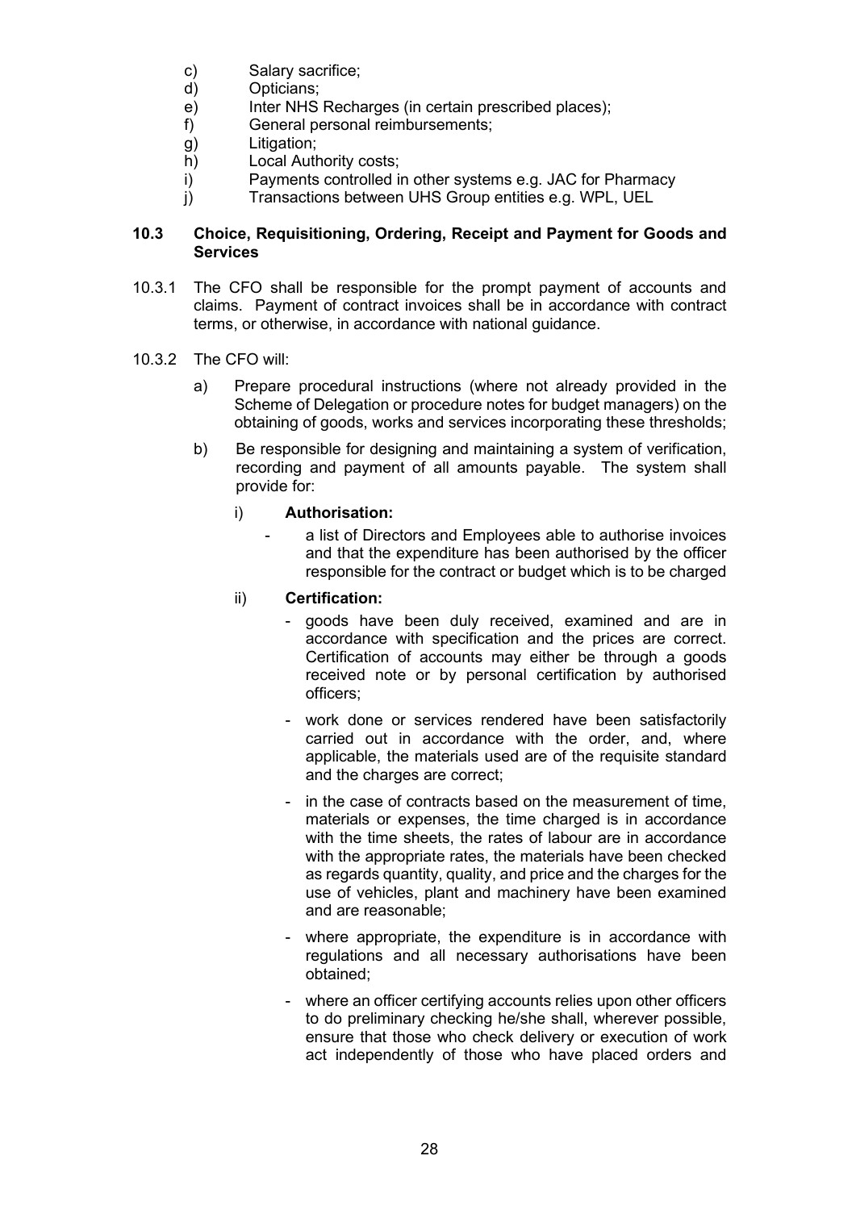c) Salary sacrifice;
d) Opticians;
e) Inter NHS Recharges (in certain prescribed places);
f) General personal reimbursements;
g) Litigation;
h) Local Authority costs;
i) Payments controlled in other systems e.g. JAC for Pharmacy
j) Transactions between UHS Group entities e.g. WPL, UEL

### 10.3 Choice, Requisitioning, Ordering, Receipt and Payment for Goods and Services

10.3.1 The CFO shall be responsible for the prompt payment of accounts and claims. Payment of contract invoices shall be in accordance with contract terms, or otherwise, in accordance with national guidance.

10.3.2 The CFO will:

a) Prepare procedural instructions (where not already provided in the Scheme of Delegation or procedure notes for budget managers) on the obtaining of goods, works and services incorporating these thresholds;

b) Be responsible for designing and maintaining a system of verification, recording and payment of all amounts payable. The system shall provide for:

i) **Authorisation:**

- a list of Directors and Employees able to authorise invoices and that the expenditure has been authorised by the officer responsible for the contract or budget which is to be charged

ii) **Certification:**

- goods have been duly received, examined and are in accordance with specification and the prices are correct. Certification of accounts may either be through a goods received note or by personal certification by authorised officers;
- work done or services rendered have been satisfactorily carried out in accordance with the order, and, where applicable, the materials used are of the requisite standard and the charges are correct;
- in the case of contracts based on the measurement of time, materials or expenses, the time charged is in accordance with the time sheets, the rates of labour are in accordance with the appropriate rates, the materials have been checked as regards quantity, quality, and price and the charges for the use of vehicles, plant and machinery have been examined and are reasonable;
- where appropriate, the expenditure is in accordance with regulations and all necessary authorisations have been obtained;
- where an officer certifying accounts relies upon other officers to do preliminary checking he/she shall, wherever possible, ensure that those who check delivery or execution of work act independently of those who have placed orders and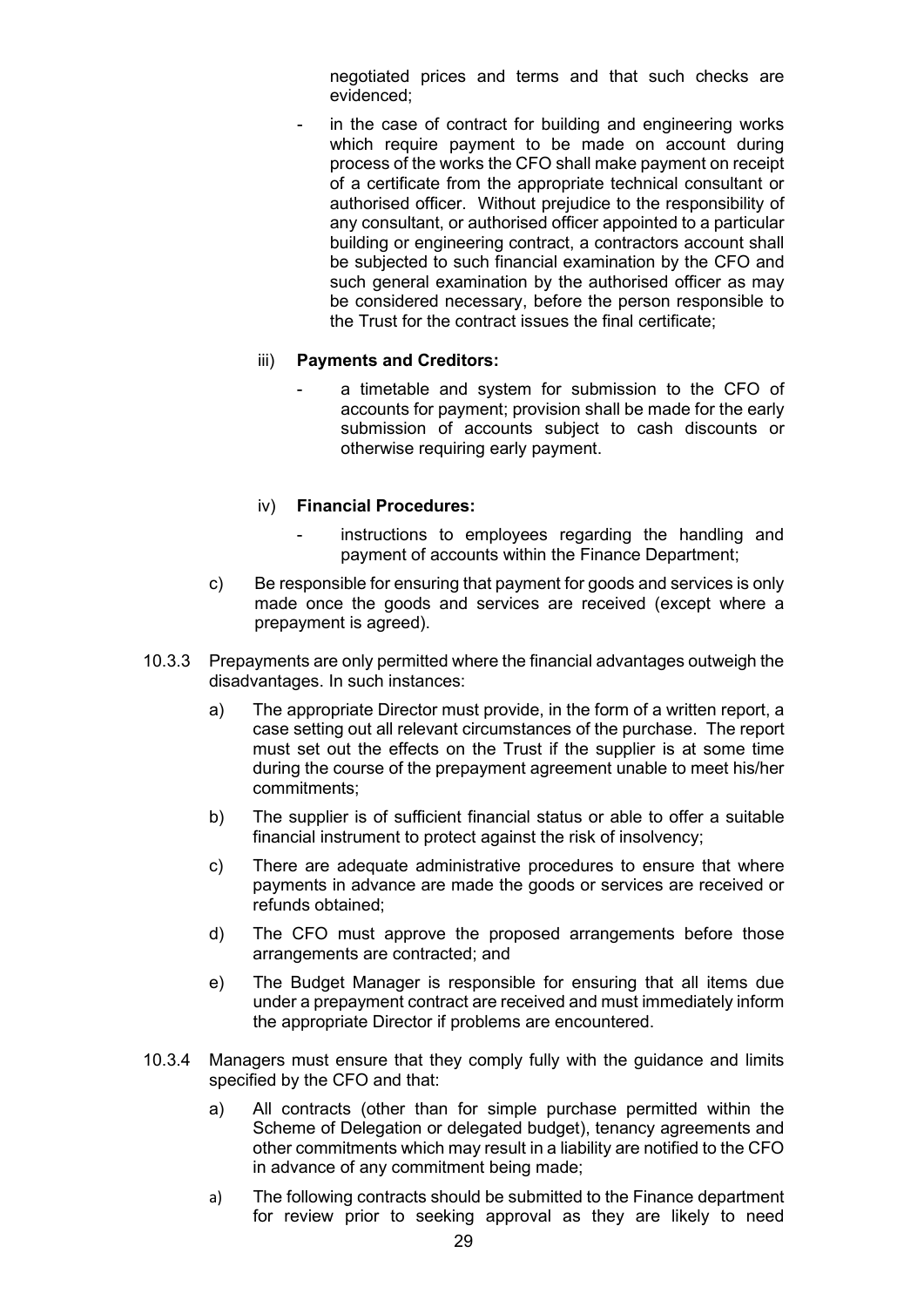negotiated prices and terms and that such checks are evidenced;

- in the case of contract for building and engineering works which require payment to be made on account during process of the works the CFO shall make payment on receipt of a certificate from the appropriate technical consultant or authorised officer. Without prejudice to the responsibility of any consultant, or authorised officer appointed to a particular building or engineering contract, a contractors account shall be subjected to such financial examination by the CFO and such general examination by the authorised officer as may be considered necessary, before the person responsible to the Trust for the contract issues the final certificate;

iii) **Payments and Creditors:**

- a timetable and system for submission to the CFO of accounts for payment; provision shall be made for the early submission of accounts subject to cash discounts or otherwise requiring early payment.

iv) **Financial Procedures:**

- instructions to employees regarding the handling and payment of accounts within the Finance Department;

c) Be responsible for ensuring that payment for goods and services is only made once the goods and services are received (except where a prepayment is agreed).

10.3.3 Prepayments are only permitted where the financial advantages outweigh the disadvantages. In such instances:

a) The appropriate Director must provide, in the form of a written report, a case setting out all relevant circumstances of the purchase. The report must set out the effects on the Trust if the supplier is at some time during the course of the prepayment agreement unable to meet his/her commitments;

b) The supplier is of sufficient financial status or able to offer a suitable financial instrument to protect against the risk of insolvency;

c) There are adequate administrative procedures to ensure that where payments in advance are made the goods or services are received or refunds obtained;

d) The CFO must approve the proposed arrangements before those arrangements are contracted; and

e) The Budget Manager is responsible for ensuring that all items due under a prepayment contract are received and must immediately inform the appropriate Director if problems are encountered.

10.3.4 Managers must ensure that they comply fully with the guidance and limits specified by the CFO and that:

a) All contracts (other than for simple purchase permitted within the Scheme of Delegation or delegated budget), tenancy agreements and other commitments which may result in a liability are notified to the CFO in advance of any commitment being made;

a) The following contracts should be submitted to the Finance department for review prior to seeking approval as they are likely to need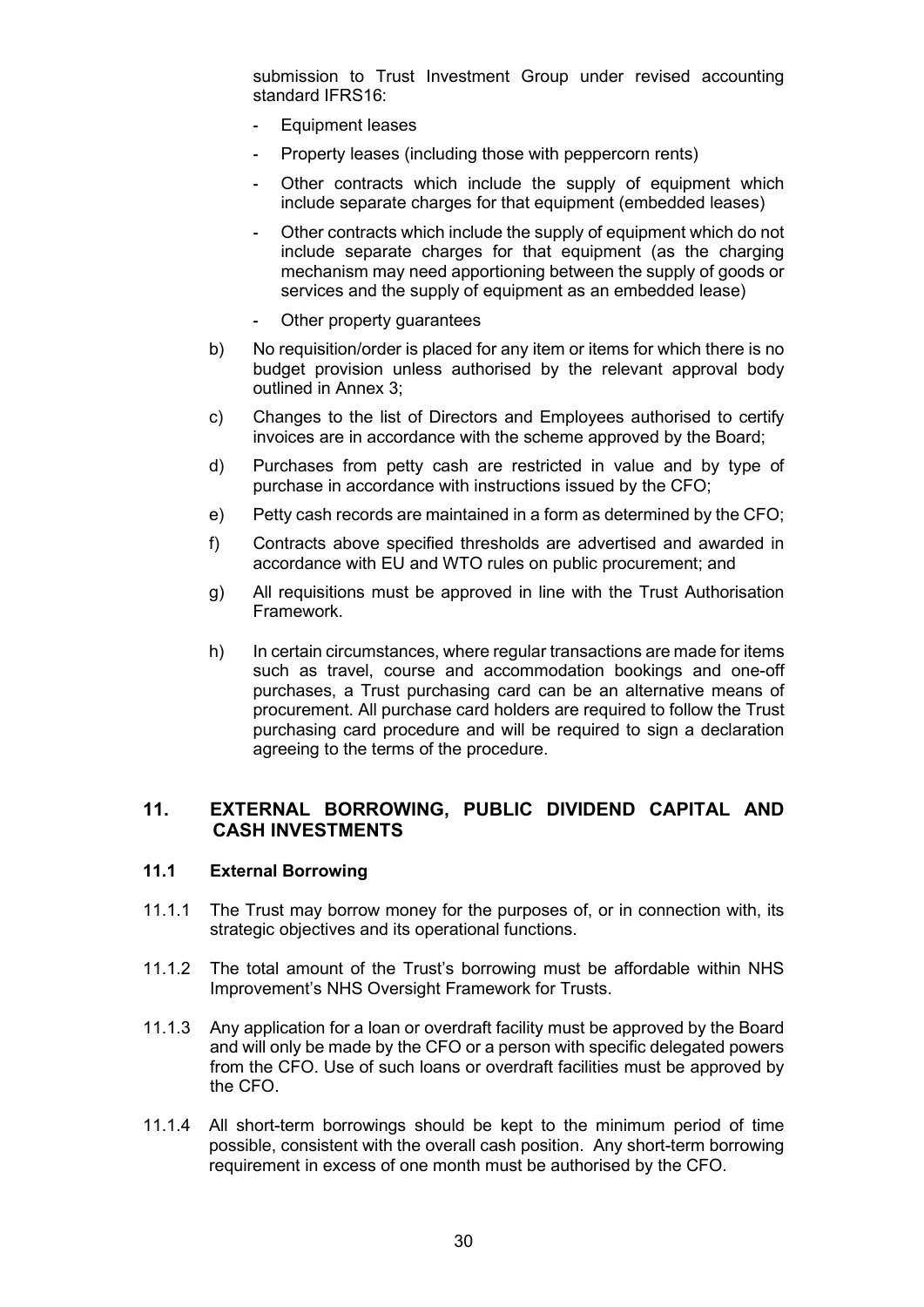submission to Trust Investment Group under revised accounting standard IFRS16:

- Equipment leases
- Property leases (including those with peppercorn rents)
- Other contracts which include the supply of equipment which include separate charges for that equipment (embedded leases)
- Other contracts which include the supply of equipment which do not include separate charges for that equipment (as the charging mechanism may need apportioning between the supply of goods or services and the supply of equipment as an embedded lease)
- Other property guarantees

b) No requisition/order is placed for any item or items for which there is no budget provision unless authorised by the relevant approval body outlined in Annex 3;

c) Changes to the list of Directors and Employees authorised to certify invoices are in accordance with the scheme approved by the Board;

d) Purchases from petty cash are restricted in value and by type of purchase in accordance with instructions issued by the CFO;

e) Petty cash records are maintained in a form as determined by the CFO;

f) Contracts above specified thresholds are advertised and awarded in accordance with EU and WTO rules on public procurement; and

g) All requisitions must be approved in line with the Trust Authorisation Framework.

h) In certain circumstances, where regular transactions are made for items such as travel, course and accommodation bookings and one-off purchases, a Trust purchasing card can be an alternative means of procurement. All purchase card holders are required to follow the Trust purchasing card procedure and will be required to sign a declaration agreeing to the terms of the procedure.

## 11. EXTERNAL BORROWING, PUBLIC DIVIDEND CAPITAL AND CASH INVESTMENTS

### 11.1 External Borrowing

11.1.1 The Trust may borrow money for the purposes of, or in connection with, its strategic objectives and its operational functions.

11.1.2 The total amount of the Trust's borrowing must be affordable within NHS Improvement's NHS Oversight Framework for Trusts.

11.1.3 Any application for a loan or overdraft facility must be approved by the Board and will only be made by the CFO or a person with specific delegated powers from the CFO. Use of such loans or overdraft facilities must be approved by the CFO.

11.1.4 All short-term borrowings should be kept to the minimum period of time possible, consistent with the overall cash position. Any short-term borrowing requirement in excess of one month must be authorised by the CFO.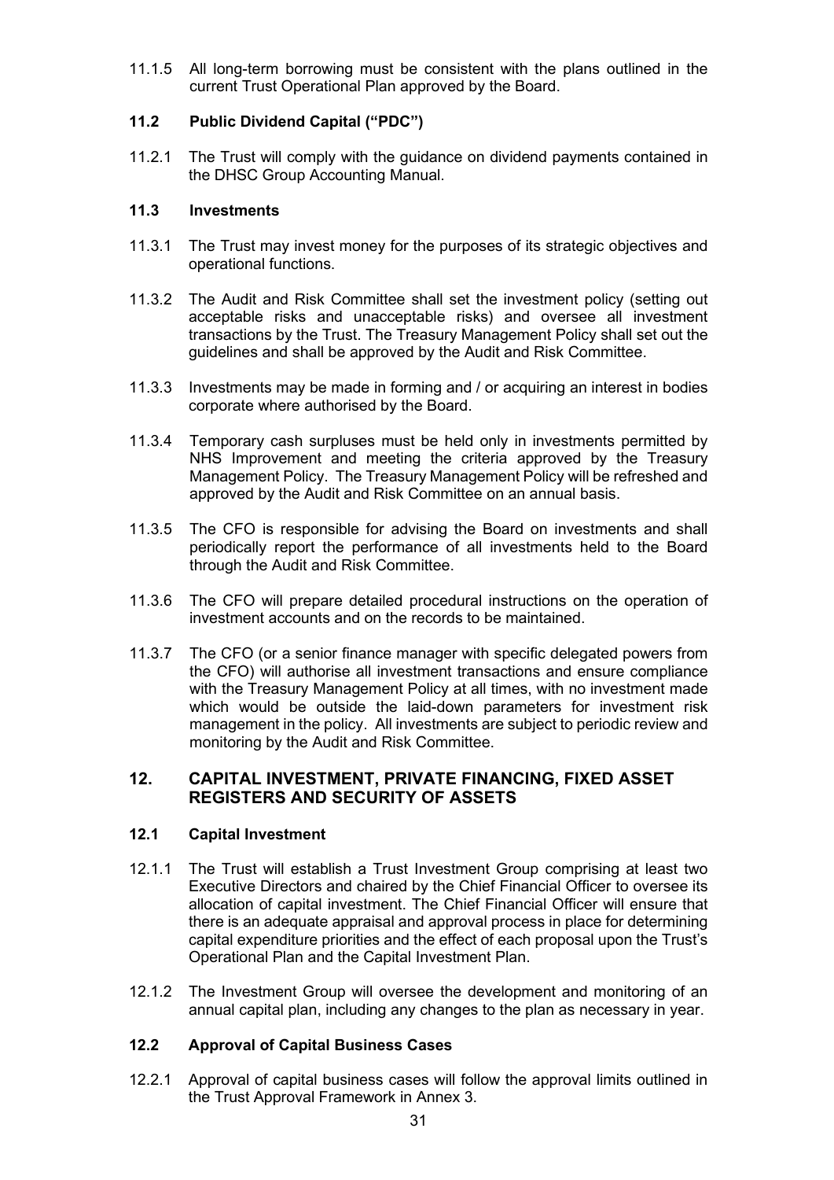11.1.5 All long-term borrowing must be consistent with the plans outlined in the current Trust Operational Plan approved by the Board.

### 11.2 Public Dividend Capital ("PDC")

11.2.1 The Trust will comply with the guidance on dividend payments contained in the DHSC Group Accounting Manual.

### 11.3 Investments

11.3.1 The Trust may invest money for the purposes of its strategic objectives and operational functions.

11.3.2 The Audit and Risk Committee shall set the investment policy (setting out acceptable risks and unacceptable risks) and oversee all investment transactions by the Trust. The Treasury Management Policy shall set out the guidelines and shall be approved by the Audit and Risk Committee.

11.3.3 Investments may be made in forming and / or acquiring an interest in bodies corporate where authorised by the Board.

11.3.4 Temporary cash surpluses must be held only in investments permitted by NHS Improvement and meeting the criteria approved by the Treasury Management Policy. The Treasury Management Policy will be refreshed and approved by the Audit and Risk Committee on an annual basis.

11.3.5 The CFO is responsible for advising the Board on investments and shall periodically report the performance of all investments held to the Board through the Audit and Risk Committee.

11.3.6 The CFO will prepare detailed procedural instructions on the operation of investment accounts and on the records to be maintained.

11.3.7 The CFO (or a senior finance manager with specific delegated powers from the CFO) will authorise all investment transactions and ensure compliance with the Treasury Management Policy at all times, with no investment made which would be outside the laid-down parameters for investment risk management in the policy. All investments are subject to periodic review and monitoring by the Audit and Risk Committee.

## 12. CAPITAL INVESTMENT, PRIVATE FINANCING, FIXED ASSET REGISTERS AND SECURITY OF ASSETS

### 12.1 Capital Investment

12.1.1 The Trust will establish a Trust Investment Group comprising at least two Executive Directors and chaired by the Chief Financial Officer to oversee its allocation of capital investment. The Chief Financial Officer will ensure that there is an adequate appraisal and approval process in place for determining capital expenditure priorities and the effect of each proposal upon the Trust's Operational Plan and the Capital Investment Plan.

12.1.2 The Investment Group will oversee the development and monitoring of an annual capital plan, including any changes to the plan as necessary in year.

### 12.2 Approval of Capital Business Cases

12.2.1 Approval of capital business cases will follow the approval limits outlined in the Trust Approval Framework in Annex 3.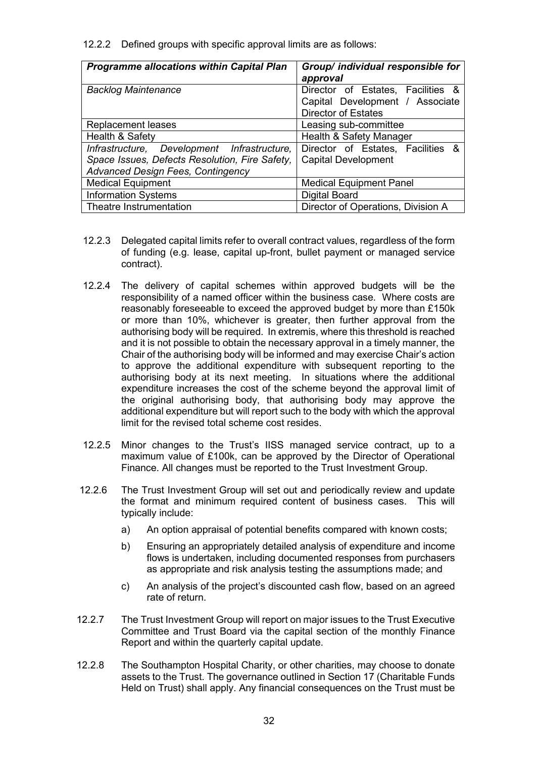12.2.2 Defined groups with specific approval limits are as follows:

| *Programme allocations within Capital Plan* | *Group/ individual responsible for approval* |
|---|---|
| *Backlog Maintenance* | Director of Estates, Facilities & Capital Development / Associate Director of Estates |
| Replacement leases | Leasing sub-committee |
| Health & Safety | Health & Safety Manager |
| *Infrastructure, Development Infrastructure, Space Issues, Defects Resolution, Fire Safety, Advanced Design Fees, Contingency* | Director of Estates, Facilities & Capital Development |
| Medical Equipment | Medical Equipment Panel |
| Information Systems | Digital Board |
| Theatre Instrumentation | Director of Operations, Division A |

12.2.3 Delegated capital limits refer to overall contract values, regardless of the form of funding (e.g. lease, capital up-front, bullet payment or managed service contract).

12.2.4 The delivery of capital schemes within approved budgets will be the responsibility of a named officer within the business case. Where costs are reasonably foreseeable to exceed the approved budget by more than £150k or more than 10%, whichever is greater, then further approval from the authorising body will be required. In extremis, where this threshold is reached and it is not possible to obtain the necessary approval in a timely manner, the Chair of the authorising body will be informed and may exercise Chair's action to approve the additional expenditure with subsequent reporting to the authorising body at its next meeting. In situations where the additional expenditure increases the cost of the scheme beyond the approval limit of the original authorising body, that authorising body may approve the additional expenditure but will report such to the body with which the approval limit for the revised total scheme cost resides.

12.2.5 Minor changes to the Trust's IISS managed service contract, up to a maximum value of £100k, can be approved by the Director of Operational Finance. All changes must be reported to the Trust Investment Group.

12.2.6 The Trust Investment Group will set out and periodically review and update the format and minimum required content of business cases. This will typically include:

a) An option appraisal of potential benefits compared with known costs;

b) Ensuring an appropriately detailed analysis of expenditure and income flows is undertaken, including documented responses from purchasers as appropriate and risk analysis testing the assumptions made; and

c) An analysis of the project's discounted cash flow, based on an agreed rate of return.

12.2.7 The Trust Investment Group will report on major issues to the Trust Executive Committee and Trust Board via the capital section of the monthly Finance Report and within the quarterly capital update.

12.2.8 The Southampton Hospital Charity, or other charities, may choose to donate assets to the Trust. The governance outlined in Section 17 (Charitable Funds Held on Trust) shall apply. Any financial consequences on the Trust must be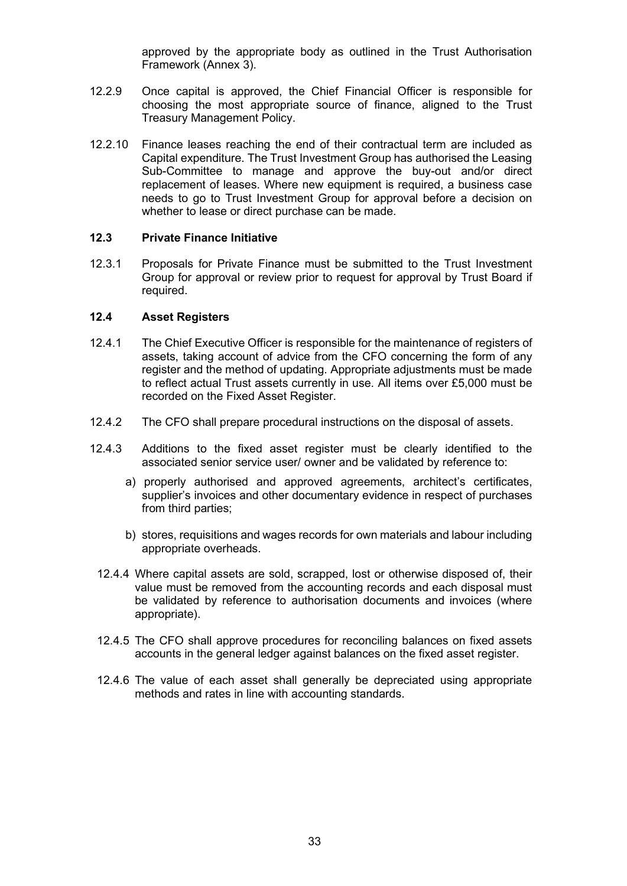approved by the appropriate body as outlined in the Trust Authorisation Framework (Annex 3).

12.2.9 Once capital is approved, the Chief Financial Officer is responsible for choosing the most appropriate source of finance, aligned to the Trust Treasury Management Policy.

12.2.10 Finance leases reaching the end of their contractual term are included as Capital expenditure. The Trust Investment Group has authorised the Leasing Sub-Committee to manage and approve the buy-out and/or direct replacement of leases. Where new equipment is required, a business case needs to go to Trust Investment Group for approval before a decision on whether to lease or direct purchase can be made.

### 12.3 Private Finance Initiative

12.3.1 Proposals for Private Finance must be submitted to the Trust Investment Group for approval or review prior to request for approval by Trust Board if required.

### 12.4 Asset Registers

12.4.1 The Chief Executive Officer is responsible for the maintenance of registers of assets, taking account of advice from the CFO concerning the form of any register and the method of updating. Appropriate adjustments must be made to reflect actual Trust assets currently in use. All items over £5,000 must be recorded on the Fixed Asset Register.

12.4.2 The CFO shall prepare procedural instructions on the disposal of assets.

12.4.3 Additions to the fixed asset register must be clearly identified to the associated senior service user/ owner and be validated by reference to:

a) properly authorised and approved agreements, architect's certificates, supplier's invoices and other documentary evidence in respect of purchases from third parties;

b) stores, requisitions and wages records for own materials and labour including appropriate overheads.

12.4.4 Where capital assets are sold, scrapped, lost or otherwise disposed of, their value must be removed from the accounting records and each disposal must be validated by reference to authorisation documents and invoices (where appropriate).

12.4.5 The CFO shall approve procedures for reconciling balances on fixed assets accounts in the general ledger against balances on the fixed asset register.

12.4.6 The value of each asset shall generally be depreciated using appropriate methods and rates in line with accounting standards.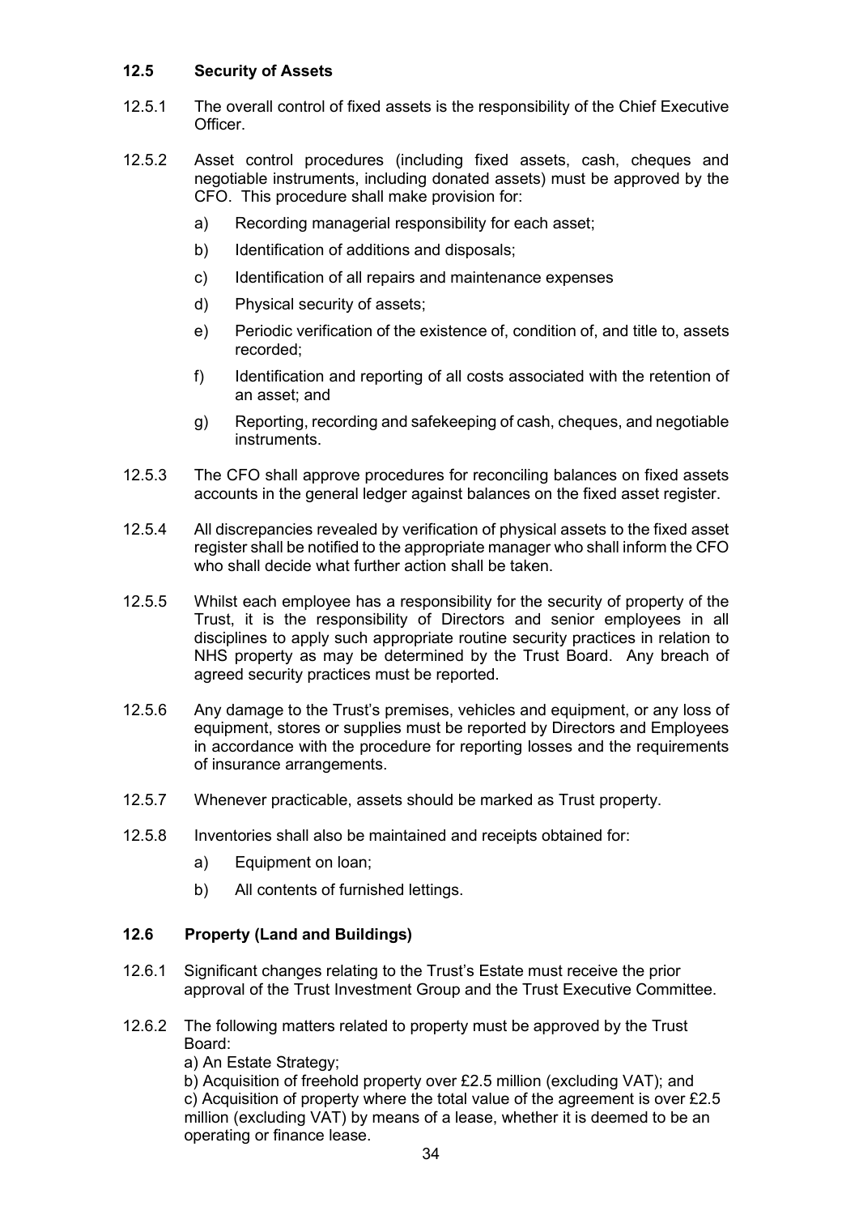### 12.5 Security of Assets

12.5.1 The overall control of fixed assets is the responsibility of the Chief Executive Officer.

12.5.2 Asset control procedures (including fixed assets, cash, cheques and negotiable instruments, including donated assets) must be approved by the CFO. This procedure shall make provision for:

a) Recording managerial responsibility for each asset;

b) Identification of additions and disposals;

c) Identification of all repairs and maintenance expenses

d) Physical security of assets;

e) Periodic verification of the existence of, condition of, and title to, assets recorded;

f) Identification and reporting of all costs associated with the retention of an asset; and

g) Reporting, recording and safekeeping of cash, cheques, and negotiable instruments.

12.5.3 The CFO shall approve procedures for reconciling balances on fixed assets accounts in the general ledger against balances on the fixed asset register.

12.5.4 All discrepancies revealed by verification of physical assets to the fixed asset register shall be notified to the appropriate manager who shall inform the CFO who shall decide what further action shall be taken.

12.5.5 Whilst each employee has a responsibility for the security of property of the Trust, it is the responsibility of Directors and senior employees in all disciplines to apply such appropriate routine security practices in relation to NHS property as may be determined by the Trust Board. Any breach of agreed security practices must be reported.

12.5.6 Any damage to the Trust's premises, vehicles and equipment, or any loss of equipment, stores or supplies must be reported by Directors and Employees in accordance with the procedure for reporting losses and the requirements of insurance arrangements.

12.5.7 Whenever practicable, assets should be marked as Trust property.

12.5.8 Inventories shall also be maintained and receipts obtained for:

a) Equipment on loan;

b) All contents of furnished lettings.

### 12.6 Property (Land and Buildings)

12.6.1 Significant changes relating to the Trust's Estate must receive the prior approval of the Trust Investment Group and the Trust Executive Committee.

12.6.2 The following matters related to property must be approved by the Trust Board:

a) An Estate Strategy;

b) Acquisition of freehold property over £2.5 million (excluding VAT); and

c) Acquisition of property where the total value of the agreement is over £2.5 million (excluding VAT) by means of a lease, whether it is deemed to be an operating or finance lease.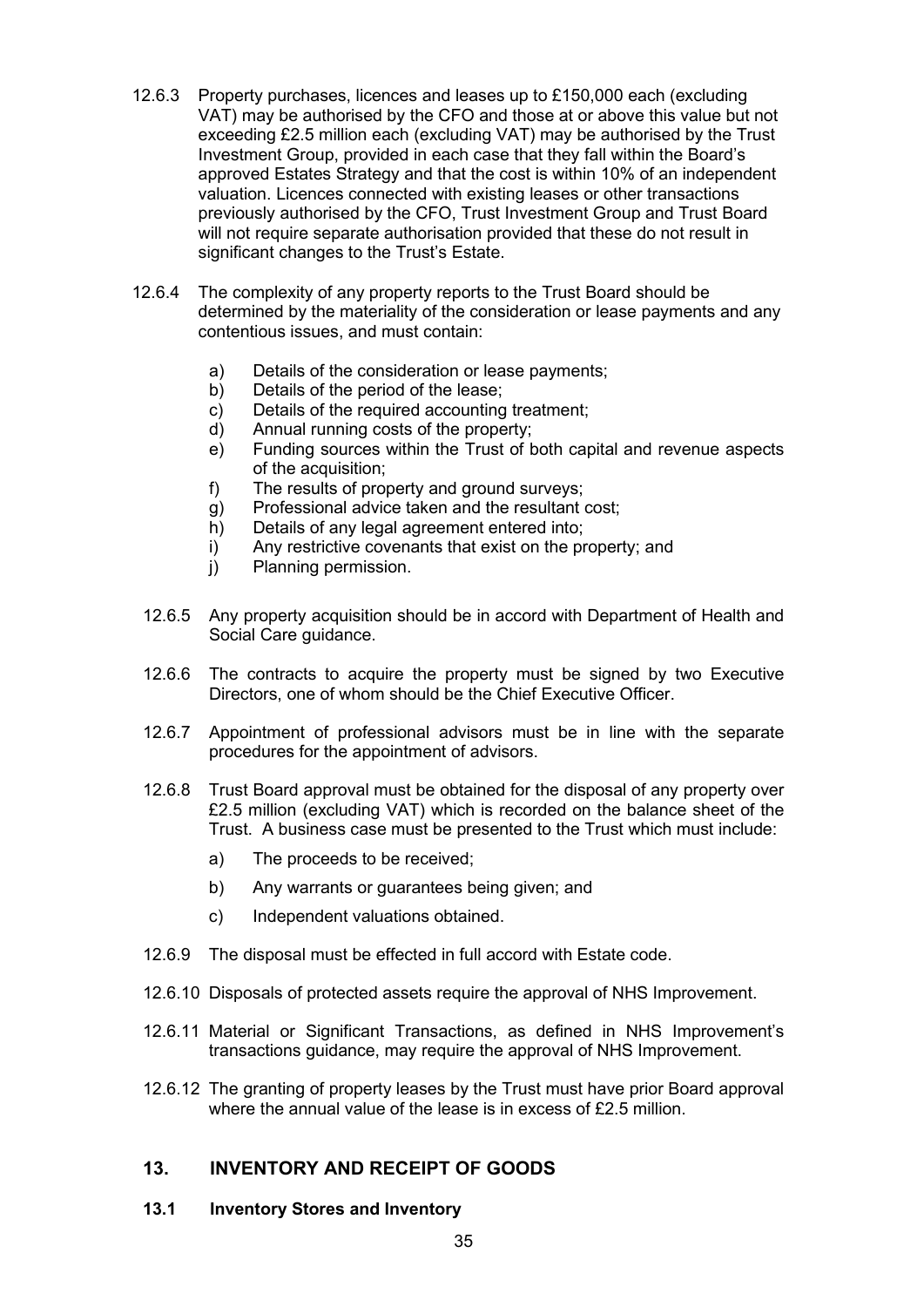12.6.3 Property purchases, licences and leases up to £150,000 each (excluding VAT) may be authorised by the CFO and those at or above this value but not exceeding £2.5 million each (excluding VAT) may be authorised by the Trust Investment Group, provided in each case that they fall within the Board's approved Estates Strategy and that the cost is within 10% of an independent valuation. Licences connected with existing leases or other transactions previously authorised by the CFO, Trust Investment Group and Trust Board will not require separate authorisation provided that these do not result in significant changes to the Trust's Estate.

12.6.4 The complexity of any property reports to the Trust Board should be determined by the materiality of the consideration or lease payments and any contentious issues, and must contain:

a) Details of the consideration or lease payments;
b) Details of the period of the lease;
c) Details of the required accounting treatment;
d) Annual running costs of the property;
e) Funding sources within the Trust of both capital and revenue aspects of the acquisition;
f) The results of property and ground surveys;
g) Professional advice taken and the resultant cost;
h) Details of any legal agreement entered into;
i) Any restrictive covenants that exist on the property; and
j) Planning permission.

12.6.5 Any property acquisition should be in accord with Department of Health and Social Care guidance.

12.6.6 The contracts to acquire the property must be signed by two Executive Directors, one of whom should be the Chief Executive Officer.

12.6.7 Appointment of professional advisors must be in line with the separate procedures for the appointment of advisors.

12.6.8 Trust Board approval must be obtained for the disposal of any property over £2.5 million (excluding VAT) which is recorded on the balance sheet of the Trust. A business case must be presented to the Trust which must include:

a) The proceeds to be received;

b) Any warrants or guarantees being given; and

c) Independent valuations obtained.

12.6.9 The disposal must be effected in full accord with Estate code.

12.6.10 Disposals of protected assets require the approval of NHS Improvement.

12.6.11 Material or Significant Transactions, as defined in NHS Improvement's transactions guidance, may require the approval of NHS Improvement.

12.6.12 The granting of property leases by the Trust must have prior Board approval where the annual value of the lease is in excess of £2.5 million.

## 13. INVENTORY AND RECEIPT OF GOODS

### 13.1 Inventory Stores and Inventory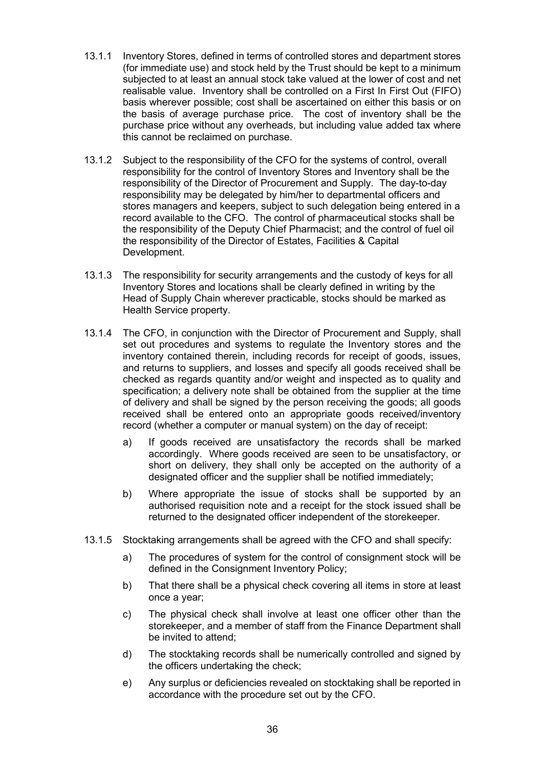13.1.1 Inventory Stores, defined in terms of controlled stores and department stores (for immediate use) and stock held by the Trust should be kept to a minimum subjected to at least an annual stock take valued at the lower of cost and net realisable value. Inventory shall be controlled on a First In First Out (FIFO) basis wherever possible; cost shall be ascertained on either this basis or on the basis of average purchase price. The cost of inventory shall be the purchase price without any overheads, but including value added tax where this cannot be reclaimed on purchase.

13.1.2 Subject to the responsibility of the CFO for the systems of control, overall responsibility for the control of Inventory Stores and Inventory shall be the responsibility of the Director of Procurement and Supply. The day-to-day responsibility may be delegated by him/her to departmental officers and stores managers and keepers, subject to such delegation being entered in a record available to the CFO. The control of pharmaceutical stocks shall be the responsibility of the Deputy Chief Pharmacist; and the control of fuel oil the responsibility of the Director of Estates, Facilities & Capital Development.

13.1.3 The responsibility for security arrangements and the custody of keys for all Inventory Stores and locations shall be clearly defined in writing by the Head of Supply Chain wherever practicable, stocks should be marked as Health Service property.

13.1.4 The CFO, in conjunction with the Director of Procurement and Supply, shall set out procedures and systems to regulate the Inventory stores and the inventory contained therein, including records for receipt of goods, issues, and returns to suppliers, and losses and specify all goods received shall be checked as regards quantity and/or weight and inspected as to quality and specification; a delivery note shall be obtained from the supplier at the time of delivery and shall be signed by the person receiving the goods; all goods received shall be entered onto an appropriate goods received/inventory record (whether a computer or manual system) on the day of receipt:

a) If goods received are unsatisfactory the records shall be marked accordingly. Where goods received are seen to be unsatisfactory, or short on delivery, they shall only be accepted on the authority of a designated officer and the supplier shall be notified immediately;

b) Where appropriate the issue of stocks shall be supported by an authorised requisition note and a receipt for the stock issued shall be returned to the designated officer independent of the storekeeper.

13.1.5 Stocktaking arrangements shall be agreed with the CFO and shall specify:

a) The procedures of system for the control of consignment stock will be defined in the Consignment Inventory Policy;

b) That there shall be a physical check covering all items in store at least once a year;

c) The physical check shall involve at least one officer other than the storekeeper, and a member of staff from the Finance Department shall be invited to attend;

d) The stocktaking records shall be numerically controlled and signed by the officers undertaking the check;

e) Any surplus or deficiencies revealed on stocktaking shall be reported in accordance with the procedure set out by the CFO.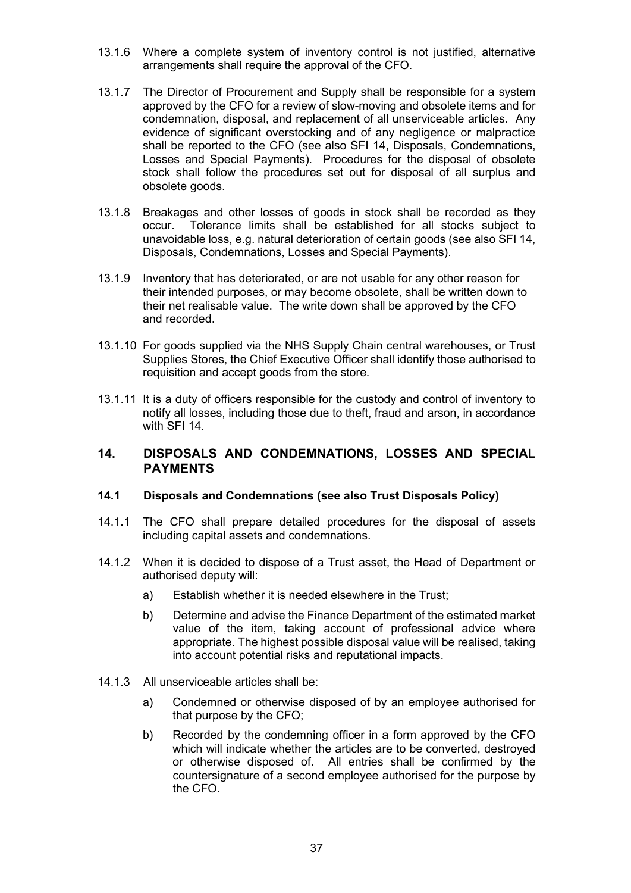13.1.6 Where a complete system of inventory control is not justified, alternative arrangements shall require the approval of the CFO.

13.1.7 The Director of Procurement and Supply shall be responsible for a system approved by the CFO for a review of slow-moving and obsolete items and for condemnation, disposal, and replacement of all unserviceable articles. Any evidence of significant overstocking and of any negligence or malpractice shall be reported to the CFO (see also SFI 14, Disposals, Condemnations, Losses and Special Payments). Procedures for the disposal of obsolete stock shall follow the procedures set out for disposal of all surplus and obsolete goods.

13.1.8 Breakages and other losses of goods in stock shall be recorded as they occur. Tolerance limits shall be established for all stocks subject to unavoidable loss, e.g. natural deterioration of certain goods (see also SFI 14, Disposals, Condemnations, Losses and Special Payments).

13.1.9 Inventory that has deteriorated, or are not usable for any other reason for their intended purposes, or may become obsolete, shall be written down to their net realisable value. The write down shall be approved by the CFO and recorded.

13.1.10 For goods supplied via the NHS Supply Chain central warehouses, or Trust Supplies Stores, the Chief Executive Officer shall identify those authorised to requisition and accept goods from the store.

13.1.11 It is a duty of officers responsible for the custody and control of inventory to notify all losses, including those due to theft, fraud and arson, in accordance with SFI 14.

## 14. DISPOSALS AND CONDEMNATIONS, LOSSES AND SPECIAL PAYMENTS

### 14.1 Disposals and Condemnations (see also Trust Disposals Policy)

14.1.1 The CFO shall prepare detailed procedures for the disposal of assets including capital assets and condemnations.

14.1.2 When it is decided to dispose of a Trust asset, the Head of Department or authorised deputy will:

a) Establish whether it is needed elsewhere in the Trust;

b) Determine and advise the Finance Department of the estimated market value of the item, taking account of professional advice where appropriate. The highest possible disposal value will be realised, taking into account potential risks and reputational impacts.

14.1.3 All unserviceable articles shall be:

a) Condemned or otherwise disposed of by an employee authorised for that purpose by the CFO;

b) Recorded by the condemning officer in a form approved by the CFO which will indicate whether the articles are to be converted, destroyed or otherwise disposed of. All entries shall be confirmed by the countersignature of a second employee authorised for the purpose by the CFO.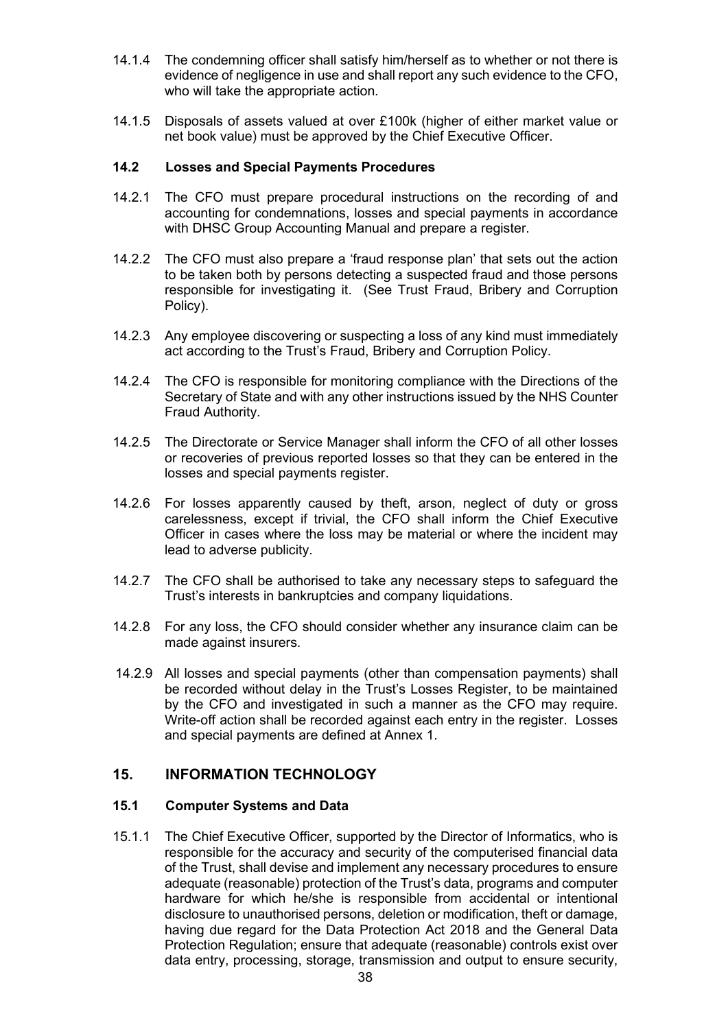14.1.4 The condemning officer shall satisfy him/herself as to whether or not there is evidence of negligence in use and shall report any such evidence to the CFO, who will take the appropriate action.

14.1.5 Disposals of assets valued at over £100k (higher of either market value or net book value) must be approved by the Chief Executive Officer.

### 14.2 Losses and Special Payments Procedures

14.2.1 The CFO must prepare procedural instructions on the recording of and accounting for condemnations, losses and special payments in accordance with DHSC Group Accounting Manual and prepare a register.

14.2.2 The CFO must also prepare a 'fraud response plan' that sets out the action to be taken both by persons detecting a suspected fraud and those persons responsible for investigating it. (See Trust Fraud, Bribery and Corruption Policy).

14.2.3 Any employee discovering or suspecting a loss of any kind must immediately act according to the Trust's Fraud, Bribery and Corruption Policy.

14.2.4 The CFO is responsible for monitoring compliance with the Directions of the Secretary of State and with any other instructions issued by the NHS Counter Fraud Authority.

14.2.5 The Directorate or Service Manager shall inform the CFO of all other losses or recoveries of previous reported losses so that they can be entered in the losses and special payments register.

14.2.6 For losses apparently caused by theft, arson, neglect of duty or gross carelessness, except if trivial, the CFO shall inform the Chief Executive Officer in cases where the loss may be material or where the incident may lead to adverse publicity.

14.2.7 The CFO shall be authorised to take any necessary steps to safeguard the Trust's interests in bankruptcies and company liquidations.

14.2.8 For any loss, the CFO should consider whether any insurance claim can be made against insurers.

14.2.9 All losses and special payments (other than compensation payments) shall be recorded without delay in the Trust's Losses Register, to be maintained by the CFO and investigated in such a manner as the CFO may require. Write-off action shall be recorded against each entry in the register. Losses and special payments are defined at Annex 1.

## 15. INFORMATION TECHNOLOGY

### 15.1 Computer Systems and Data

15.1.1 The Chief Executive Officer, supported by the Director of Informatics, who is responsible for the accuracy and security of the computerised financial data of the Trust, shall devise and implement any necessary procedures to ensure adequate (reasonable) protection of the Trust's data, programs and computer hardware for which he/she is responsible from accidental or intentional disclosure to unauthorised persons, deletion or modification, theft or damage, having due regard for the Data Protection Act 2018 and the General Data Protection Regulation; ensure that adequate (reasonable) controls exist over data entry, processing, storage, transmission and output to ensure security,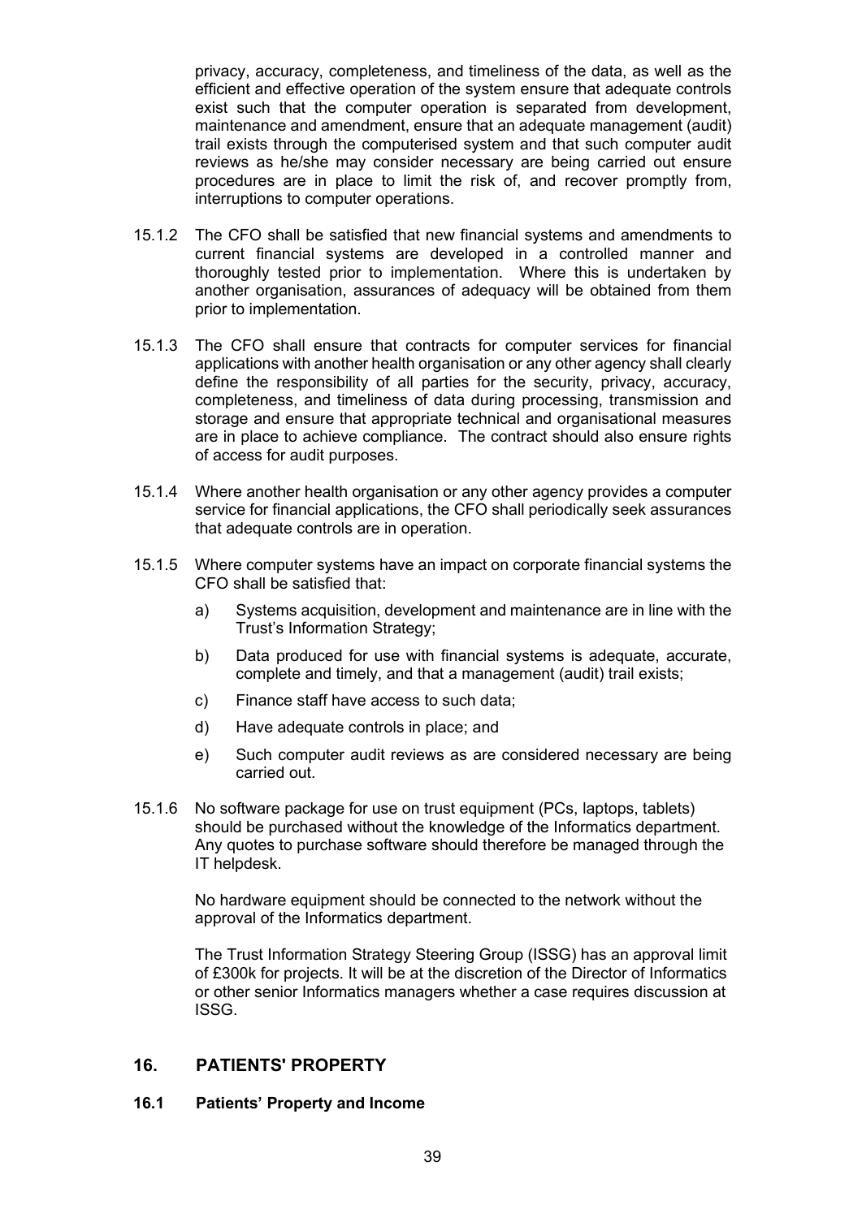privacy, accuracy, completeness, and timeliness of the data, as well as the efficient and effective operation of the system ensure that adequate controls exist such that the computer operation is separated from development, maintenance and amendment, ensure that an adequate management (audit) trail exists through the computerised system and that such computer audit reviews as he/she may consider necessary are being carried out ensure procedures are in place to limit the risk of, and recover promptly from, interruptions to computer operations.

15.1.2 The CFO shall be satisfied that new financial systems and amendments to current financial systems are developed in a controlled manner and thoroughly tested prior to implementation. Where this is undertaken by another organisation, assurances of adequacy will be obtained from them prior to implementation.

15.1.3 The CFO shall ensure that contracts for computer services for financial applications with another health organisation or any other agency shall clearly define the responsibility of all parties for the security, privacy, accuracy, completeness, and timeliness of data during processing, transmission and storage and ensure that appropriate technical and organisational measures are in place to achieve compliance. The contract should also ensure rights of access for audit purposes.

15.1.4 Where another health organisation or any other agency provides a computer service for financial applications, the CFO shall periodically seek assurances that adequate controls are in operation.

15.1.5 Where computer systems have an impact on corporate financial systems the CFO shall be satisfied that:

a) Systems acquisition, development and maintenance are in line with the Trust's Information Strategy;

b) Data produced for use with financial systems is adequate, accurate, complete and timely, and that a management (audit) trail exists;

c) Finance staff have access to such data;

d) Have adequate controls in place; and

e) Such computer audit reviews as are considered necessary are being carried out.

15.1.6 No software package for use on trust equipment (PCs, laptops, tablets) should be purchased without the knowledge of the Informatics department. Any quotes to purchase software should therefore be managed through the IT helpdesk.

No hardware equipment should be connected to the network without the approval of the Informatics department.

The Trust Information Strategy Steering Group (ISSG) has an approval limit of £300k for projects. It will be at the discretion of the Director of Informatics or other senior Informatics managers whether a case requires discussion at ISSG.

## 16. PATIENTS' PROPERTY

### 16.1 Patients' Property and Income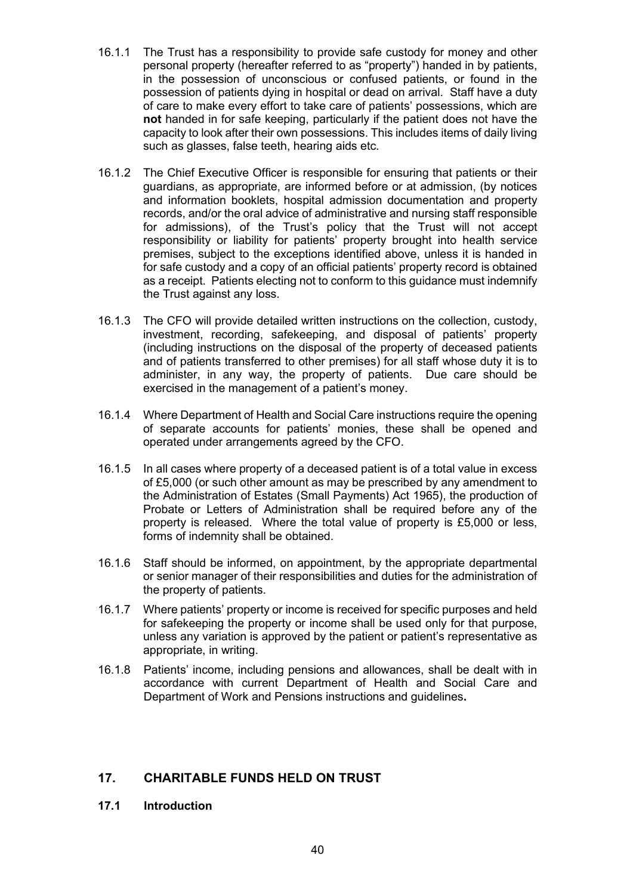16.1.1 The Trust has a responsibility to provide safe custody for money and other personal property (hereafter referred to as "property") handed in by patients, in the possession of unconscious or confused patients, or found in the possession of patients dying in hospital or dead on arrival. Staff have a duty of care to make every effort to take care of patients' possessions, which are **not** handed in for safe keeping, particularly if the patient does not have the capacity to look after their own possessions. This includes items of daily living such as glasses, false teeth, hearing aids etc.

16.1.2 The Chief Executive Officer is responsible for ensuring that patients or their guardians, as appropriate, are informed before or at admission, (by notices and information booklets, hospital admission documentation and property records, and/or the oral advice of administrative and nursing staff responsible for admissions), of the Trust's policy that the Trust will not accept responsibility or liability for patients' property brought into health service premises, subject to the exceptions identified above, unless it is handed in for safe custody and a copy of an official patients' property record is obtained as a receipt. Patients electing not to conform to this guidance must indemnify the Trust against any loss.

16.1.3 The CFO will provide detailed written instructions on the collection, custody, investment, recording, safekeeping, and disposal of patients' property (including instructions on the disposal of the property of deceased patients and of patients transferred to other premises) for all staff whose duty it is to administer, in any way, the property of patients. Due care should be exercised in the management of a patient's money.

16.1.4 Where Department of Health and Social Care instructions require the opening of separate accounts for patients' monies, these shall be opened and operated under arrangements agreed by the CFO.

16.1.5 In all cases where property of a deceased patient is of a total value in excess of £5,000 (or such other amount as may be prescribed by any amendment to the Administration of Estates (Small Payments) Act 1965), the production of Probate or Letters of Administration shall be required before any of the property is released. Where the total value of property is £5,000 or less, forms of indemnity shall be obtained.

16.1.6 Staff should be informed, on appointment, by the appropriate departmental or senior manager of their responsibilities and duties for the administration of the property of patients.

16.1.7 Where patients' property or income is received for specific purposes and held for safekeeping the property or income shall be used only for that purpose, unless any variation is approved by the patient or patient's representative as appropriate, in writing.

16.1.8 Patients' income, including pensions and allowances, shall be dealt with in accordance with current Department of Health and Social Care and Department of Work and Pensions instructions and guidelines.

## 17. CHARITABLE FUNDS HELD ON TRUST

### 17.1 Introduction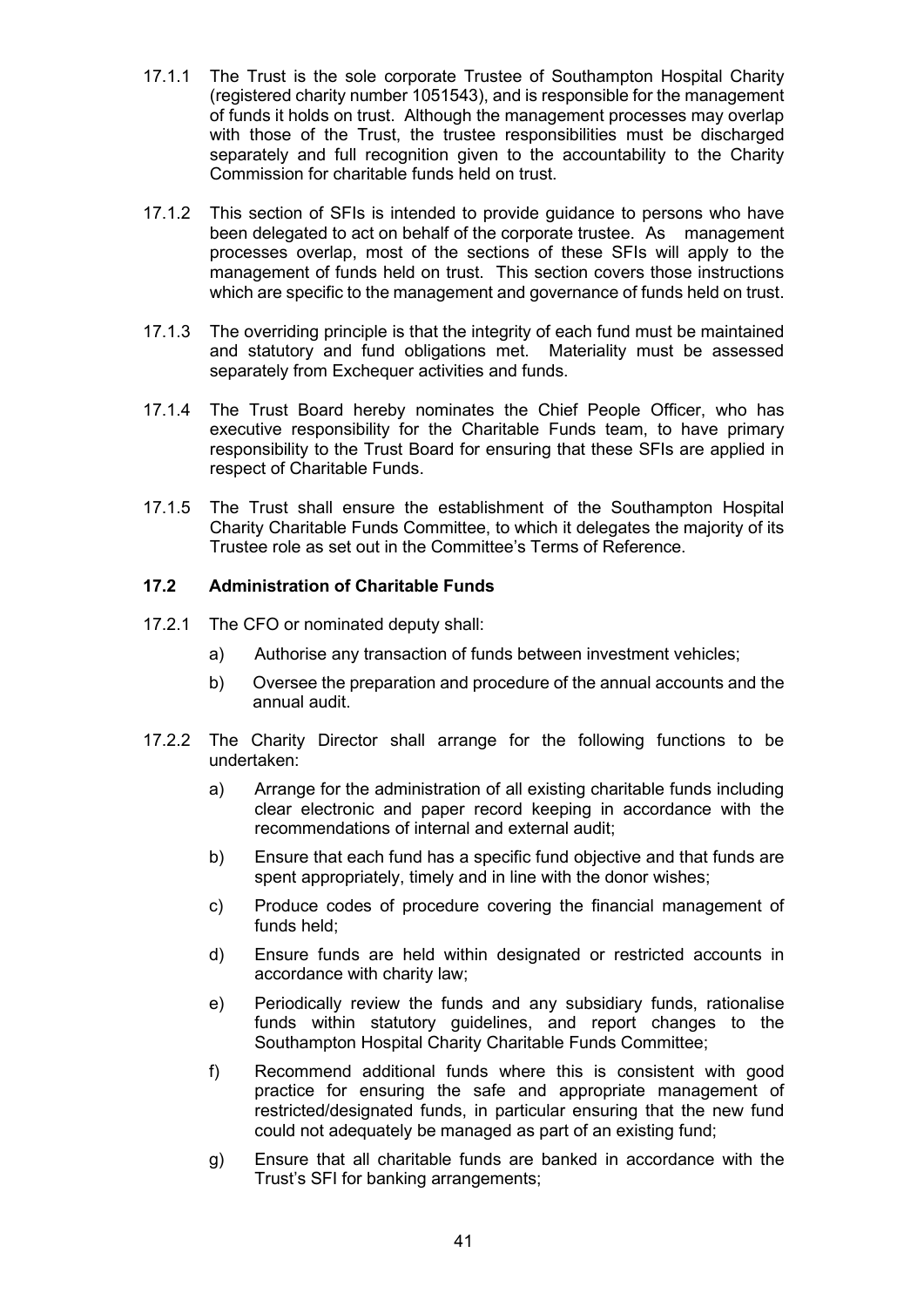17.1.1 The Trust is the sole corporate Trustee of Southampton Hospital Charity (registered charity number 1051543), and is responsible for the management of funds it holds on trust. Although the management processes may overlap with those of the Trust, the trustee responsibilities must be discharged separately and full recognition given to the accountability to the Charity Commission for charitable funds held on trust.

17.1.2 This section of SFIs is intended to provide guidance to persons who have been delegated to act on behalf of the corporate trustee. As management processes overlap, most of the sections of these SFIs will apply to the management of funds held on trust. This section covers those instructions which are specific to the management and governance of funds held on trust.

17.1.3 The overriding principle is that the integrity of each fund must be maintained and statutory and fund obligations met. Materiality must be assessed separately from Exchequer activities and funds.

17.1.4 The Trust Board hereby nominates the Chief People Officer, who has executive responsibility for the Charitable Funds team, to have primary responsibility to the Trust Board for ensuring that these SFIs are applied in respect of Charitable Funds.

17.1.5 The Trust shall ensure the establishment of the Southampton Hospital Charity Charitable Funds Committee, to which it delegates the majority of its Trustee role as set out in the Committee's Terms of Reference.

### 17.2 Administration of Charitable Funds

17.2.1 The CFO or nominated deputy shall:

a) Authorise any transaction of funds between investment vehicles;

b) Oversee the preparation and procedure of the annual accounts and the annual audit.

17.2.2 The Charity Director shall arrange for the following functions to be undertaken:

a) Arrange for the administration of all existing charitable funds including clear electronic and paper record keeping in accordance with the recommendations of internal and external audit;

b) Ensure that each fund has a specific fund objective and that funds are spent appropriately, timely and in line with the donor wishes;

c) Produce codes of procedure covering the financial management of funds held;

d) Ensure funds are held within designated or restricted accounts in accordance with charity law;

e) Periodically review the funds and any subsidiary funds, rationalise funds within statutory guidelines, and report changes to the Southampton Hospital Charity Charitable Funds Committee;

f) Recommend additional funds where this is consistent with good practice for ensuring the safe and appropriate management of restricted/designated funds, in particular ensuring that the new fund could not adequately be managed as part of an existing fund;

g) Ensure that all charitable funds are banked in accordance with the Trust's SFI for banking arrangements;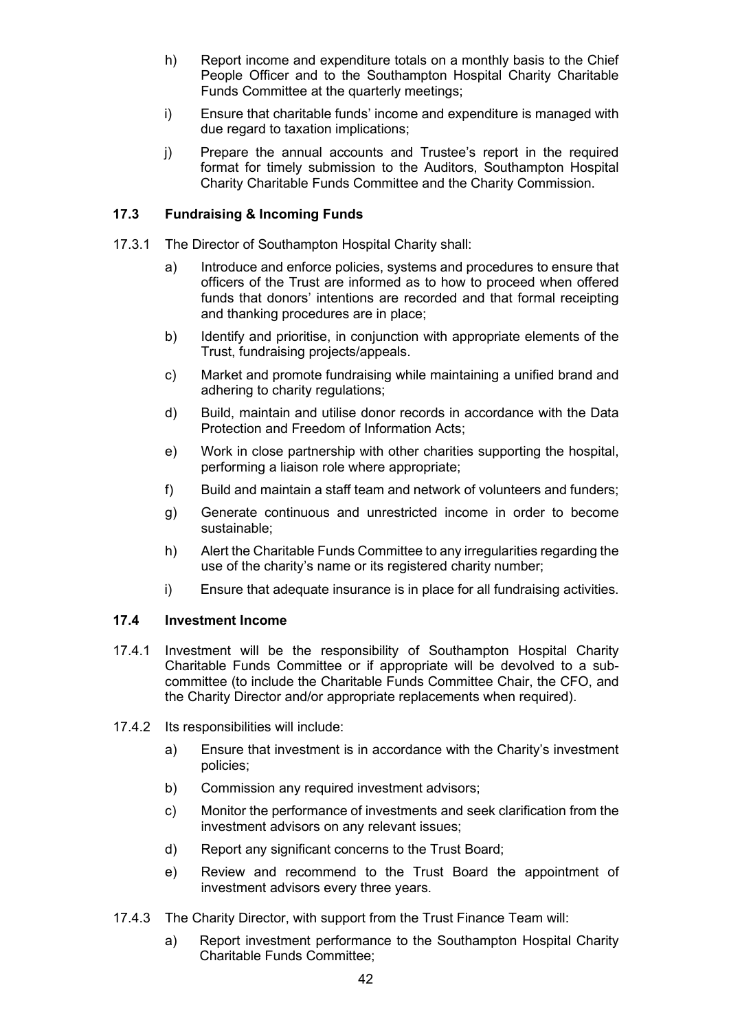h) Report income and expenditure totals on a monthly basis to the Chief People Officer and to the Southampton Hospital Charity Charitable Funds Committee at the quarterly meetings;

i) Ensure that charitable funds' income and expenditure is managed with due regard to taxation implications;

j) Prepare the annual accounts and Trustee's report in the required format for timely submission to the Auditors, Southampton Hospital Charity Charitable Funds Committee and the Charity Commission.

### 17.3 Fundraising & Incoming Funds

17.3.1 The Director of Southampton Hospital Charity shall:

a) Introduce and enforce policies, systems and procedures to ensure that officers of the Trust are informed as to how to proceed when offered funds that donors' intentions are recorded and that formal receipting and thanking procedures are in place;

b) Identify and prioritise, in conjunction with appropriate elements of the Trust, fundraising projects/appeals.

c) Market and promote fundraising while maintaining a unified brand and adhering to charity regulations;

d) Build, maintain and utilise donor records in accordance with the Data Protection and Freedom of Information Acts;

e) Work in close partnership with other charities supporting the hospital, performing a liaison role where appropriate;

f) Build and maintain a staff team and network of volunteers and funders;

g) Generate continuous and unrestricted income in order to become sustainable;

h) Alert the Charitable Funds Committee to any irregularities regarding the use of the charity's name or its registered charity number;

i) Ensure that adequate insurance is in place for all fundraising activities.

### 17.4 Investment Income

17.4.1 Investment will be the responsibility of Southampton Hospital Charity Charitable Funds Committee or if appropriate will be devolved to a sub-committee (to include the Charitable Funds Committee Chair, the CFO, and the Charity Director and/or appropriate replacements when required).

17.4.2 Its responsibilities will include:

a) Ensure that investment is in accordance with the Charity's investment policies;

b) Commission any required investment advisors;

c) Monitor the performance of investments and seek clarification from the investment advisors on any relevant issues;

d) Report any significant concerns to the Trust Board;

e) Review and recommend to the Trust Board the appointment of investment advisors every three years.

17.4.3 The Charity Director, with support from the Trust Finance Team will:

a) Report investment performance to the Southampton Hospital Charity Charitable Funds Committee;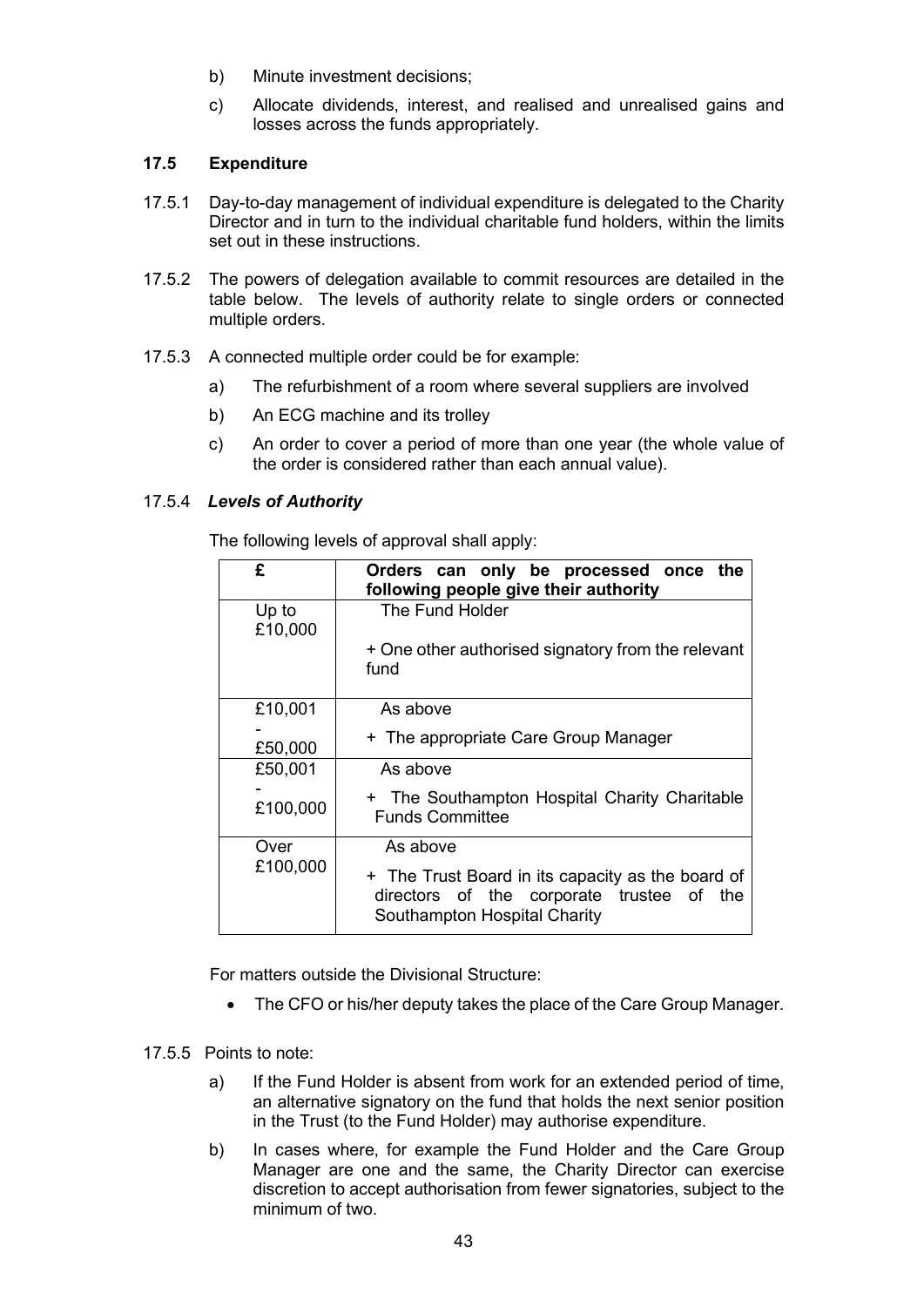b) Minute investment decisions;

c) Allocate dividends, interest, and realised and unrealised gains and losses across the funds appropriately.

### 17.5 Expenditure

17.5.1 Day-to-day management of individual expenditure is delegated to the Charity Director and in turn to the individual charitable fund holders, within the limits set out in these instructions.

17.5.2 The powers of delegation available to commit resources are detailed in the table below. The levels of authority relate to single orders or connected multiple orders.

17.5.3 A connected multiple order could be for example:

a) The refurbishment of a room where several suppliers are involved

b) An ECG machine and its trolley

c) An order to cover a period of more than one year (the whole value of the order is considered rather than each annual value).

17.5.4 ***Levels of Authority***

The following levels of approval shall apply:

| £ | Orders can only be processed once the following people give their authority |
|---|---|
| Up to £10,000 | The Fund Holder<br><br>+ One other authorised signatory from the relevant fund |
| £10,001 - £50,000 | As above<br><br>+ The appropriate Care Group Manager |
| £50,001 - £100,000 | As above<br><br>+ The Southampton Hospital Charity Charitable Funds Committee |
| Over £100,000 | As above<br><br>+ The Trust Board in its capacity as the board of directors of the corporate trustee of the Southampton Hospital Charity |

For matters outside the Divisional Structure:

- The CFO or his/her deputy takes the place of the Care Group Manager.

17.5.5 Points to note:

a) If the Fund Holder is absent from work for an extended period of time, an alternative signatory on the fund that holds the next senior position in the Trust (to the Fund Holder) may authorise expenditure.

b) In cases where, for example the Fund Holder and the Care Group Manager are one and the same, the Charity Director can exercise discretion to accept authorisation from fewer signatories, subject to the minimum of two.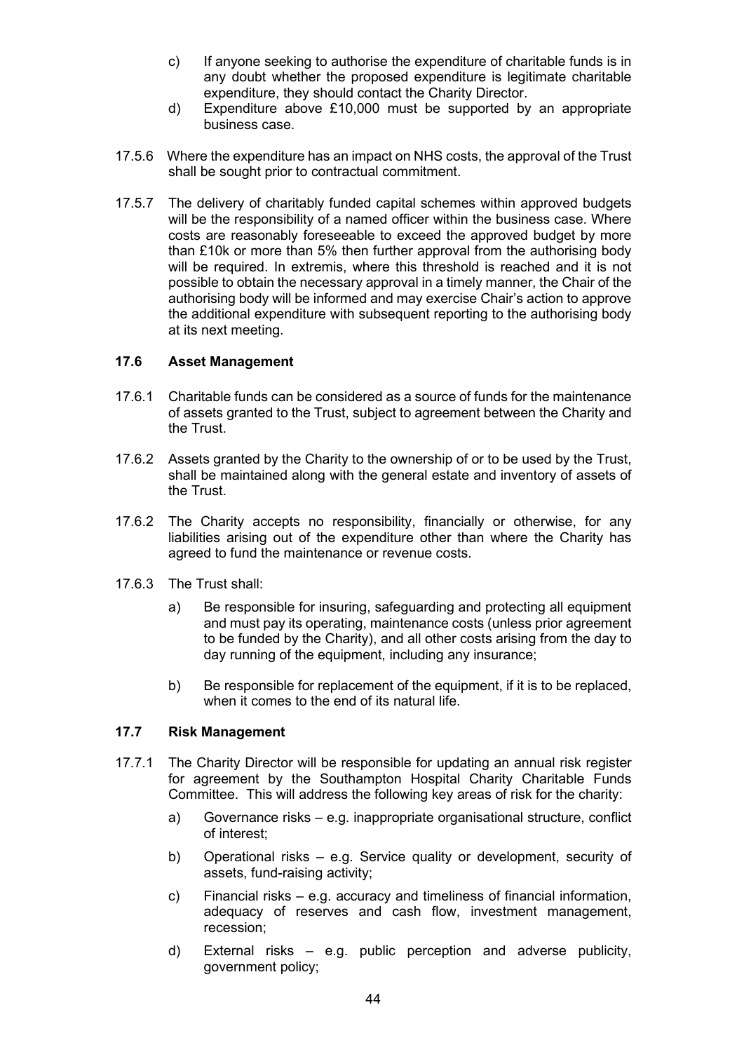c) If anyone seeking to authorise the expenditure of charitable funds is in any doubt whether the proposed expenditure is legitimate charitable expenditure, they should contact the Charity Director.

d) Expenditure above £10,000 must be supported by an appropriate business case.

17.5.6 Where the expenditure has an impact on NHS costs, the approval of the Trust shall be sought prior to contractual commitment.

17.5.7 The delivery of charitably funded capital schemes within approved budgets will be the responsibility of a named officer within the business case. Where costs are reasonably foreseeable to exceed the approved budget by more than £10k or more than 5% then further approval from the authorising body will be required. In extremis, where this threshold is reached and it is not possible to obtain the necessary approval in a timely manner, the Chair of the authorising body will be informed and may exercise Chair's action to approve the additional expenditure with subsequent reporting to the authorising body at its next meeting.

### 17.6 Asset Management

17.6.1 Charitable funds can be considered as a source of funds for the maintenance of assets granted to the Trust, subject to agreement between the Charity and the Trust.

17.6.2 Assets granted by the Charity to the ownership of or to be used by the Trust, shall be maintained along with the general estate and inventory of assets of the Trust.

17.6.2 The Charity accepts no responsibility, financially or otherwise, for any liabilities arising out of the expenditure other than where the Charity has agreed to fund the maintenance or revenue costs.

17.6.3 The Trust shall:

a) Be responsible for insuring, safeguarding and protecting all equipment and must pay its operating, maintenance costs (unless prior agreement to be funded by the Charity), and all other costs arising from the day to day running of the equipment, including any insurance;

b) Be responsible for replacement of the equipment, if it is to be replaced, when it comes to the end of its natural life.

### 17.7 Risk Management

17.7.1 The Charity Director will be responsible for updating an annual risk register for agreement by the Southampton Hospital Charity Charitable Funds Committee. This will address the following key areas of risk for the charity:

a) Governance risks – e.g. inappropriate organisational structure, conflict of interest;

b) Operational risks – e.g. Service quality or development, security of assets, fund-raising activity;

c) Financial risks – e.g. accuracy and timeliness of financial information, adequacy of reserves and cash flow, investment management, recession;

d) External risks – e.g. public perception and adverse publicity, government policy;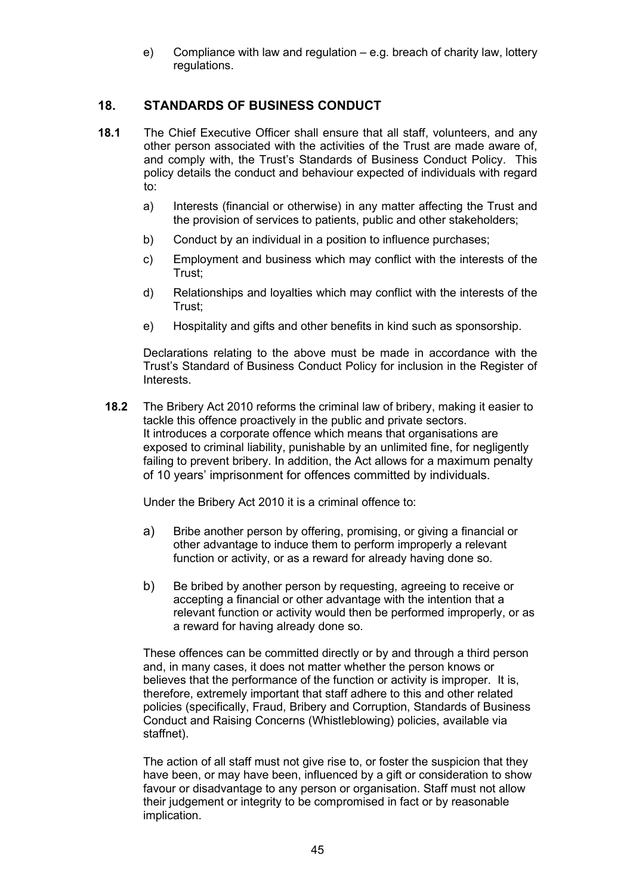e) Compliance with law and regulation – e.g. breach of charity law, lottery regulations.

## 18. STANDARDS OF BUSINESS CONDUCT

**18.1** The Chief Executive Officer shall ensure that all staff, volunteers, and any other person associated with the activities of the Trust are made aware of, and comply with, the Trust's Standards of Business Conduct Policy. This policy details the conduct and behaviour expected of individuals with regard to:

a) Interests (financial or otherwise) in any matter affecting the Trust and the provision of services to patients, public and other stakeholders;

b) Conduct by an individual in a position to influence purchases;

c) Employment and business which may conflict with the interests of the Trust;

d) Relationships and loyalties which may conflict with the interests of the Trust;

e) Hospitality and gifts and other benefits in kind such as sponsorship.

Declarations relating to the above must be made in accordance with the Trust's Standard of Business Conduct Policy for inclusion in the Register of Interests.

**18.2** The Bribery Act 2010 reforms the criminal law of bribery, making it easier to tackle this offence proactively in the public and private sectors. It introduces a corporate offence which means that organisations are exposed to criminal liability, punishable by an unlimited fine, for negligently failing to prevent bribery. In addition, the Act allows for a maximum penalty of 10 years' imprisonment for offences committed by individuals.

Under the Bribery Act 2010 it is a criminal offence to:

a) Bribe another person by offering, promising, or giving a financial or other advantage to induce them to perform improperly a relevant function or activity, or as a reward for already having done so.

b) Be bribed by another person by requesting, agreeing to receive or accepting a financial or other advantage with the intention that a relevant function or activity would then be performed improperly, or as a reward for having already done so.

These offences can be committed directly or by and through a third person and, in many cases, it does not matter whether the person knows or believes that the performance of the function or activity is improper. It is, therefore, extremely important that staff adhere to this and other related policies (specifically, Fraud, Bribery and Corruption, Standards of Business Conduct and Raising Concerns (Whistleblowing) policies, available via staffnet).

The action of all staff must not give rise to, or foster the suspicion that they have been, or may have been, influenced by a gift or consideration to show favour or disadvantage to any person or organisation. Staff must not allow their judgement or integrity to be compromised in fact or by reasonable implication.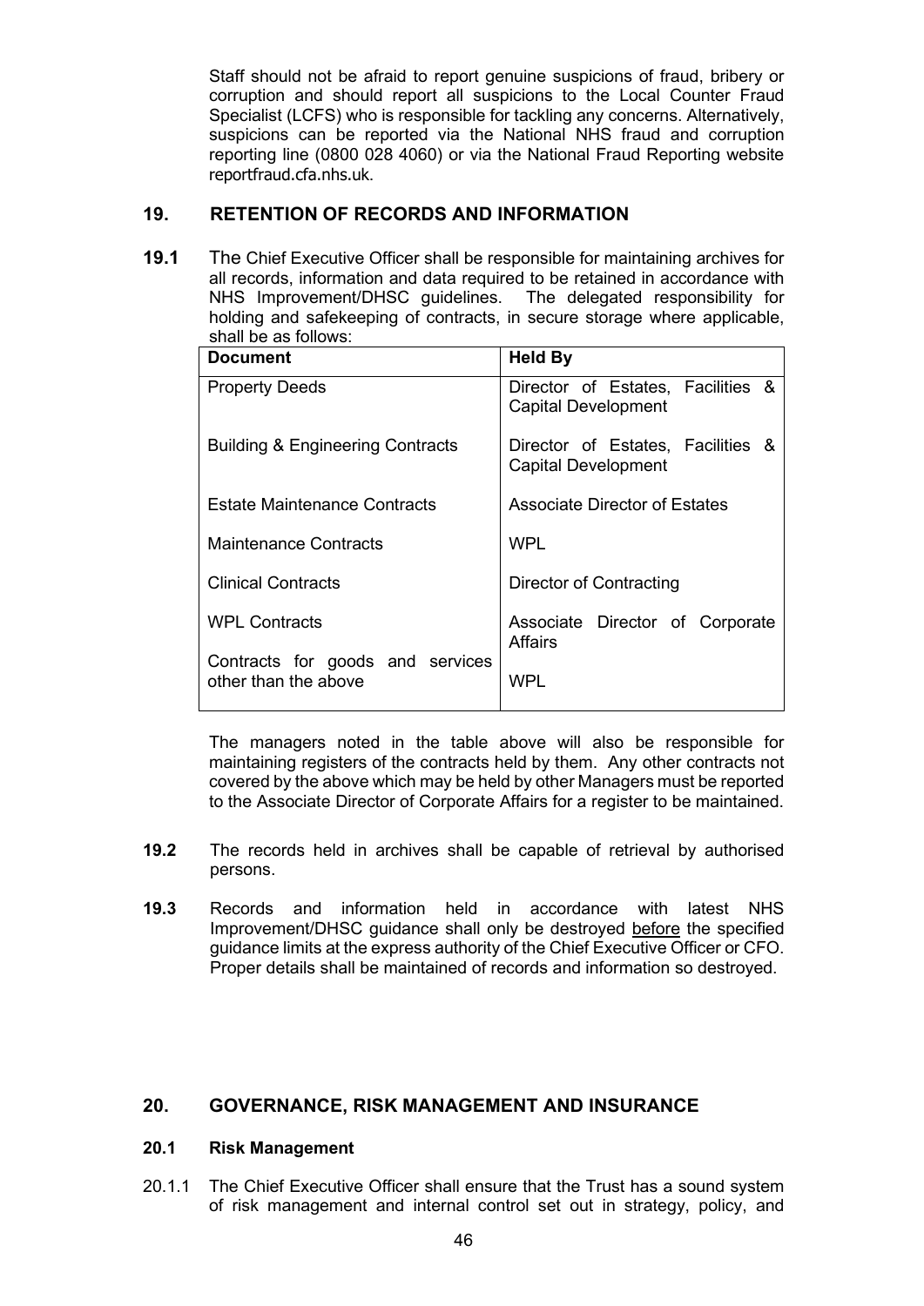Staff should not be afraid to report genuine suspicions of fraud, bribery or corruption and should report all suspicions to the Local Counter Fraud Specialist (LCFS) who is responsible for tackling any concerns. Alternatively, suspicions can be reported via the National NHS fraud and corruption reporting line (0800 028 4060) or via the National Fraud Reporting website reportfraud.cfa.nhs.uk.

## 19. RETENTION OF RECORDS AND INFORMATION

**19.1** The Chief Executive Officer shall be responsible for maintaining archives for all records, information and data required to be retained in accordance with NHS Improvement/DHSC guidelines. The delegated responsibility for holding and safekeeping of contracts, in secure storage where applicable, shall be as follows:

| Document | Held By |
|---|---|
| Property Deeds | Director of Estates, Facilities & Capital Development |
| Building & Engineering Contracts | Director of Estates, Facilities & Capital Development |
| Estate Maintenance Contracts | Associate Director of Estates |
| Maintenance Contracts | WPL |
| Clinical Contracts | Director of Contracting |
| WPL Contracts | Associate Director of Corporate Affairs |
| Contracts for goods and services other than the above | WPL |

The managers noted in the table above will also be responsible for maintaining registers of the contracts held by them. Any other contracts not covered by the above which may be held by other Managers must be reported to the Associate Director of Corporate Affairs for a register to be maintained.

**19.2** The records held in archives shall be capable of retrieval by authorised persons.

**19.3** Records and information held in accordance with latest NHS Improvement/DHSC guidance shall only be destroyed before the specified guidance limits at the express authority of the Chief Executive Officer or CFO. Proper details shall be maintained of records and information so destroyed.

## 20. GOVERNANCE, RISK MANAGEMENT AND INSURANCE

### 20.1 Risk Management

20.1.1 The Chief Executive Officer shall ensure that the Trust has a sound system of risk management and internal control set out in strategy, policy, and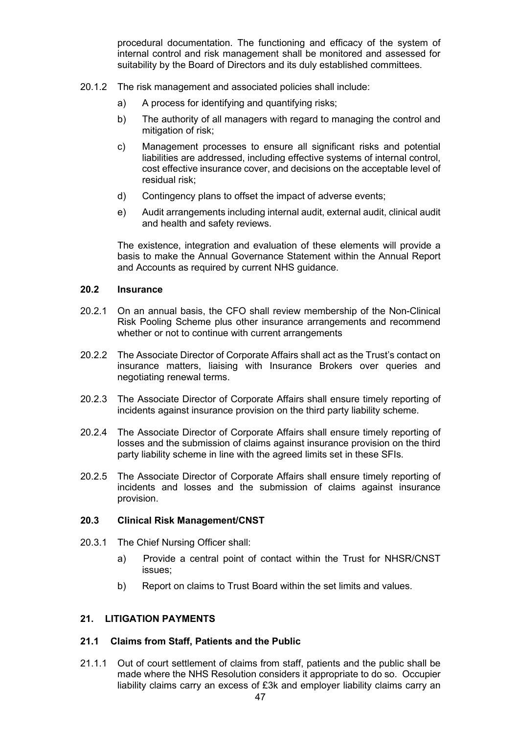procedural documentation. The functioning and efficacy of the system of internal control and risk management shall be monitored and assessed for suitability by the Board of Directors and its duly established committees.

20.1.2 The risk management and associated policies shall include:

a) A process for identifying and quantifying risks;

b) The authority of all managers with regard to managing the control and mitigation of risk;

c) Management processes to ensure all significant risks and potential liabilities are addressed, including effective systems of internal control, cost effective insurance cover, and decisions on the acceptable level of residual risk;

d) Contingency plans to offset the impact of adverse events;

e) Audit arrangements including internal audit, external audit, clinical audit and health and safety reviews.

The existence, integration and evaluation of these elements will provide a basis to make the Annual Governance Statement within the Annual Report and Accounts as required by current NHS guidance.

### 20.2 Insurance

20.2.1 On an annual basis, the CFO shall review membership of the Non-Clinical Risk Pooling Scheme plus other insurance arrangements and recommend whether or not to continue with current arrangements

20.2.2 The Associate Director of Corporate Affairs shall act as the Trust's contact on insurance matters, liaising with Insurance Brokers over queries and negotiating renewal terms.

20.2.3 The Associate Director of Corporate Affairs shall ensure timely reporting of incidents against insurance provision on the third party liability scheme.

20.2.4 The Associate Director of Corporate Affairs shall ensure timely reporting of losses and the submission of claims against insurance provision on the third party liability scheme in line with the agreed limits set in these SFIs.

20.2.5 The Associate Director of Corporate Affairs shall ensure timely reporting of incidents and losses and the submission of claims against insurance provision.

### 20.3 Clinical Risk Management/CNST

20.3.1 The Chief Nursing Officer shall:

a) Provide a central point of contact within the Trust for NHSR/CNST issues;

b) Report on claims to Trust Board within the set limits and values.

## 21. LITIGATION PAYMENTS

### 21.1 Claims from Staff, Patients and the Public

21.1.1 Out of court settlement of claims from staff, patients and the public shall be made where the NHS Resolution considers it appropriate to do so. Occupier liability claims carry an excess of £3k and employer liability claims carry an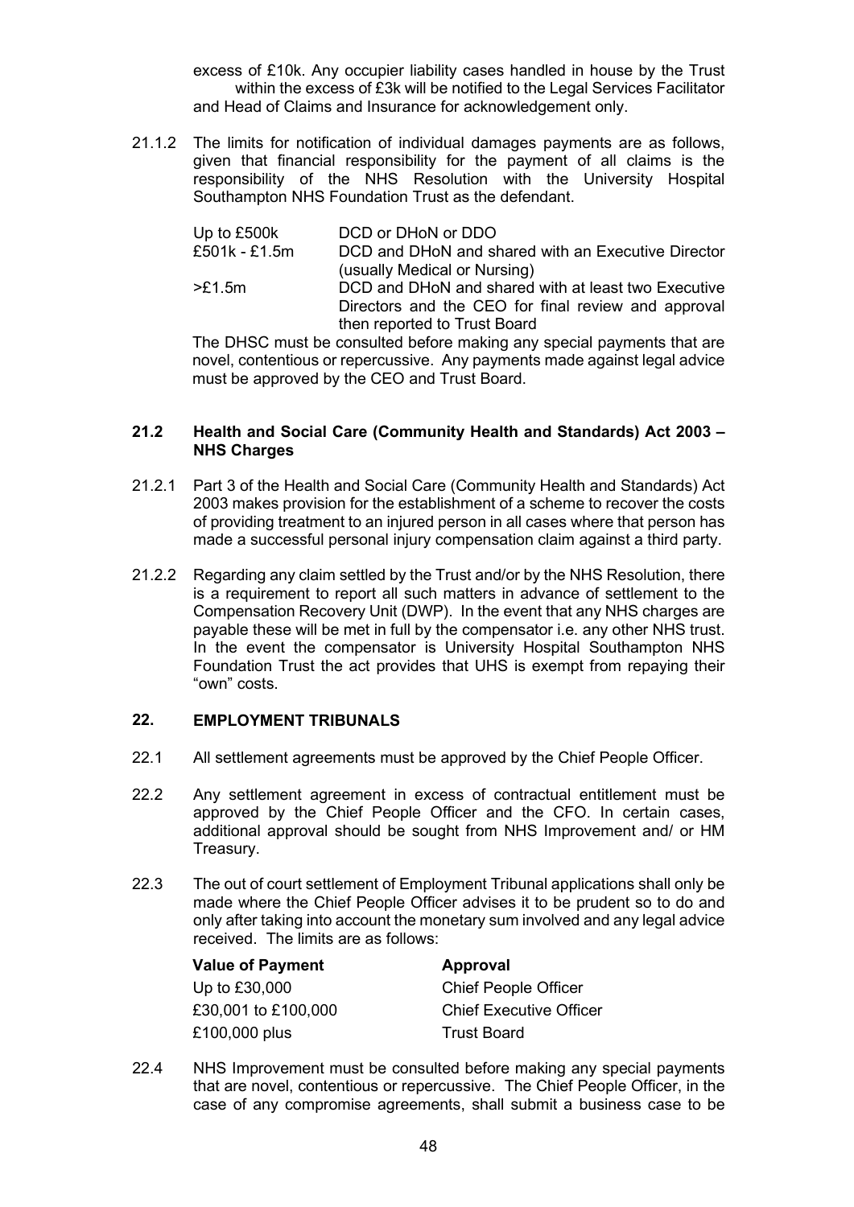excess of £10k. Any occupier liability cases handled in house by the Trust within the excess of £3k will be notified to the Legal Services Facilitator and Head of Claims and Insurance for acknowledgement only.

21.1.2 The limits for notification of individual damages payments are as follows, given that financial responsibility for the payment of all claims is the responsibility of the NHS Resolution with the University Hospital Southampton NHS Foundation Trust as the defendant.

| | |
|---|---|
| Up to £500k | DCD or DHoN or DDO |
| £501k - £1.5m | DCD and DHoN and shared with an Executive Director (usually Medical or Nursing) |
| >£1.5m | DCD and DHoN and shared with at least two Executive Directors and the CEO for final review and approval then reported to Trust Board |

The DHSC must be consulted before making any special payments that are novel, contentious or repercussive. Any payments made against legal advice must be approved by the CEO and Trust Board.

### 21.2 Health and Social Care (Community Health and Standards) Act 2003 – NHS Charges

21.2.1 Part 3 of the Health and Social Care (Community Health and Standards) Act 2003 makes provision for the establishment of a scheme to recover the costs of providing treatment to an injured person in all cases where that person has made a successful personal injury compensation claim against a third party.

21.2.2 Regarding any claim settled by the Trust and/or by the NHS Resolution, there is a requirement to report all such matters in advance of settlement to the Compensation Recovery Unit (DWP). In the event that any NHS charges are payable these will be met in full by the compensator i.e. any other NHS trust. In the event the compensator is University Hospital Southampton NHS Foundation Trust the act provides that UHS is exempt from repaying their "own" costs.

## 22. EMPLOYMENT TRIBUNALS

22.1 All settlement agreements must be approved by the Chief People Officer.

22.2 Any settlement agreement in excess of contractual entitlement must be approved by the Chief People Officer and the CFO. In certain cases, additional approval should be sought from NHS Improvement and/ or HM Treasury.

22.3 The out of court settlement of Employment Tribunal applications shall only be made where the Chief People Officer advises it to be prudent so to do and only after taking into account the monetary sum involved and any legal advice received. The limits are as follows:

| Value of Payment | Approval |
|---|---|
| Up to £30,000 | Chief People Officer |
| £30,001 to £100,000 | Chief Executive Officer |
| £100,000 plus | Trust Board |

22.4 NHS Improvement must be consulted before making any special payments that are novel, contentious or repercussive. The Chief People Officer, in the case of any compromise agreements, shall submit a business case to be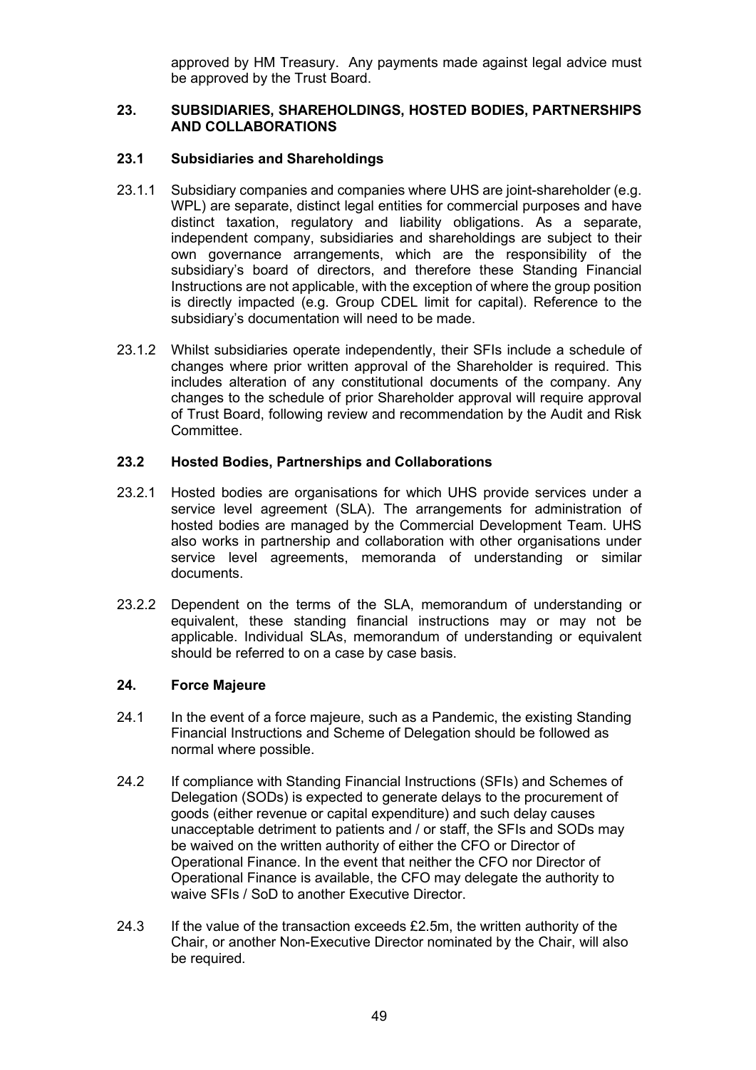approved by HM Treasury. Any payments made against legal advice must be approved by the Trust Board.

## 23. SUBSIDIARIES, SHAREHOLDINGS, HOSTED BODIES, PARTNERSHIPS AND COLLABORATIONS

### 23.1 Subsidiaries and Shareholdings

23.1.1 Subsidiary companies and companies where UHS are joint-shareholder (e.g. WPL) are separate, distinct legal entities for commercial purposes and have distinct taxation, regulatory and liability obligations. As a separate, independent company, subsidiaries and shareholdings are subject to their own governance arrangements, which are the responsibility of the subsidiary's board of directors, and therefore these Standing Financial Instructions are not applicable, with the exception of where the group position is directly impacted (e.g. Group CDEL limit for capital). Reference to the subsidiary's documentation will need to be made.

23.1.2 Whilst subsidiaries operate independently, their SFIs include a schedule of changes where prior written approval of the Shareholder is required. This includes alteration of any constitutional documents of the company. Any changes to the schedule of prior Shareholder approval will require approval of Trust Board, following review and recommendation by the Audit and Risk Committee.

### 23.2 Hosted Bodies, Partnerships and Collaborations

23.2.1 Hosted bodies are organisations for which UHS provide services under a service level agreement (SLA). The arrangements for administration of hosted bodies are managed by the Commercial Development Team. UHS also works in partnership and collaboration with other organisations under service level agreements, memoranda of understanding or similar documents.

23.2.2 Dependent on the terms of the SLA, memorandum of understanding or equivalent, these standing financial instructions may or may not be applicable. Individual SLAs, memorandum of understanding or equivalent should be referred to on a case by case basis.

## 24. Force Majeure

24.1 In the event of a force majeure, such as a Pandemic, the existing Standing Financial Instructions and Scheme of Delegation should be followed as normal where possible.

24.2 If compliance with Standing Financial Instructions (SFIs) and Schemes of Delegation (SODs) is expected to generate delays to the procurement of goods (either revenue or capital expenditure) and such delay causes unacceptable detriment to patients and / or staff, the SFIs and SODs may be waived on the written authority of either the CFO or Director of Operational Finance. In the event that neither the CFO nor Director of Operational Finance is available, the CFO may delegate the authority to waive SFIs / SoD to another Executive Director.

24.3 If the value of the transaction exceeds £2.5m, the written authority of the Chair, or another Non-Executive Director nominated by the Chair, will also be required.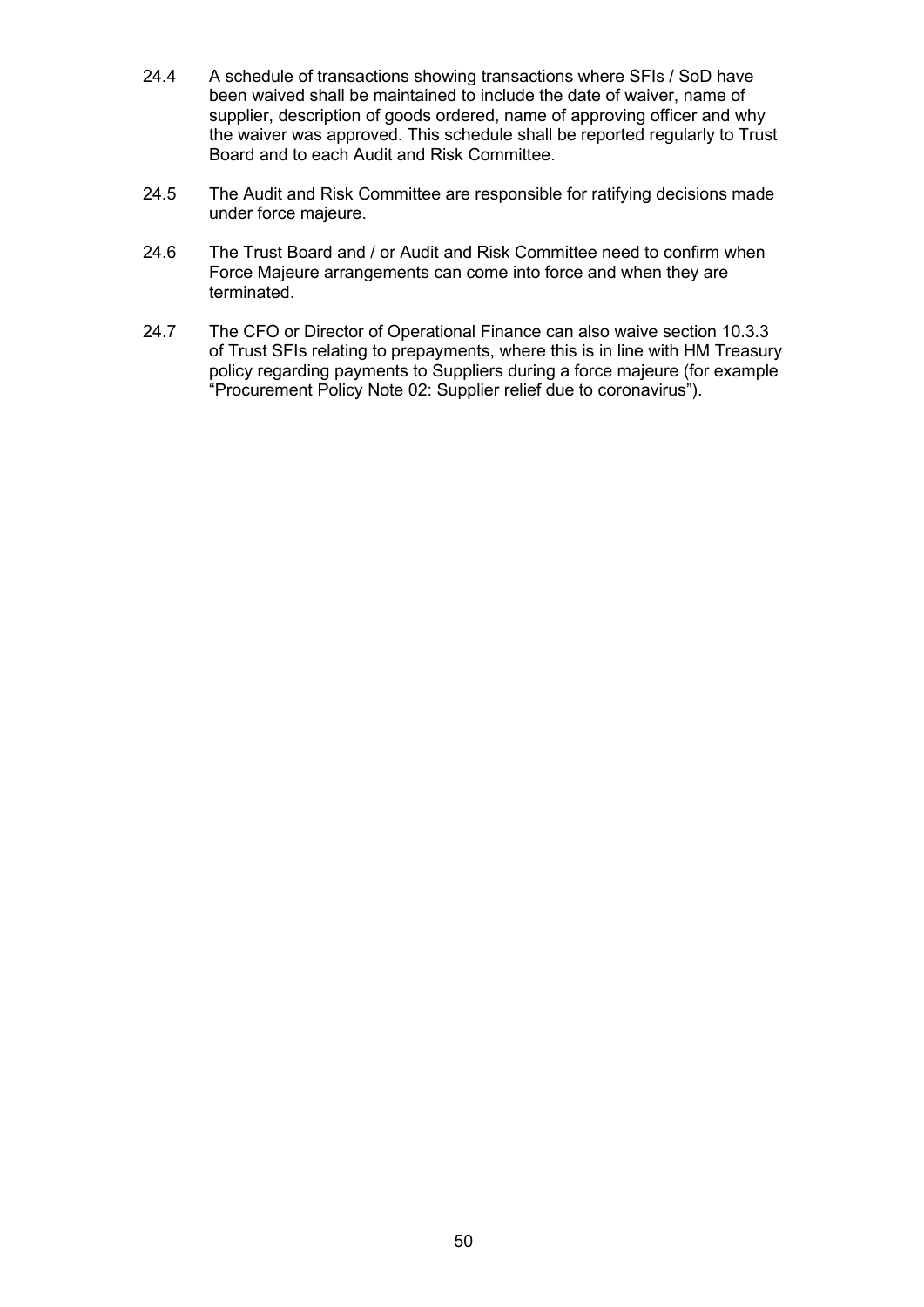24.4 A schedule of transactions showing transactions where SFIs / SoD have been waived shall be maintained to include the date of waiver, name of supplier, description of goods ordered, name of approving officer and why the waiver was approved. This schedule shall be reported regularly to Trust Board and to each Audit and Risk Committee.

24.5 The Audit and Risk Committee are responsible for ratifying decisions made under force majeure.

24.6 The Trust Board and / or Audit and Risk Committee need to confirm when Force Majeure arrangements can come into force and when they are terminated.

24.7 The CFO or Director of Operational Finance can also waive section 10.3.3 of Trust SFIs relating to prepayments, where this is in line with HM Treasury policy regarding payments to Suppliers during a force majeure (for example "Procurement Policy Note 02: Supplier relief due to coronavirus").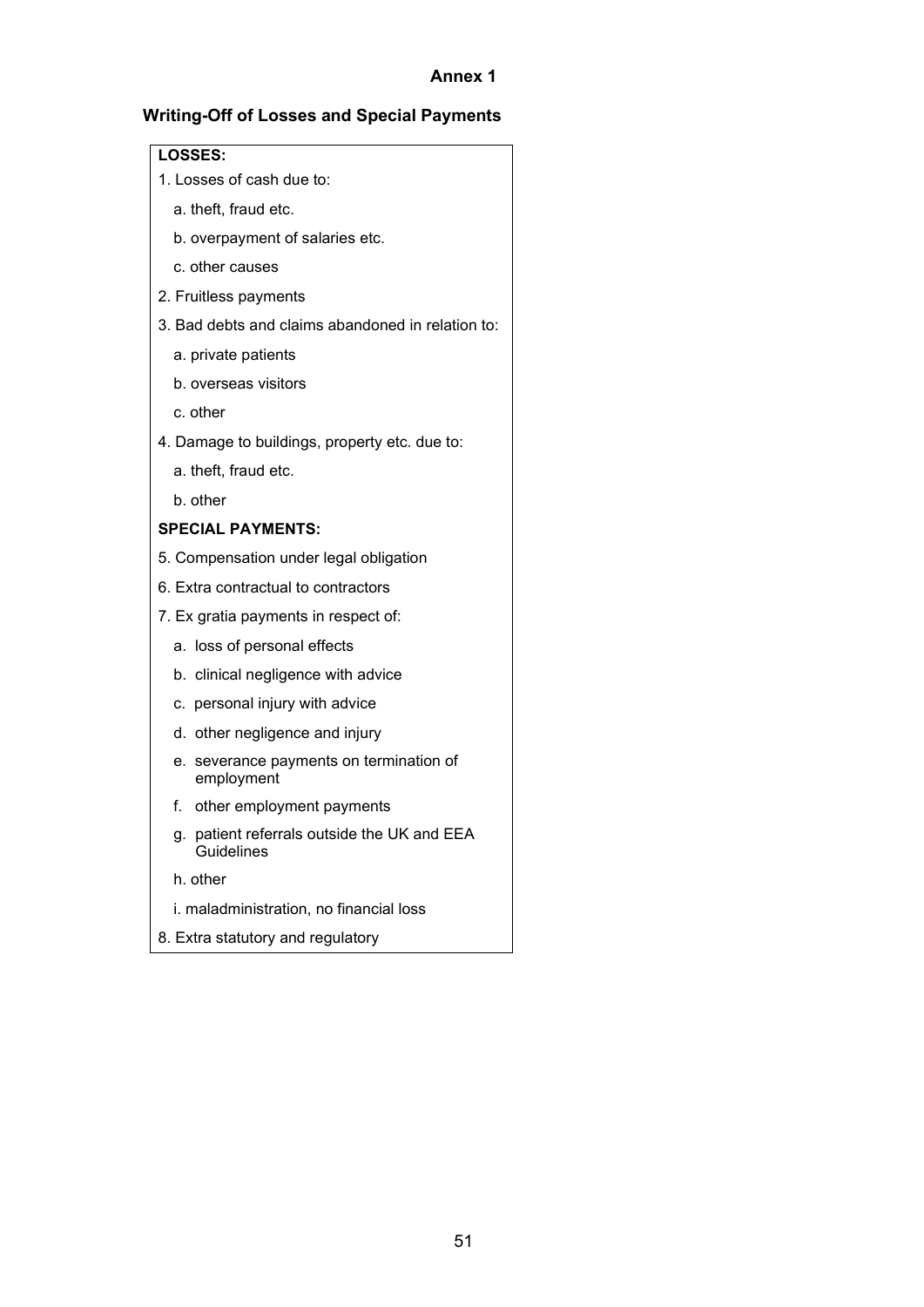**Annex 1**

## Writing-Off of Losses and Special Payments

**LOSSES:**

1. Losses of cash due to:
   - a. theft, fraud etc.
   - b. overpayment of salaries etc.
   - c. other causes
2. Fruitless payments
3. Bad debts and claims abandoned in relation to:
   - a. private patients
   - b. overseas visitors
   - c. other
4. Damage to buildings, property etc. due to:
   - a. theft, fraud etc.
   - b. other

**SPECIAL PAYMENTS:**

5. Compensation under legal obligation
6. Extra contractual to contractors
7. Ex gratia payments in respect of:
   - a. loss of personal effects
   - b. clinical negligence with advice
   - c. personal injury with advice
   - d. other negligence and injury
   - e. severance payments on termination of employment
   - f. other employment payments
   - g. patient referrals outside the UK and EEA Guidelines
   - h. other
   - i. maladministration, no financial loss
8. Extra statutory and regulatory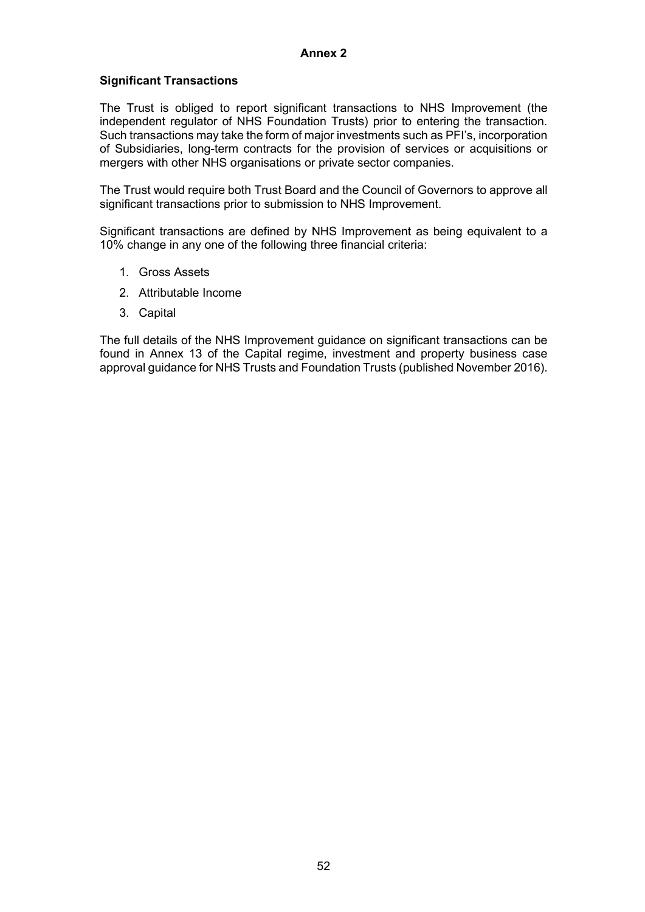**Annex 2**

**Significant Transactions**

The Trust is obliged to report significant transactions to NHS Improvement (the independent regulator of NHS Foundation Trusts) prior to entering the transaction. Such transactions may take the form of major investments such as PFI's, incorporation of Subsidiaries, long-term contracts for the provision of services or acquisitions or mergers with other NHS organisations or private sector companies.

The Trust would require both Trust Board and the Council of Governors to approve all significant transactions prior to submission to NHS Improvement.

Significant transactions are defined by NHS Improvement as being equivalent to a 10% change in any one of the following three financial criteria:

1. Gross Assets
2. Attributable Income
3. Capital

The full details of the NHS Improvement guidance on significant transactions can be found in Annex 13 of the Capital regime, investment and property business case approval guidance for NHS Trusts and Foundation Trusts (published November 2016).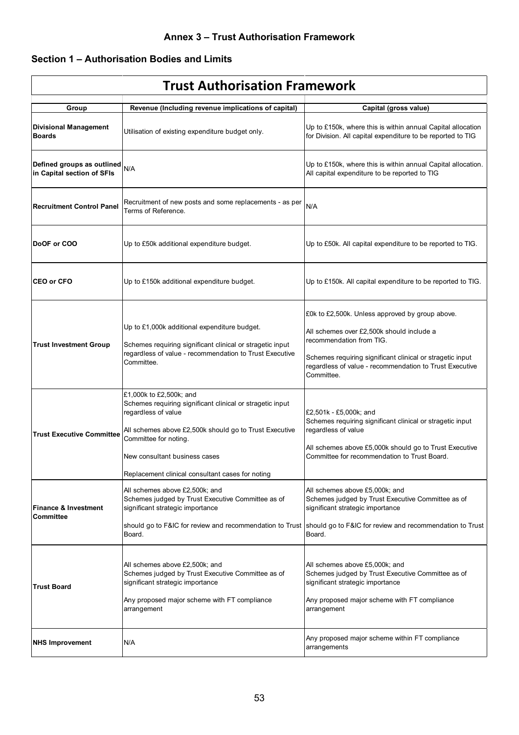### Annex 3 – Trust Authorisation Framework

### Section 1 – Authorisation Bodies and Limits

| Trust Authorisation Framework | | |
|---|---|---|
| **Group** | **Revenue (Including revenue implications of capital)** | **Capital (gross value)** |
| **Divisional Management Boards** | Utilisation of existing expenditure budget only. | Up to £150k, where this is within annual Capital allocation for Division. All capital expenditure to be reported to TIG |
| **Defined groups as outlined in Capital section of SFIs** | N/A | Up to £150k, where this is within annual Capital allocation. All capital expenditure to be reported to TIG |
| **Recruitment Control Panel** | Recruitment of new posts and some replacements - as per Terms of Reference. | N/A |
| **DoOF or COO** | Up to £50k additional expenditure budget. | Up to £50k. All capital expenditure to be reported to TIG. |
| **CEO or CFO** | Up to £150k additional expenditure budget. | Up to £150k. All capital expenditure to be reported to TIG. |
| **Trust Investment Group** | Up to £1,000k additional expenditure budget.<br><br>Schemes requiring significant clinical or stragetic input regardless of value - recommendation to Trust Executive Committee. | £0k to £2,500k. Unless approved by group above.<br><br>All schemes over £2,500k should include a recommendation from TIG.<br><br>Schemes requiring significant clinical or stragetic input regardless of value - recommendation to Trust Executive Committee. |
| **Trust Executive Committee** | £1,000k to £2,500k; and<br>Schemes requiring significant clinical or stragetic input regardless of value<br><br>All schemes above £2,500k should go to Trust Executive Committee for noting.<br><br>New consultant business cases<br><br>Replacement clinical consultant cases for noting | £2,501k - £5,000k; and<br>Schemes requiring significant clinical or stragetic input regardless of value<br><br>All schemes above £5,000k should go to Trust Executive Committee for recommendation to Trust Board. |
| **Finance & Investment Committee** | All schemes above £2,500k; and<br>Schemes judged by Trust Executive Committee as of significant strategic importance<br><br>should go to F&IC for review and recommendation to Trust Board. | All schemes above £5,000k; and<br>Schemes judged by Trust Executive Committee as of significant strategic importance<br><br>should go to F&IC for review and recommendation to Trust Board. |
| **Trust Board** | All schemes above £2,500k; and<br>Schemes judged by Trust Executive Committee as of significant strategic importance<br><br>Any proposed major scheme with FT compliance arrangement | All schemes above £5,000k; and<br>Schemes judged by Trust Executive Committee as of significant strategic importance<br><br>Any proposed major scheme with FT compliance arrangement |
| **NHS Improvement** | N/A | Any proposed major scheme within FT compliance arrangements |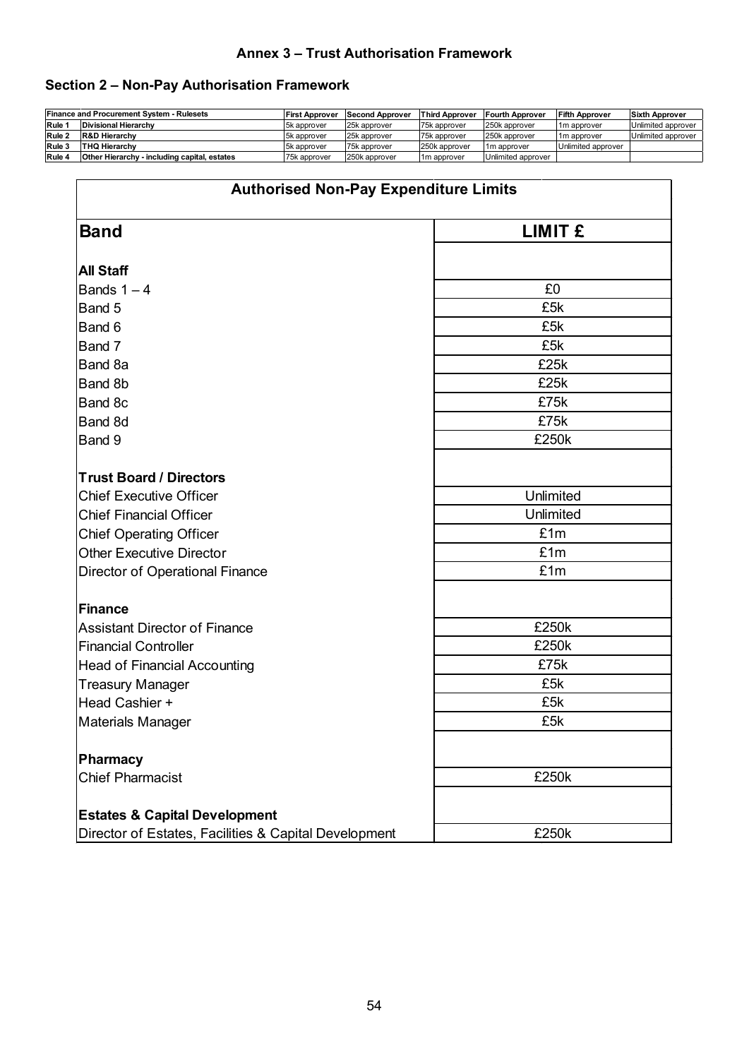**Annex 3 – Trust Authorisation Framework**

**Section 2 – Non-Pay Authorisation Framework**

| Finance and Procurement System - Rulesets | | First Approver | Second Approver | Third Approver | Fourth Approver | Fifth Approver | Sixth Approver |
|---|---|---|---|---|---|---|---|
| Rule 1 | Divisional Hierarchy | 5k approver | 25k approver | 75k approver | 250k approver | 1m approver | Unlimited approver |
| Rule 2 | R&D Hierarchy | 5k approver | 25k approver | 75k approver | 250k approver | 1m approver | Unlimited approver |
| Rule 3 | THQ Hierarchy | 5k approver | 75k approver | 250k approver | 1m approver | Unlimited approver | |
| Rule 4 | Other Hierarchy - including capital, estates | 75k approver | 250k approver | 1m approver | Unlimited approver | | |

| **Authorised Non-Pay Expenditure Limits** | |
|---|---|
| **Band** | **LIMIT £** |
| **All Staff** | |
| Bands 1 – 4 | £0 |
| Band 5 | £5k |
| Band 6 | £5k |
| Band 7 | £5k |
| Band 8a | £25k |
| Band 8b | £25k |
| Band 8c | £75k |
| Band 8d | £75k |
| Band 9 | £250k |
| **Trust Board / Directors** | |
| Chief Executive Officer | Unlimited |
| Chief Financial Officer | Unlimited |
| Chief Operating Officer | £1m |
| Other Executive Director | £1m |
| Director of Operational Finance | £1m |
| **Finance** | |
| Assistant Director of Finance | £250k |
| Financial Controller | £250k |
| Head of Financial Accounting | £75k |
| Treasury Manager | £5k |
| Head Cashier + | £5k |
| Materials Manager | £5k |
| **Pharmacy** | |
| Chief Pharmacist | £250k |
| **Estates & Capital Development** | |
| Director of Estates, Facilities & Capital Development | £250k |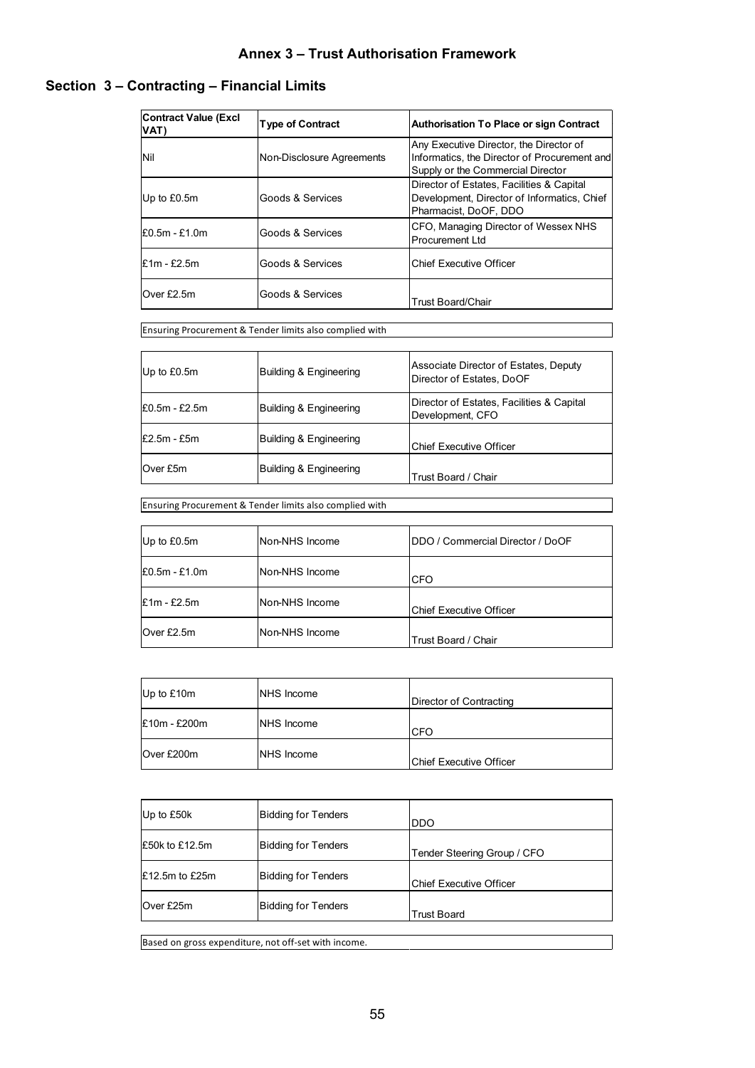## Annex 3 – Trust Authorisation Framework

### Section 3 – Contracting – Financial Limits

| Contract Value (Excl VAT) | Type of Contract | Authorisation To Place or sign Contract |
|---|---|---|
| Nil | Non-Disclosure Agreements | Any Executive Director, the Director of Informatics, the Director of Procurement and Supply or the Commercial Director |
| Up to £0.5m | Goods & Services | Director of Estates, Facilities & Capital Development, Director of Informatics, Chief Pharmacist, DoOF, DDO |
| £0.5m - £1.0m | Goods & Services | CFO, Managing Director of Wessex NHS Procurement Ltd |
| £1m - £2.5m | Goods & Services | Chief Executive Officer |
| Over £2.5m | Goods & Services | Trust Board/Chair |

Ensuring Procurement & Tender limits also complied with

| Contract Value (Excl VAT) | Type of Contract | Authorisation To Place or sign Contract |
|---|---|---|
| Up to £0.5m | Building & Engineering | Associate Director of Estates, Deputy Director of Estates, DoOF |
| £0.5m - £2.5m | Building & Engineering | Director of Estates, Facilities & Capital Development, CFO |
| £2.5m - £5m | Building & Engineering | Chief Executive Officer |
| Over £5m | Building & Engineering | Trust Board / Chair |

Ensuring Procurement & Tender limits also complied with

| Contract Value (Excl VAT) | Type of Contract | Authorisation To Place or sign Contract |
|---|---|---|
| Up to £0.5m | Non-NHS Income | DDO / Commercial Director / DoOF |
| £0.5m - £1.0m | Non-NHS Income | CFO |
| £1m - £2.5m | Non-NHS Income | Chief Executive Officer |
| Over £2.5m | Non-NHS Income | Trust Board / Chair |

| Contract Value (Excl VAT) | Type of Contract | Authorisation To Place or sign Contract |
|---|---|---|
| Up to £10m | NHS Income | Director of Contracting |
| £10m - £200m | NHS Income | CFO |
| Over £200m | NHS Income | Chief Executive Officer |

| Contract Value (Excl VAT) | Type of Contract | Authorisation To Place or sign Contract |
|---|---|---|
| Up to £50k | Bidding for Tenders | DDO |
| £50k to £12.5m | Bidding for Tenders | Tender Steering Group / CFO |
| £12.5m to £25m | Bidding for Tenders | Chief Executive Officer |
| Over £25m | Bidding for Tenders | Trust Board |

Based on gross expenditure, not off-set with income.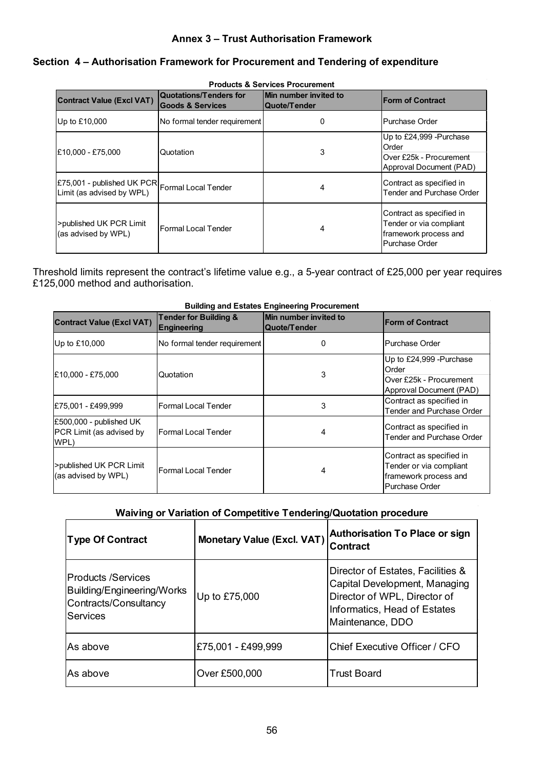## Annex 3 – Trust Authorisation Framework

## Section 4 – Authorisation Framework for Procurement and Tendering of expenditure

**Products & Services Procurement**

| Contract Value (Excl VAT) | Quotations/Tenders for Goods & Services | Min number invited to Quote/Tender | Form of Contract |
|---|---|---|---|
| Up to £10,000 | No formal tender requirement | 0 | Purchase Order |
| £10,000 - £75,000 | Quotation | 3 | Up to £24,999 -Purchase Order<br>Over £25k - Procurement Approval Document (PAD) |
| £75,001 - published UK PCR Limit (as advised by WPL) | Formal Local Tender | 4 | Contract as specified in Tender and Purchase Order |
| >published UK PCR Limit (as advised by WPL) | Formal Local Tender | 4 | Contract as specified in Tender or via compliant framework process and Purchase Order |

Threshold limits represent the contract's lifetime value e.g., a 5-year contract of £25,000 per year requires £125,000 method and authorisation.

**Building and Estates Engineering Procurement**

| Contract Value (Excl VAT) | Tender for Building & Engineering | Min number invited to Quote/Tender | Form of Contract |
|---|---|---|---|
| Up to £10,000 | No formal tender requirement | 0 | Purchase Order |
| £10,000 - £75,000 | Quotation | 3 | Up to £24,999 -Purchase Order<br>Over £25k - Procurement Approval Document (PAD) |
| £75,001 - £499,999 | Formal Local Tender | 3 | Contract as specified in Tender and Purchase Order |
| £500,000 - published UK PCR Limit (as advised by WPL) | Formal Local Tender | 4 | Contract as specified in Tender and Purchase Order |
| >published UK PCR Limit (as advised by WPL) | Formal Local Tender | 4 | Contract as specified in Tender or via compliant framework process and Purchase Order |

### Waiving or Variation of Competitive Tendering/Quotation procedure

| Type Of Contract | Monetary Value (Excl. VAT) | Authorisation To Place or sign Contract |
|---|---|---|
| Products /Services Building/Engineering/Works Contracts/Consultancy Services | Up to £75,000 | Director of Estates, Facilities & Capital Development, Managing Director of WPL, Director of Informatics, Head of Estates Maintenance, DDO |
| As above | £75,001 - £499,999 | Chief Executive Officer / CFO |
| As above | Over £500,000 | Trust Board |